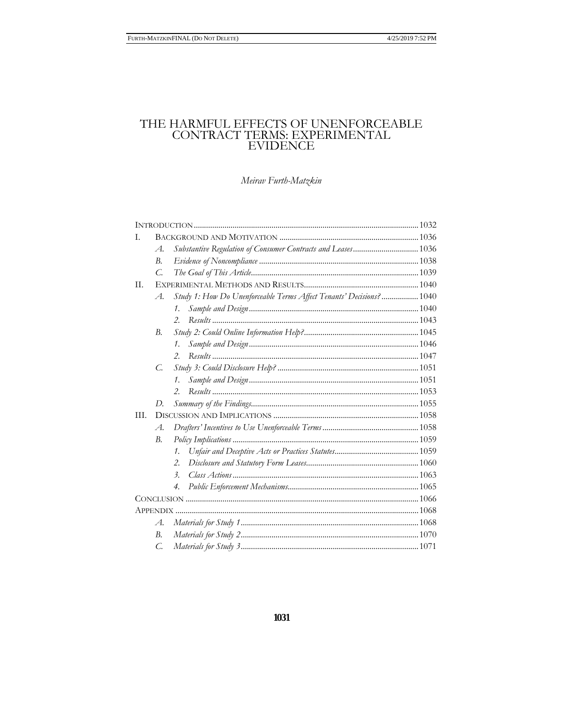# THE HARMFUL EFFECTS OF UNENFORCEABLE CONTRACT TERMS: EXPERIMENTAL EVIDENCE

*Meirav Furth-Matzkin*

| | | | |
|---|---|---|---|
| INTRODUCTION | | | 1032 |
| I. | BACKGROUND AND MOTIVATION | | 1036 |
| | *A.* | *Substantive Regulation of Consumer Contracts and Leases* | 1036 |
| | *B.* | *Evidence of Noncompliance* | 1038 |
| | *C.* | *The Goal of This Article* | 1039 |
| II. | EXPERIMENTAL METHODS AND RESULTS | | 1040 |
| | *A.* | *Study 1: How Do Unenforceable Terms Affect Tenants' Decisions?* | 1040 |
| | | *1. Sample and Design* | 1040 |
| | | *2. Results* | 1043 |
| | *B.* | *Study 2: Could Online Information Help?* | 1045 |
| | | *1. Sample and Design* | 1046 |
| | | *2. Results* | 1047 |
| | *C.* | *Study 3: Could Disclosure Help?* | 1051 |
| | | *1. Sample and Design* | 1051 |
| | | *2. Results* | 1053 |
| | *D.* | *Summary of the Findings* | 1055 |
| III. | DISCUSSION AND IMPLICATIONS | | 1058 |
| | *A.* | *Drafters' Incentives to Use Unenforceable Terms* | 1058 |
| | *B.* | *Policy Implications* | 1059 |
| | | *1. Unfair and Deceptive Acts or Practices Statutes* | 1059 |
| | | *2. Disclosure and Statutory Form Leases* | 1060 |
| | | *3. Class Actions* | 1063 |
| | | *4. Public Enforcement Mechanisms* | 1065 |
| CONCLUSION | | | 1066 |
| APPENDIX | | | 1068 |
| | *A.* | *Materials for Study 1* | 1068 |
| | *B.* | *Materials for Study 2* | 1070 |
| | *C.* | *Materials for Study 3* | 1071 |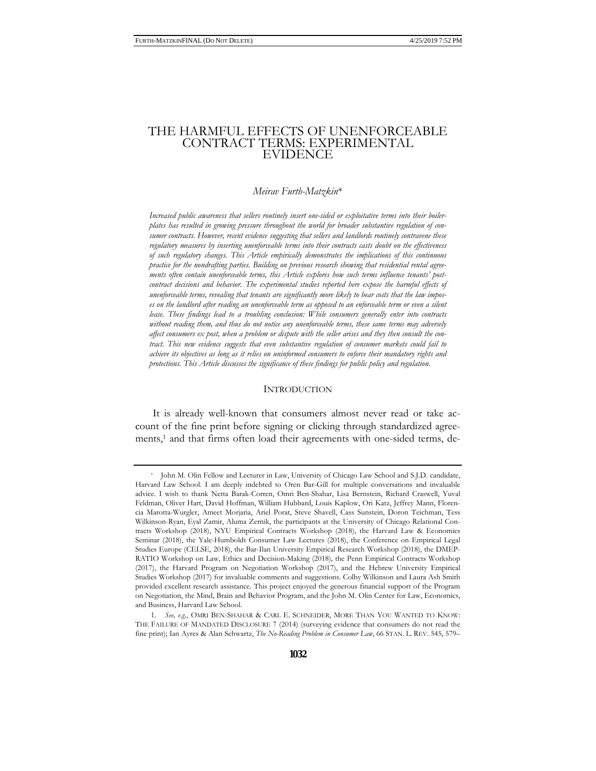# THE HARMFUL EFFECTS OF UNENFORCEABLE CONTRACT TERMS: EXPERIMENTAL EVIDENCE

*Meirav Furth-Matzkin*\*

*Increased public awareness that sellers routinely insert one-sided or exploitative terms into their boilerplates has resulted in growing pressure throughout the world for broader substantive regulation of consumer contracts. However, recent evidence suggesting that sellers and landlords routinely contravene these regulatory measures by inserting unenforceable terms into their contracts casts doubt on the effectiveness of such regulatory changes. This Article empirically demonstrates the implications of this continuous practice for the nondrafting parties. Building on previous research showing that residential rental agreements often contain unenforceable terms, this Article explores how such terms influence tenants' post-contract decisions and behavior. The experimental studies reported here expose the harmful effects of unenforceable terms, revealing that tenants are significantly more likely to bear costs that the law imposes on the landlord after reading an unenforceable term as opposed to an enforceable term or even a silent lease. These findings lead to a troubling conclusion: While consumers generally enter into contracts without reading them, and thus do not notice any unenforceable terms, these same terms may adversely affect consumers ex post, when a problem or dispute with the seller arises and they then consult the contract. This new evidence suggests that even substantive regulation of consumer markets could fail to achieve its objectives as long as it relies on uninformed consumers to enforce their mandatory rights and protections. This Article discusses the significance of these findings for public policy and regulation.*

## INTRODUCTION

It is already well-known that consumers almost never read or take account of the fine print before signing or clicking through standardized agreements,[1] and that firms often load their agreements with one-sided terms, de-

---

\* John M. Olin Fellow and Lecturer in Law, University of Chicago Law School and S.J.D. candidate, Harvard Law School. I am deeply indebted to Oren Bar-Gill for multiple conversations and invaluable advice. I wish to thank Netta Barak-Corren, Omri Ben-Shahar, Lisa Bernstein, Richard Craswell, Yuval Feldman, Oliver Hart, David Hoffman, William Hubbard, Louis Kaplow, Ori Katz, Jeffrey Mann, Florencia Marotta-Wurgler, Ameet Morjaria, Ariel Porat, Steve Shavell, Cass Sunstein, Doron Teichman, Tess Wilkinson-Ryan, Eyal Zamir, Aluma Zernik, the participants at the University of Chicago Relational Contracts Workshop (2018), NYU Empirical Contracts Workshop (2018), the Harvard Law & Economics Seminar (2018), the Yale-Humboldt Consumer Law Lectures (2018), the Conference on Empirical Legal Studies Europe (CELSE, 2018), the Bar-Ilan University Empirical Research Workshop (2018), the DMEP-RATIO Workshop on Law, Ethics and Decision-Making (2018), the Penn Empirical Contracts Workshop (2017), the Harvard Program on Negotiation Workshop (2017), and the Hebrew University Empirical Studies Workshop (2017) for invaluable comments and suggestions. Colby Wilkinson and Laura Ash Smith provided excellent research assistance. This project enjoyed the generous financial support of the Program on Negotiation, the Mind, Brain and Behavior Program, and the John M. Olin Center for Law, Economics, and Business, Harvard Law School.

1. *See, e.g.*, OMRI BEN-SHAHAR & CARL E. SCHNEIDER, MORE THAN YOU WANTED TO KNOW: THE FAILURE OF MANDATED DISCLOSURE 7 (2014) (surveying evidence that consumers do not read the fine print); Ian Ayres & Alan Schwartz, *The No-Reading Problem in Consumer Law*, 66 STAN. L. REV. 545, 579–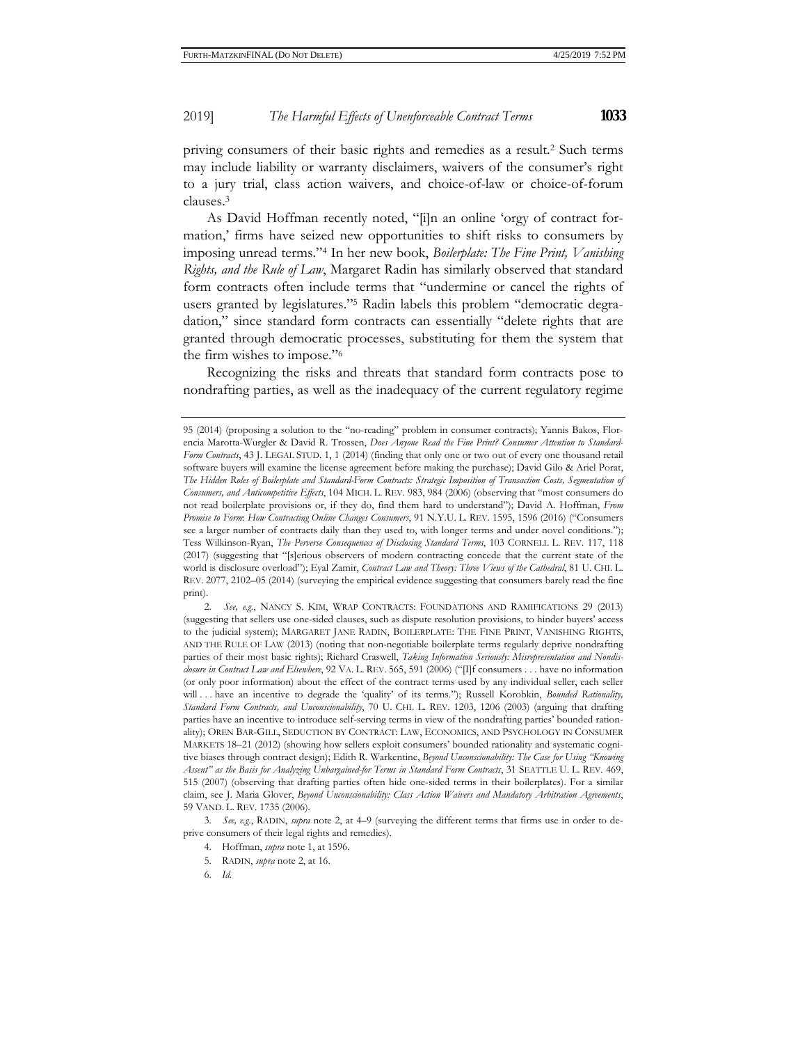priving consumers of their basic rights and remedies as a result.[2] Such terms may include liability or warranty disclaimers, waivers of the consumer's right to a jury trial, class action waivers, and choice-of-law or choice-of-forum clauses.[3]

As David Hoffman recently noted, "[i]n an online 'orgy of contract formation,' firms have seized new opportunities to shift risks to consumers by imposing unread terms."[4] In her new book, *Boilerplate: The Fine Print, Vanishing Rights, and the Rule of Law*, Margaret Radin has similarly observed that standard form contracts often include terms that "undermine or cancel the rights of users granted by legislatures."[5] Radin labels this problem "democratic degradation," since standard form contracts can essentially "delete rights that are granted through democratic processes, substituting for them the system that the firm wishes to impose."[6]

Recognizing the risks and threats that standard form contracts pose to nondrafting parties, as well as the inadequacy of the current regulatory regime

---

95 (2014) (proposing a solution to the "no-reading" problem in consumer contracts); Yannis Bakos, Florencia Marotta-Wurgler & David R. Trossen, *Does Anyone Read the Fine Print? Consumer Attention to Standard-Form Contracts*, 43 J. LEGAL STUD. 1, 1 (2014) (finding that only one or two out of every one thousand retail software buyers will examine the license agreement before making the purchase); David Gilo & Ariel Porat, *The Hidden Roles of Boilerplate and Standard-Form Contracts: Strategic Imposition of Transaction Costs, Segmentation of Consumers, and Anticompetitive Effects*, 104 MICH. L. REV. 983, 984 (2006) (observing that "most consumers do not read boilerplate provisions or, if they do, find them hard to understand"); David A. Hoffman, *From Promise to Form: How Contracting Online Changes Consumers*, 91 N.Y.U. L. REV. 1595, 1596 (2016) ("Consumers see a larger number of contracts daily than they used to, with longer terms and under novel conditions."); Tess Wilkinson-Ryan, *The Perverse Consequences of Disclosing Standard Terms*, 103 CORNELL L. REV. 117, 118 (2017) (suggesting that "[s]erious observers of modern contracting concede that the current state of the world is disclosure overload"); Eyal Zamir, *Contract Law and Theory: Three Views of the Cathedral*, 81 U. CHI. L. REV. 2077, 2102–05 (2014) (surveying the empirical evidence suggesting that consumers barely read the fine print).

2. *See, e.g.*, NANCY S. KIM, WRAP CONTRACTS: FOUNDATIONS AND RAMIFICATIONS 29 (2013) (suggesting that sellers use one-sided clauses, such as dispute resolution provisions, to hinder buyers' access to the judicial system); MARGARET JANE RADIN, BOILERPLATE: THE FINE PRINT, VANISHING RIGHTS, AND THE RULE OF LAW (2013) (noting that non-negotiable boilerplate terms regularly deprive nondrafting parties of their most basic rights); Richard Craswell, *Taking Information Seriously: Misrepresentation and Nondisclosure in Contract Law and Elsewhere*, 92 VA. L. REV. 565, 591 (2006) ("[I]f consumers . . . have no information (or only poor information) about the effect of the contract terms used by any individual seller, each seller will . . . have an incentive to degrade the 'quality' of its terms."); Russell Korobkin, *Bounded Rationality, Standard Form Contracts, and Unconscionability*, 70 U. CHI. L. REV. 1203, 1206 (2003) (arguing that drafting parties have an incentive to introduce self-serving terms in view of the nondrafting parties' bounded rationality); OREN BAR-GILL, SEDUCTION BY CONTRACT: LAW, ECONOMICS, AND PSYCHOLOGY IN CONSUMER MARKETS 18–21 (2012) (showing how sellers exploit consumers' bounded rationality and systematic cognitive biases through contract design); Edith R. Warkentine, *Beyond Unconscionability: The Case for Using "Knowing Assent" as the Basis for Analyzing Unbargained-for Terms in Standard Form Contracts*, 31 SEATTLE U. L. REV. 469, 515 (2007) (observing that drafting parties often hide one-sided terms in their boilerplates). For a similar claim, see J. Maria Glover, *Beyond Unconscionability: Class Action Waivers and Mandatory Arbitration Agreements*, 59 VAND. L. REV. 1735 (2006).

3. *See, e.g.*, RADIN, *supra* note 2, at 4–9 (surveying the different terms that firms use in order to deprive consumers of their legal rights and remedies).

4. Hoffman, *supra* note 1, at 1596.

5. RADIN, *supra* note 2, at 16.

6. *Id.*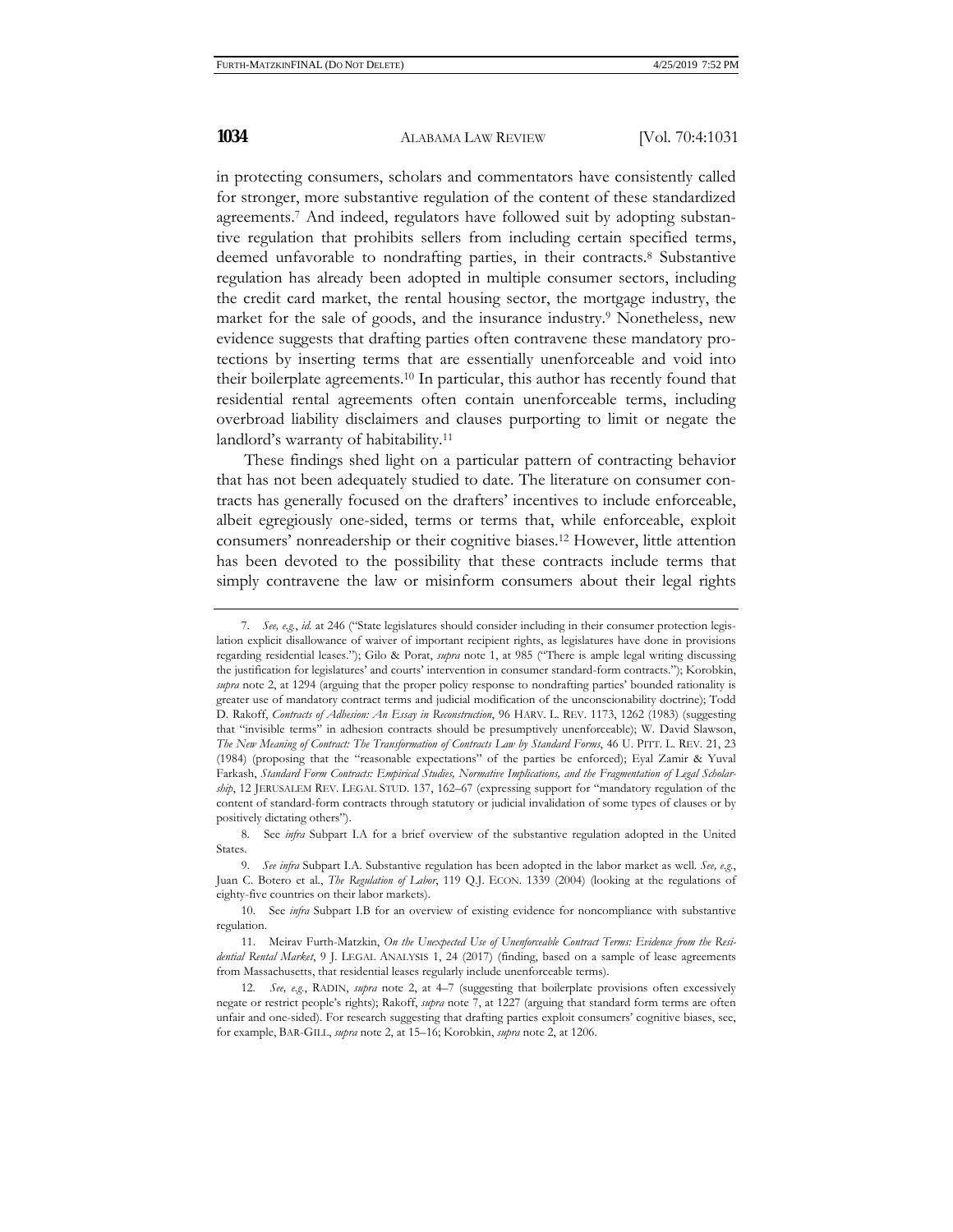in protecting consumers, scholars and commentators have consistently called for stronger, more substantive regulation of the content of these standardized agreements.[7] And indeed, regulators have followed suit by adopting substantive regulation that prohibits sellers from including certain specified terms, deemed unfavorable to nondrafting parties, in their contracts.[8] Substantive regulation has already been adopted in multiple consumer sectors, including the credit card market, the rental housing sector, the mortgage industry, the market for the sale of goods, and the insurance industry.[9] Nonetheless, new evidence suggests that drafting parties often contravene these mandatory protections by inserting terms that are essentially unenforceable and void into their boilerplate agreements.[10] In particular, this author has recently found that residential rental agreements often contain unenforceable terms, including overbroad liability disclaimers and clauses purporting to limit or negate the landlord's warranty of habitability.[11]

These findings shed light on a particular pattern of contracting behavior that has not been adequately studied to date. The literature on consumer contracts has generally focused on the drafters' incentives to include enforceable, albeit egregiously one-sided, terms or terms that, while enforceable, exploit consumers' nonreadership or their cognitive biases.[12] However, little attention has been devoted to the possibility that these contracts include terms that simply contravene the law or misinform consumers about their legal rights

---

7. *See, e.g.*, *id.* at 246 ("State legislatures should consider including in their consumer protection legislation explicit disallowance of waiver of important recipient rights, as legislatures have done in provisions regarding residential leases."); Gilo & Porat, *supra* note 1, at 985 ("There is ample legal writing discussing the justification for legislatures' and courts' intervention in consumer standard-form contracts."); Korobkin, *supra* note 2, at 1294 (arguing that the proper policy response to nondrafting parties' bounded rationality is greater use of mandatory contract terms and judicial modification of the unconscionability doctrine); Todd D. Rakoff, *Contracts of Adhesion: An Essay in Reconstruction*, 96 HARV. L. REV. 1173, 1262 (1983) (suggesting that "invisible terms" in adhesion contracts should be presumptively unenforceable); W. David Slawson, *The New Meaning of Contract: The Transformation of Contracts Law by Standard Forms*, 46 U. PITT. L. REV. 21, 23 (1984) (proposing that the "reasonable expectations" of the parties be enforced); Eyal Zamir & Yuval Farkash, *Standard Form Contracts: Empirical Studies, Normative Implications, and the Fragmentation of Legal Scholarship*, 12 JERUSALEM REV. LEGAL STUD. 137, 162–67 (expressing support for "mandatory regulation of the content of standard-form contracts through statutory or judicial invalidation of some types of clauses or by positively dictating others").

8. See *infra* Subpart I.A for a brief overview of the substantive regulation adopted in the United States.

9. *See infra* Subpart I.A. Substantive regulation has been adopted in the labor market as well. *See, e.g.*, Juan C. Botero et al., *The Regulation of Labor*, 119 Q.J. ECON. 1339 (2004) (looking at the regulations of eighty-five countries on their labor markets).

10. See *infra* Subpart I.B for an overview of existing evidence for noncompliance with substantive regulation.

11. Meirav Furth-Matzkin, *On the Unexpected Use of Unenforceable Contract Terms: Evidence from the Residential Rental Market*, 9 J. LEGAL ANALYSIS 1, 24 (2017) (finding, based on a sample of lease agreements from Massachusetts, that residential leases regularly include unenforceable terms).

12. *See, e.g.*, RADIN, *supra* note 2, at 4–7 (suggesting that boilerplate provisions often excessively negate or restrict people's rights); Rakoff, *supra* note 7, at 1227 (arguing that standard form terms are often unfair and one-sided). For research suggesting that drafting parties exploit consumers' cognitive biases, see, for example, BAR-GILL, *supra* note 2, at 15–16; Korobkin, *supra* note 2, at 1206.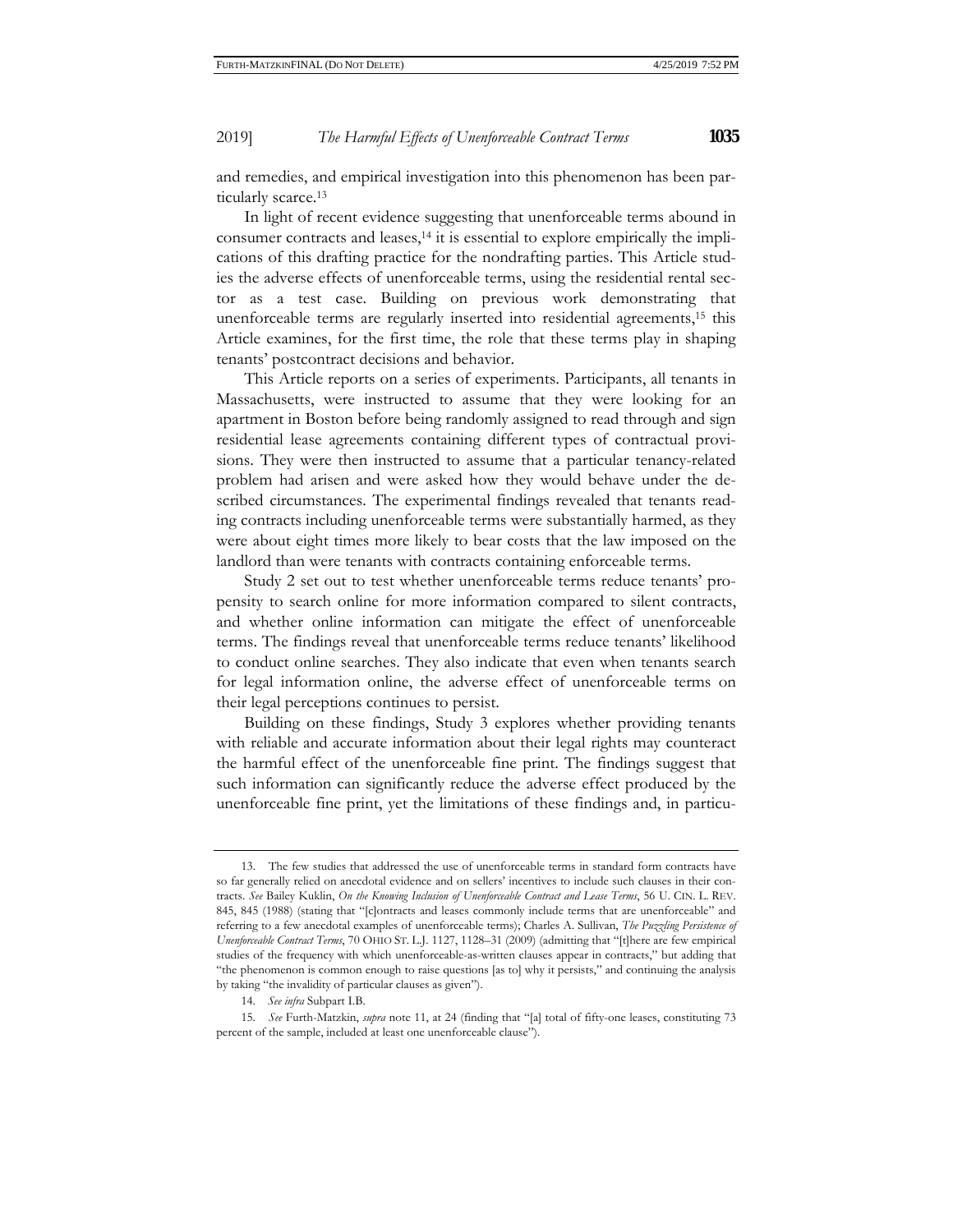and remedies, and empirical investigation into this phenomenon has been particularly scarce.[13]

In light of recent evidence suggesting that unenforceable terms abound in consumer contracts and leases,[14] it is essential to explore empirically the implications of this drafting practice for the nondrafting parties. This Article studies the adverse effects of unenforceable terms, using the residential rental sector as a test case. Building on previous work demonstrating that unenforceable terms are regularly inserted into residential agreements,[15] this Article examines, for the first time, the role that these terms play in shaping tenants' postcontract decisions and behavior.

This Article reports on a series of experiments. Participants, all tenants in Massachusetts, were instructed to assume that they were looking for an apartment in Boston before being randomly assigned to read through and sign residential lease agreements containing different types of contractual provisions. They were then instructed to assume that a particular tenancy-related problem had arisen and were asked how they would behave under the described circumstances. The experimental findings revealed that tenants reading contracts including unenforceable terms were substantially harmed, as they were about eight times more likely to bear costs that the law imposed on the landlord than were tenants with contracts containing enforceable terms.

Study 2 set out to test whether unenforceable terms reduce tenants' propensity to search online for more information compared to silent contracts, and whether online information can mitigate the effect of unenforceable terms. The findings reveal that unenforceable terms reduce tenants' likelihood to conduct online searches. They also indicate that even when tenants search for legal information online, the adverse effect of unenforceable terms on their legal perceptions continues to persist.

Building on these findings, Study 3 explores whether providing tenants with reliable and accurate information about their legal rights may counteract the harmful effect of the unenforceable fine print. The findings suggest that such information can significantly reduce the adverse effect produced by the unenforceable fine print, yet the limitations of these findings and, in particu-

---

13. The few studies that addressed the use of unenforceable terms in standard form contracts have so far generally relied on anecdotal evidence and on sellers' incentives to include such clauses in their contracts. *See* Bailey Kuklin, *On the Knowing Inclusion of Unenforceable Contract and Lease Terms*, 56 U. CIN. L. REV. 845, 845 (1988) (stating that "[c]ontracts and leases commonly include terms that are unenforceable" and referring to a few anecdotal examples of unenforceable terms); Charles A. Sullivan, *The Puzzling Persistence of Unenforceable Contract Terms*, 70 OHIO ST. L.J. 1127, 1128–31 (2009) (admitting that "[t]here are few empirical studies of the frequency with which unenforceable-as-written clauses appear in contracts," but adding that "the phenomenon is common enough to raise questions [as to] why it persists," and continuing the analysis by taking "the invalidity of particular clauses as given").

14. *See infra* Subpart I.B.

15. *See* Furth-Matzkin, *supra* note 11, at 24 (finding that "[a] total of fifty-one leases, constituting 73 percent of the sample, included at least one unenforceable clause").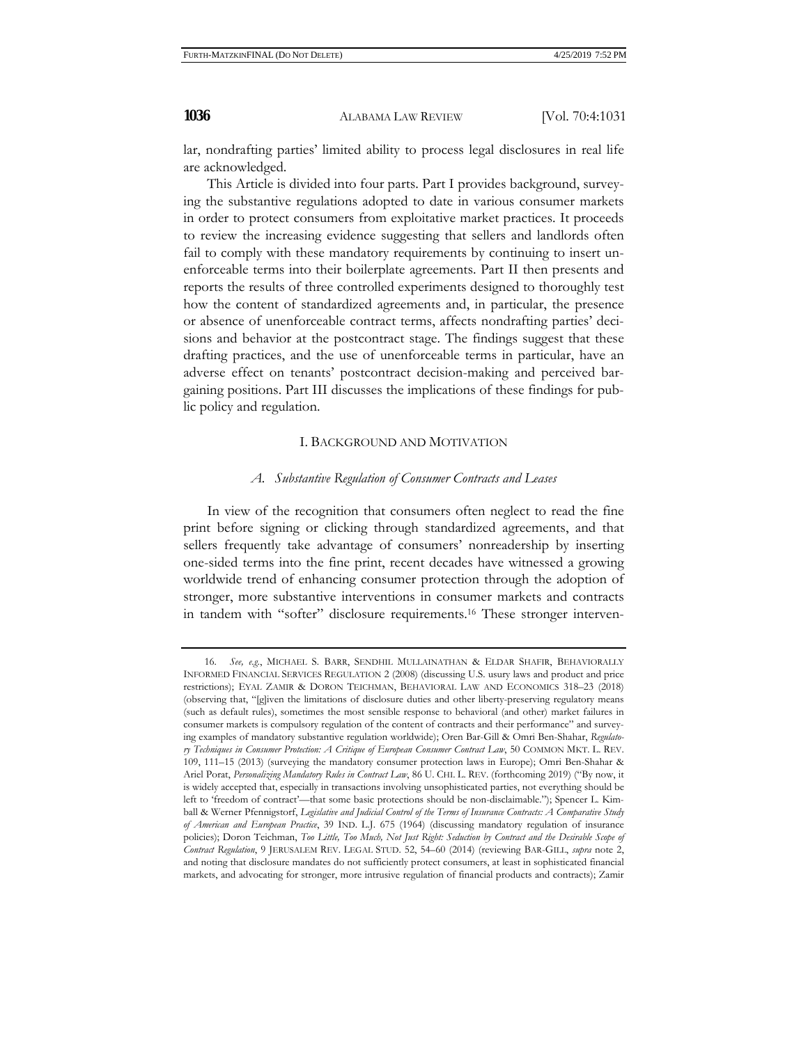lar, nondrafting parties' limited ability to process legal disclosures in real life are acknowledged.

This Article is divided into four parts. Part I provides background, surveying the substantive regulations adopted to date in various consumer markets in order to protect consumers from exploitative market practices. It proceeds to review the increasing evidence suggesting that sellers and landlords often fail to comply with these mandatory requirements by continuing to insert unenforceable terms into their boilerplate agreements. Part II then presents and reports the results of three controlled experiments designed to thoroughly test how the content of standardized agreements and, in particular, the presence or absence of unenforceable contract terms, affects nondrafting parties' decisions and behavior at the postcontract stage. The findings suggest that these drafting practices, and the use of unenforceable terms in particular, have an adverse effect on tenants' postcontract decision-making and perceived bargaining positions. Part III discusses the implications of these findings for public policy and regulation.

## I. Background and Motivation

### *A. Substantive Regulation of Consumer Contracts and Leases*

In view of the recognition that consumers often neglect to read the fine print before signing or clicking through standardized agreements, and that sellers frequently take advantage of consumers' nonreadership by inserting one-sided terms into the fine print, recent decades have witnessed a growing worldwide trend of enhancing consumer protection through the adoption of stronger, more substantive interventions in consumer markets and contracts in tandem with "softer" disclosure requirements.[16] These stronger interven-

---

16. *See, e.g.*, MICHAEL S. BARR, SENDHIL MULLAINATHAN & ELDAR SHAFIR, BEHAVIORALLY INFORMED FINANCIAL SERVICES REGULATION 2 (2008) (discussing U.S. usury laws and product and price restrictions); EYAL ZAMIR & DORON TEICHMAN, BEHAVIORAL LAW AND ECONOMICS 318–23 (2018) (observing that, "[g]iven the limitations of disclosure duties and other liberty-preserving regulatory means (such as default rules), sometimes the most sensible response to behavioral (and other) market failures in consumer markets is compulsory regulation of the content of contracts and their performance" and surveying examples of mandatory substantive regulation worldwide); Oren Bar-Gill & Omri Ben-Shahar, *Regulatory Techniques in Consumer Protection: A Critique of European Consumer Contract Law*, 50 COMMON MKT. L. REV. 109, 111–15 (2013) (surveying the mandatory consumer protection laws in Europe); Omri Ben-Shahar & Ariel Porat, *Personalizing Mandatory Rules in Contract Law*, 86 U. CHI. L. REV. (forthcoming 2019) ("By now, it is widely accepted that, especially in transactions involving unsophisticated parties, not everything should be left to 'freedom of contract'—that some basic protections should be non-disclaimable."); Spencer L. Kimball & Werner Pfennigstorf, *Legislative and Judicial Control of the Terms of Insurance Contracts: A Comparative Study of American and European Practice*, 39 IND. L.J. 675 (1964) (discussing mandatory regulation of insurance policies); Doron Teichman, *Too Little, Too Much, Not Just Right: Seduction by Contract and the Desirable Scope of Contract Regulation*, 9 JERUSALEM REV. LEGAL STUD. 52, 54–60 (2014) (reviewing BAR-GILL, *supra* note 2, and noting that disclosure mandates do not sufficiently protect consumers, at least in sophisticated financial markets, and advocating for stronger, more intrusive regulation of financial products and contracts); Zamir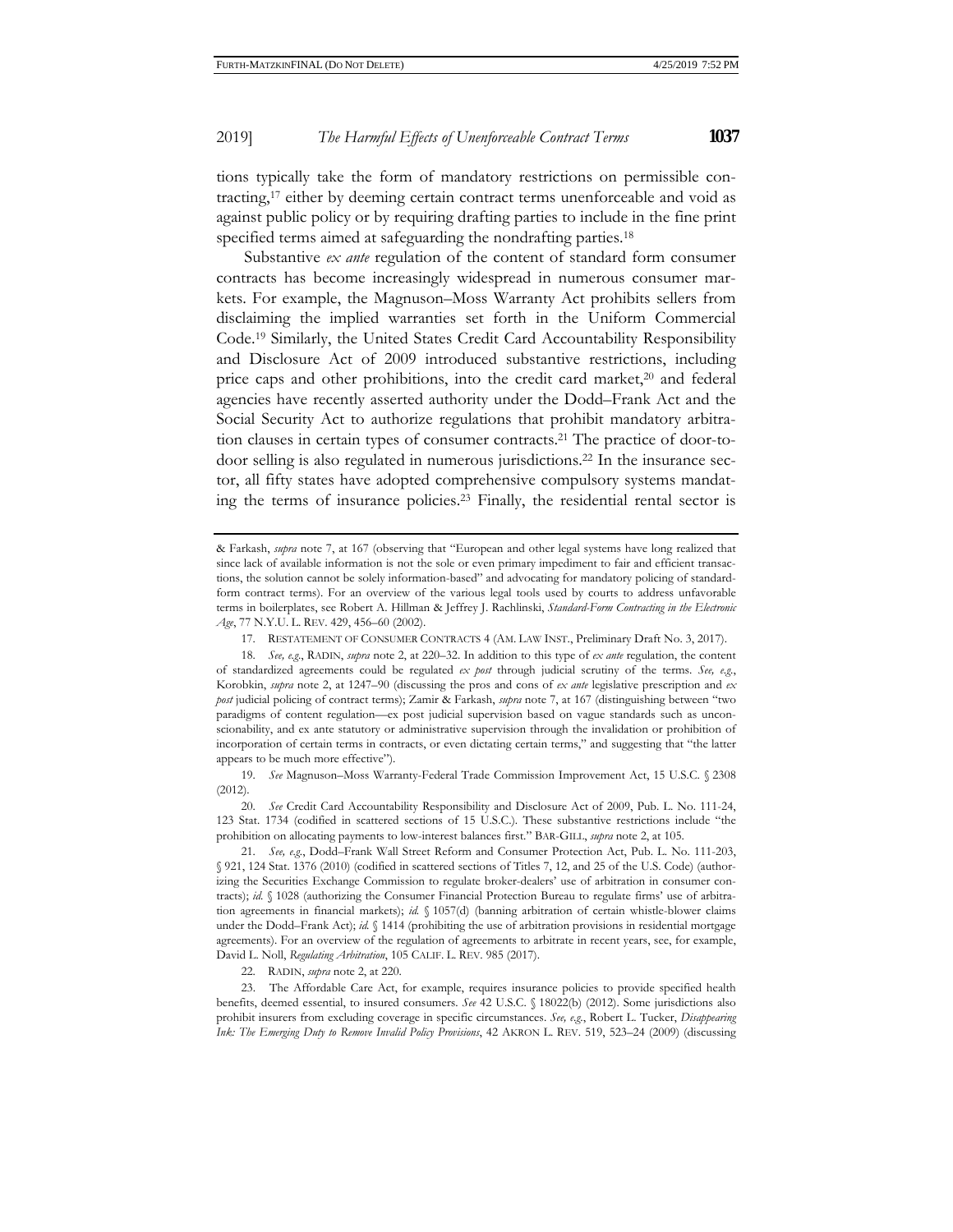tions typically take the form of mandatory restrictions on permissible contracting,[17] either by deeming certain contract terms unenforceable and void as against public policy or by requiring drafting parties to include in the fine print specified terms aimed at safeguarding the nondrafting parties.[18]

Substantive *ex ante* regulation of the content of standard form consumer contracts has become increasingly widespread in numerous consumer markets. For example, the Magnuson–Moss Warranty Act prohibits sellers from disclaiming the implied warranties set forth in the Uniform Commercial Code.[19] Similarly, the United States Credit Card Accountability Responsibility and Disclosure Act of 2009 introduced substantive restrictions, including price caps and other prohibitions, into the credit card market,[20] and federal agencies have recently asserted authority under the Dodd–Frank Act and the Social Security Act to authorize regulations that prohibit mandatory arbitration clauses in certain types of consumer contracts.[21] The practice of door-to-door selling is also regulated in numerous jurisdictions.[22] In the insurance sector, all fifty states have adopted comprehensive compulsory systems mandating the terms of insurance policies.[23] Finally, the residential rental sector is

---

& Farkash, *supra* note 7, at 167 (observing that "European and other legal systems have long realized that since lack of available information is not the sole or even primary impediment to fair and efficient transactions, the solution cannot be solely information-based" and advocating for mandatory policing of standard-form contract terms). For an overview of the various legal tools used by courts to address unfavorable terms in boilerplates, see Robert A. Hillman & Jeffrey J. Rachlinski, *Standard-Form Contracting in the Electronic Age*, 77 N.Y.U. L. REV. 429, 456–60 (2002).

17. RESTATEMENT OF CONSUMER CONTRACTS 4 (AM. LAW INST., Preliminary Draft No. 3, 2017).

18. *See, e.g.*, RADIN, *supra* note 2, at 220–32. In addition to this type of *ex ante* regulation, the content of standardized agreements could be regulated *ex post* through judicial scrutiny of the terms. *See, e.g.*, Korobkin, *supra* note 2, at 1247–90 (discussing the pros and cons of *ex ante* legislative prescription and *ex post* judicial policing of contract terms); Zamir & Farkash, *supra* note 7, at 167 (distinguishing between "two paradigms of content regulation—ex post judicial supervision based on vague standards such as unconscionability, and ex ante statutory or administrative supervision through the invalidation or prohibition of incorporation of certain terms in contracts, or even dictating certain terms," and suggesting that "the latter appears to be much more effective").

19. *See* Magnuson–Moss Warranty-Federal Trade Commission Improvement Act, 15 U.S.C. § 2308 (2012).

20. *See* Credit Card Accountability Responsibility and Disclosure Act of 2009, Pub. L. No. 111-24, 123 Stat. 1734 (codified in scattered sections of 15 U.S.C.). These substantive restrictions include "the prohibition on allocating payments to low-interest balances first." BAR-GILL, *supra* note 2, at 105.

21. *See, e.g.*, Dodd–Frank Wall Street Reform and Consumer Protection Act, Pub. L. No. 111-203, § 921, 124 Stat. 1376 (2010) (codified in scattered sections of Titles 7, 12, and 25 of the U.S. Code) (authorizing the Securities Exchange Commission to regulate broker-dealers' use of arbitration in consumer contracts); *id.* § 1028 (authorizing the Consumer Financial Protection Bureau to regulate firms' use of arbitration agreements in financial markets); *id.* § 1057(d) (banning arbitration of certain whistle-blower claims under the Dodd–Frank Act); *id.* § 1414 (prohibiting the use of arbitration provisions in residential mortgage agreements). For an overview of the regulation of agreements to arbitrate in recent years, see, for example, David L. Noll, *Regulating Arbitration*, 105 CALIF. L. REV. 985 (2017).

22. RADIN, *supra* note 2, at 220.

23. The Affordable Care Act, for example, requires insurance policies to provide specified health benefits, deemed essential, to insured consumers. *See* 42 U.S.C. § 18022(b) (2012). Some jurisdictions also prohibit insurers from excluding coverage in specific circumstances. *See, e.g.*, Robert L. Tucker, *Disappearing Ink: The Emerging Duty to Remove Invalid Policy Provisions*, 42 AKRON L. REV. 519, 523–24 (2009) (discussing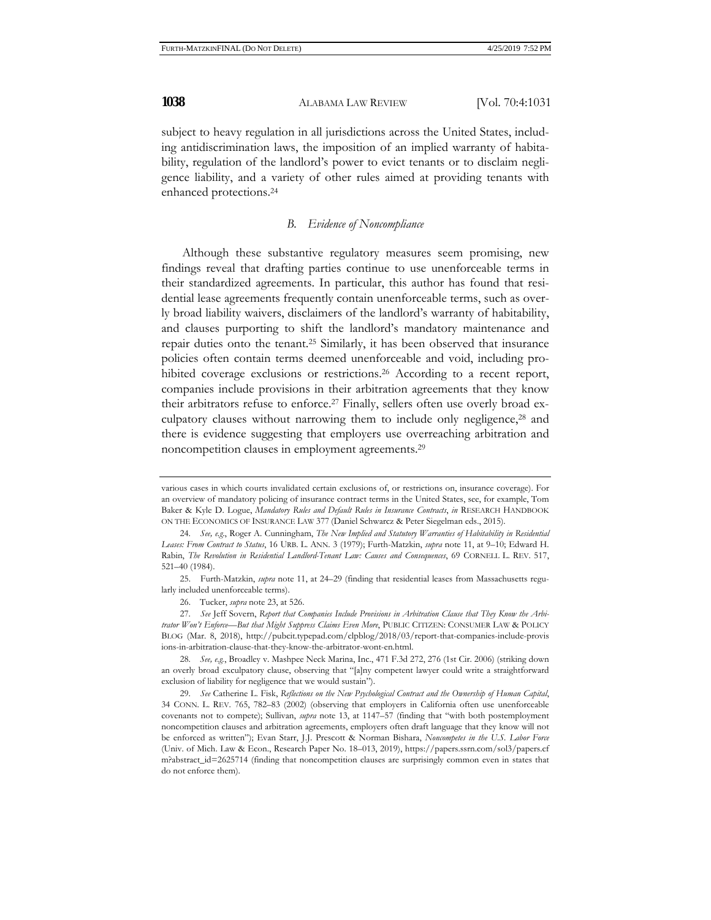subject to heavy regulation in all jurisdictions across the United States, including antidiscrimination laws, the imposition of an implied warranty of habitability, regulation of the landlord's power to evict tenants or to disclaim negligence liability, and a variety of other rules aimed at providing tenants with enhanced protections.[24]

### *B. Evidence of Noncompliance*

Although these substantive regulatory measures seem promising, new findings reveal that drafting parties continue to use unenforceable terms in their standardized agreements. In particular, this author has found that residential lease agreements frequently contain unenforceable terms, such as overly broad liability waivers, disclaimers of the landlord's warranty of habitability, and clauses purporting to shift the landlord's mandatory maintenance and repair duties onto the tenant.[25] Similarly, it has been observed that insurance policies often contain terms deemed unenforceable and void, including prohibited coverage exclusions or restrictions.[26] According to a recent report, companies include provisions in their arbitration agreements that they know their arbitrators refuse to enforce.[27] Finally, sellers often use overly broad exculpatory clauses without narrowing them to include only negligence,[28] and there is evidence suggesting that employers use overreaching arbitration and noncompetition clauses in employment agreements.[29]

---

various cases in which courts invalidated certain exclusions of, or restrictions on, insurance coverage). For an overview of mandatory policing of insurance contract terms in the United States, see, for example, Tom Baker & Kyle D. Logue, *Mandatory Rules and Default Rules in Insurance Contracts*, *in* RESEARCH HANDBOOK ON THE ECONOMICS OF INSURANCE LAW 377 (Daniel Schwarcz & Peter Siegelman eds., 2015).

24. *See, e.g.*, Roger A. Cunningham, *The New Implied and Statutory Warranties of Habitability in Residential Leases: From Contract to Status*, 16 URB. L. ANN. 3 (1979); Furth-Matzkin, *supra* note 11, at 9–10; Edward H. Rabin, *The Revolution in Residential Landlord-Tenant Law: Causes and Consequences*, 69 CORNELL L. REV. 517, 521–40 (1984).

25. Furth-Matzkin, *supra* note 11, at 24–29 (finding that residential leases from Massachusetts regularly included unenforceable terms).

26. Tucker, *supra* note 23, at 526.

27. *See* Jeff Sovern, *Report that Companies Include Provisions in Arbitration Clause that They Know the Arbitrator Won't Enforce—But that Might Suppress Claims Even More*, PUBLIC CITIZEN: CONSUMER LAW & POLICY BLOG (Mar. 8, 2018), http://pubcit.typepad.com/clpblog/2018/03/report-that-companies-include-provisions-in-arbitration-clause-that-they-know-the-arbitrator-wont-en.html.

28. *See, e.g.*, Broadley v. Mashpee Neck Marina, Inc., 471 F.3d 272, 276 (1st Cir. 2006) (striking down an overly broad exculpatory clause, observing that "[a]ny competent lawyer could write a straightforward exclusion of liability for negligence that we would sustain").

29. *See* Catherine L. Fisk, *Reflections on the New Psychological Contract and the Ownership of Human Capital*, 34 CONN. L. REV. 765, 782–83 (2002) (observing that employers in California often use unenforceable covenants not to compete); Sullivan, *supra* note 13, at 1147–57 (finding that "with both postemployment noncompetition clauses and arbitration agreements, employers often draft language that they know will not be enforced as written"); Evan Starr, J.J. Prescott & Norman Bishara, *Noncompetes in the U.S. Labor Force* (Univ. of Mich. Law & Econ., Research Paper No. 18–013, 2019), https://papers.ssrn.com/sol3/papers.cfm?abstract_id=2625714 (finding that noncompetition clauses are surprisingly common even in states that do not enforce them).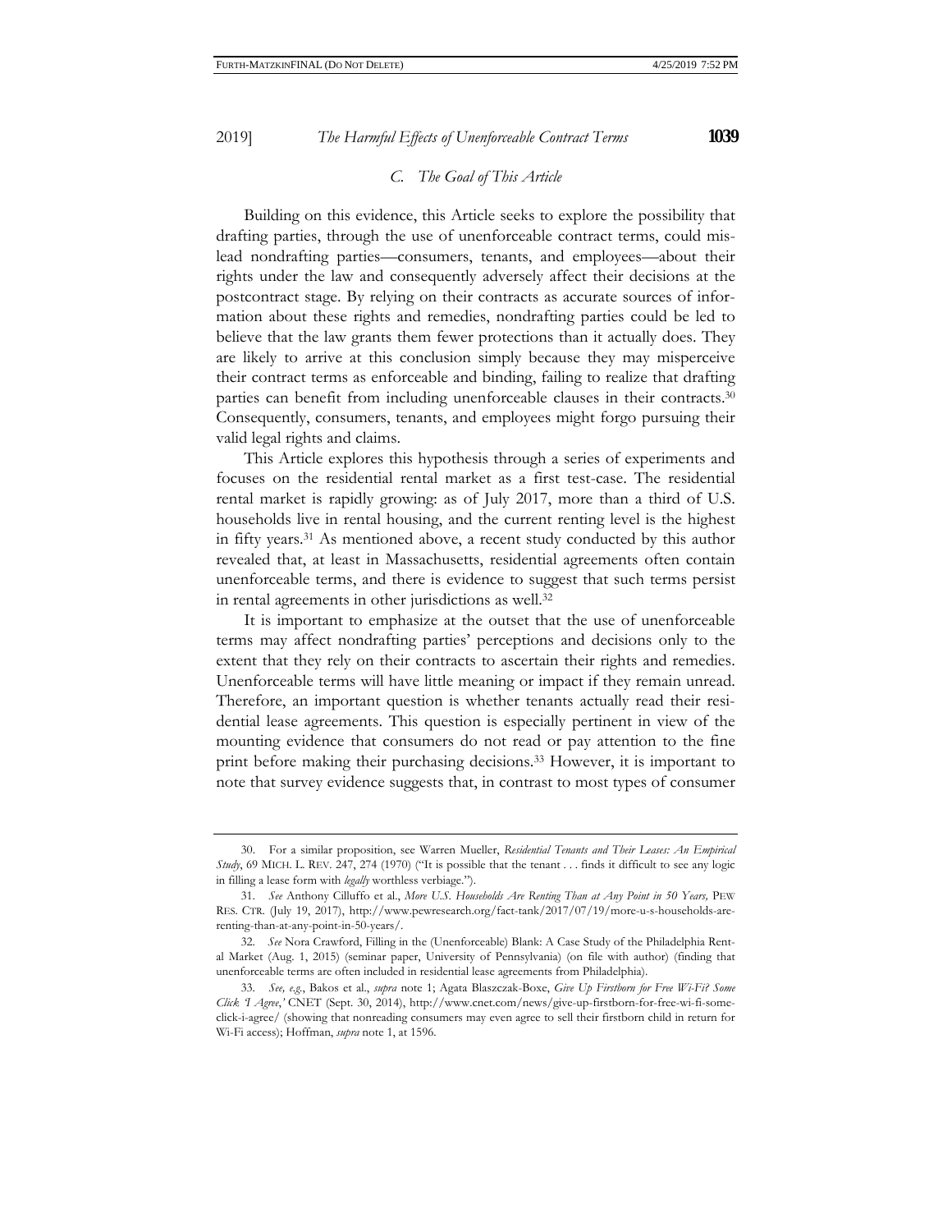### *C. The Goal of This Article*

Building on this evidence, this Article seeks to explore the possibility that drafting parties, through the use of unenforceable contract terms, could mislead nondrafting parties—consumers, tenants, and employees—about their rights under the law and consequently adversely affect their decisions at the postcontract stage. By relying on their contracts as accurate sources of information about these rights and remedies, nondrafting parties could be led to believe that the law grants them fewer protections than it actually does. They are likely to arrive at this conclusion simply because they may misperceive their contract terms as enforceable and binding, failing to realize that drafting parties can benefit from including unenforceable clauses in their contracts.[30] Consequently, consumers, tenants, and employees might forgo pursuing their valid legal rights and claims.

This Article explores this hypothesis through a series of experiments and focuses on the residential rental market as a first test-case. The residential rental market is rapidly growing: as of July 2017, more than a third of U.S. households live in rental housing, and the current renting level is the highest in fifty years.[31] As mentioned above, a recent study conducted by this author revealed that, at least in Massachusetts, residential agreements often contain unenforceable terms, and there is evidence to suggest that such terms persist in rental agreements in other jurisdictions as well.[32]

It is important to emphasize at the outset that the use of unenforceable terms may affect nondrafting parties' perceptions and decisions only to the extent that they rely on their contracts to ascertain their rights and remedies. Unenforceable terms will have little meaning or impact if they remain unread. Therefore, an important question is whether tenants actually read their residential lease agreements. This question is especially pertinent in view of the mounting evidence that consumers do not read or pay attention to the fine print before making their purchasing decisions.[33] However, it is important to note that survey evidence suggests that, in contrast to most types of consumer

---

30. For a similar proposition, see Warren Mueller, *Residential Tenants and Their Leases: An Empirical Study*, 69 MICH. L. REV. 247, 274 (1970) ("It is possible that the tenant . . . finds it difficult to see any logic in filling a lease form with *legally* worthless verbiage.").

31. *See* Anthony Cilluffo et al., *More U.S. Households Are Renting Than at Any Point in 50 Years,* PEW RES. CTR. (July 19, 2017), http://www.pewresearch.org/fact-tank/2017/07/19/more-u-s-households-are-renting-than-at-any-point-in-50-years/.

32. *See* Nora Crawford, Filling in the (Unenforceable) Blank: A Case Study of the Philadelphia Rental Market (Aug. 1, 2015) (seminar paper, University of Pennsylvania) (on file with author) (finding that unenforceable terms are often included in residential lease agreements from Philadelphia).

33. *See, e.g.*, Bakos et al., *supra* note 1; Agata Blaszczak-Boxe, *Give Up Firstborn for Free Wi-Fi? Some Click 'I Agree,'* CNET (Sept. 30, 2014), http://www.cnet.com/news/give-up-firstborn-for-free-wi-fi-some-click-i-agree/ (showing that nonreading consumers may even agree to sell their firstborn child in return for Wi-Fi access); Hoffman, *supra* note 1, at 1596.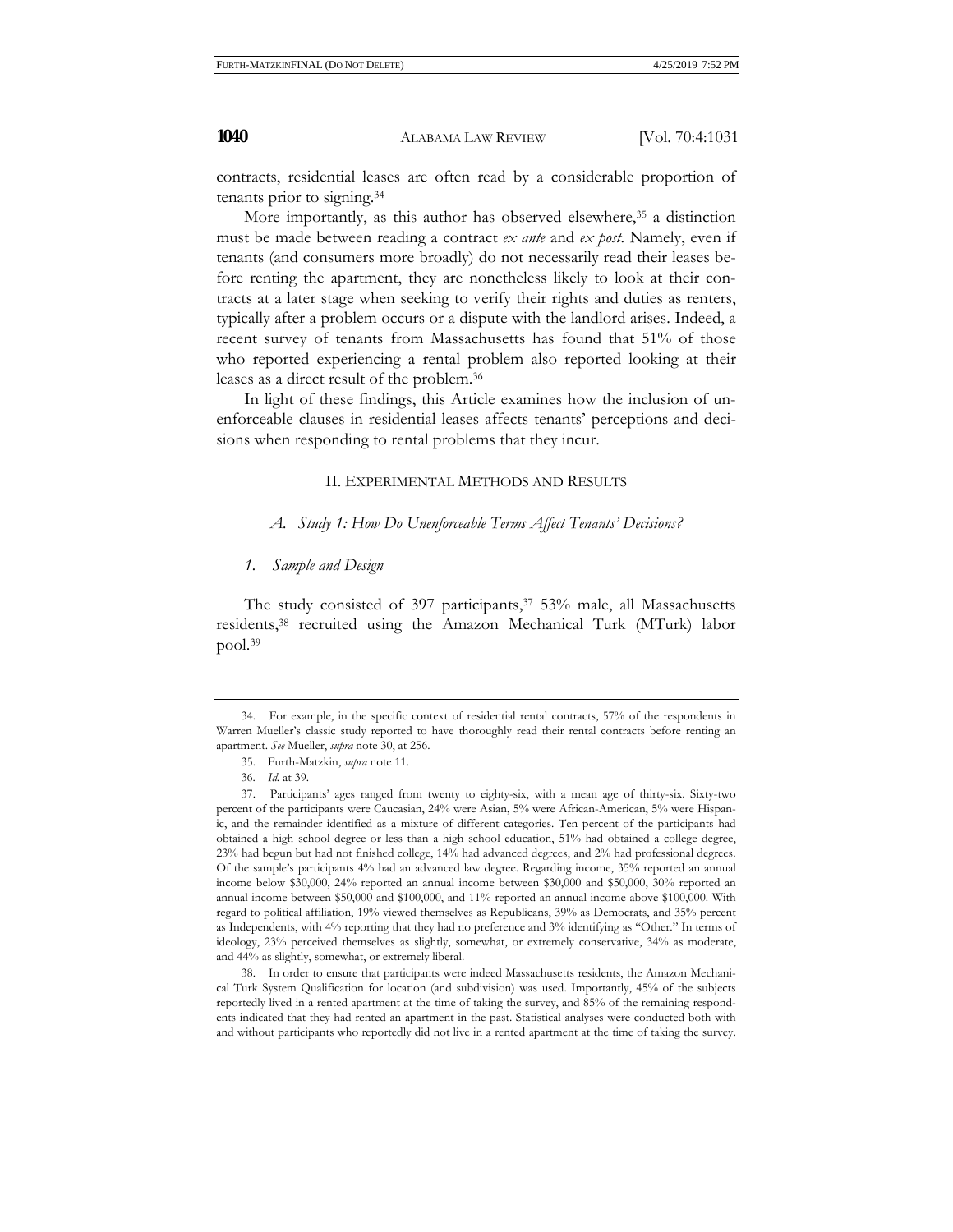contracts, residential leases are often read by a considerable proportion of tenants prior to signing.[34]

More importantly, as this author has observed elsewhere,[35] a distinction must be made between reading a contract *ex ante* and *ex post*. Namely, even if tenants (and consumers more broadly) do not necessarily read their leases before renting the apartment, they are nonetheless likely to look at their contracts at a later stage when seeking to verify their rights and duties as renters, typically after a problem occurs or a dispute with the landlord arises. Indeed, a recent survey of tenants from Massachusetts has found that 51% of those who reported experiencing a rental problem also reported looking at their leases as a direct result of the problem.[36]

In light of these findings, this Article examines how the inclusion of unenforceable clauses in residential leases affects tenants' perceptions and decisions when responding to rental problems that they incur.

## II. EXPERIMENTAL METHODS AND RESULTS

### *A. Study 1: How Do Unenforceable Terms Affect Tenants' Decisions?*

#### *1. Sample and Design*

The study consisted of 397 participants,[37] 53% male, all Massachusetts residents,[38] recruited using the Amazon Mechanical Turk (MTurk) labor pool.[39]

---

34. For example, in the specific context of residential rental contracts, 57% of the respondents in Warren Mueller's classic study reported to have thoroughly read their rental contracts before renting an apartment. *See* Mueller, *supra* note 30, at 256.

35. Furth-Matzkin, *supra* note 11.

36. *Id.* at 39.

37. Participants' ages ranged from twenty to eighty-six, with a mean age of thirty-six. Sixty-two percent of the participants were Caucasian, 24% were Asian, 5% were African-American, 5% were Hispanic, and the remainder identified as a mixture of different categories. Ten percent of the participants had obtained a high school degree or less than a high school education, 51% had obtained a college degree, 23% had begun but had not finished college, 14% had advanced degrees, and 2% had professional degrees. Of the sample's participants 4% had an advanced law degree. Regarding income, 35% reported an annual income below $30,000, 24% reported an annual income between $30,000 and $50,000, 30% reported an annual income between $50,000 and $100,000, and 11% reported an annual income above $100,000. With regard to political affiliation, 19% viewed themselves as Republicans, 39% as Democrats, and 35% percent as Independents, with 4% reporting that they had no preference and 3% identifying as "Other." In terms of ideology, 23% perceived themselves as slightly, somewhat, or extremely conservative, 34% as moderate, and 44% as slightly, somewhat, or extremely liberal.

38. In order to ensure that participants were indeed Massachusetts residents, the Amazon Mechanical Turk System Qualification for location (and subdivision) was used. Importantly, 45% of the subjects reportedly lived in a rented apartment at the time of taking the survey, and 85% of the remaining respondents indicated that they had rented an apartment in the past. Statistical analyses were conducted both with and without participants who reportedly did not live in a rented apartment at the time of taking the survey.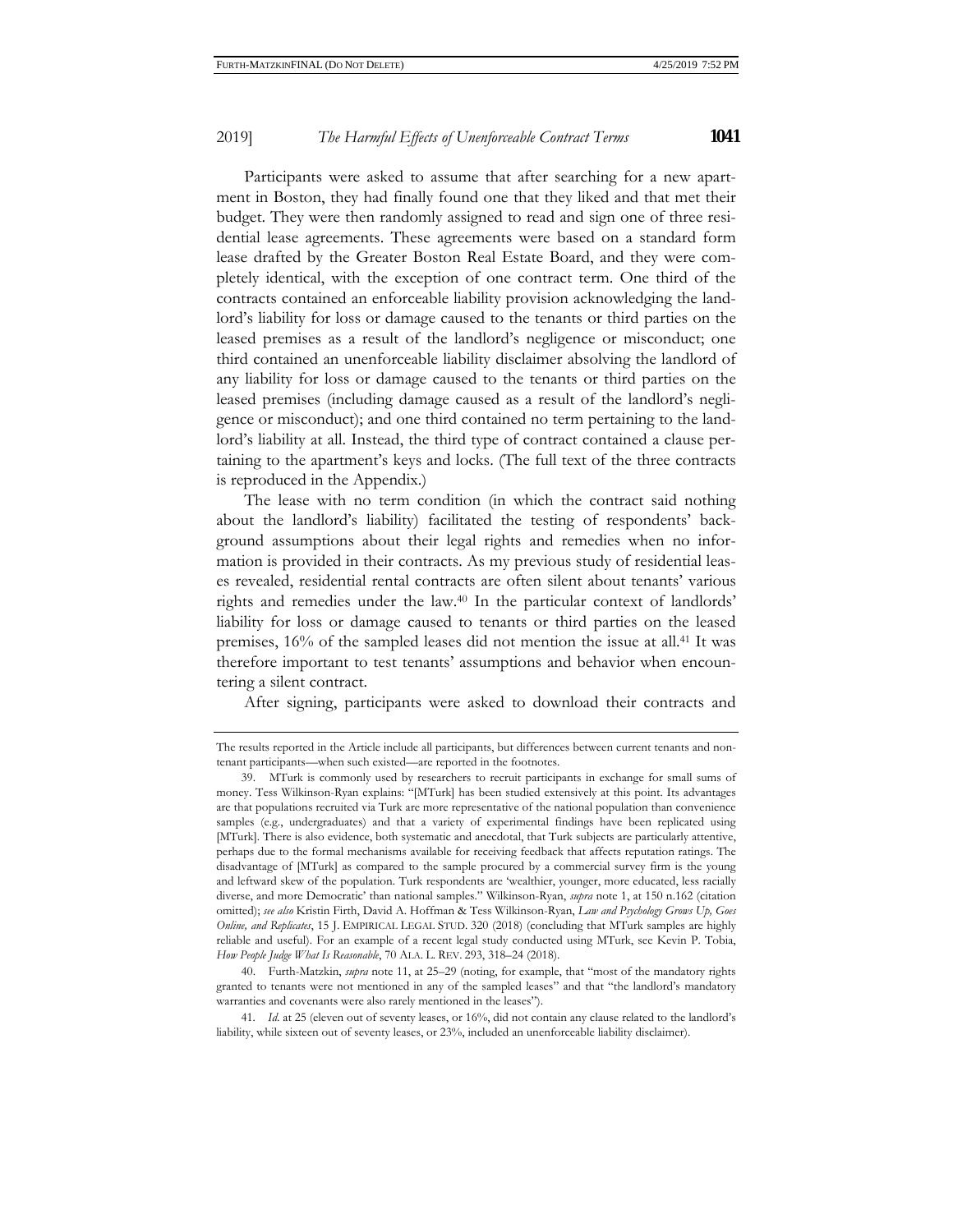Participants were asked to assume that after searching for a new apartment in Boston, they had finally found one that they liked and that met their budget. They were then randomly assigned to read and sign one of three residential lease agreements. These agreements were based on a standard form lease drafted by the Greater Boston Real Estate Board, and they were completely identical, with the exception of one contract term. One third of the contracts contained an enforceable liability provision acknowledging the landlord's liability for loss or damage caused to the tenants or third parties on the leased premises as a result of the landlord's negligence or misconduct; one third contained an unenforceable liability disclaimer absolving the landlord of any liability for loss or damage caused to the tenants or third parties on the leased premises (including damage caused as a result of the landlord's negligence or misconduct); and one third contained no term pertaining to the landlord's liability at all. Instead, the third type of contract contained a clause pertaining to the apartment's keys and locks. (The full text of the three contracts is reproduced in the Appendix.)

The lease with no term condition (in which the contract said nothing about the landlord's liability) facilitated the testing of respondents' background assumptions about their legal rights and remedies when no information is provided in their contracts. As my previous study of residential leases revealed, residential rental contracts are often silent about tenants' various rights and remedies under the law.[40] In the particular context of landlords' liability for loss or damage caused to tenants or third parties on the leased premises, 16% of the sampled leases did not mention the issue at all.[41] It was therefore important to test tenants' assumptions and behavior when encountering a silent contract.

After signing, participants were asked to download their contracts and

---

The results reported in the Article include all participants, but differences between current tenants and non-tenant participants—when such existed—are reported in the footnotes.

39. MTurk is commonly used by researchers to recruit participants in exchange for small sums of money. Tess Wilkinson-Ryan explains: "[MTurk] has been studied extensively at this point. Its advantages are that populations recruited via Turk are more representative of the national population than convenience samples (e.g., undergraduates) and that a variety of experimental findings have been replicated using [MTurk]. There is also evidence, both systematic and anecdotal, that Turk subjects are particularly attentive, perhaps due to the formal mechanisms available for receiving feedback that affects reputation ratings. The disadvantage of [MTurk] as compared to the sample procured by a commercial survey firm is the young and leftward skew of the population. Turk respondents are 'wealthier, younger, more educated, less racially diverse, and more Democratic' than national samples." Wilkinson-Ryan, *supra* note 1, at 150 n.162 (citation omitted); *see also* Kristin Firth, David A. Hoffman & Tess Wilkinson-Ryan, *Law and Psychology Grows Up, Goes Online, and Replicates*, 15 J. EMPIRICAL LEGAL STUD. 320 (2018) (concluding that MTurk samples are highly reliable and useful). For an example of a recent legal study conducted using MTurk, see Kevin P. Tobia, *How People Judge What Is Reasonable*, 70 ALA. L. REV. 293, 318–24 (2018).

40. Furth-Matzkin, *supra* note 11, at 25–29 (noting, for example, that "most of the mandatory rights granted to tenants were not mentioned in any of the sampled leases" and that "the landlord's mandatory warranties and covenants were also rarely mentioned in the leases").

41. *Id.* at 25 (eleven out of seventy leases, or 16%, did not contain any clause related to the landlord's liability, while sixteen out of seventy leases, or 23%, included an unenforceable liability disclaimer).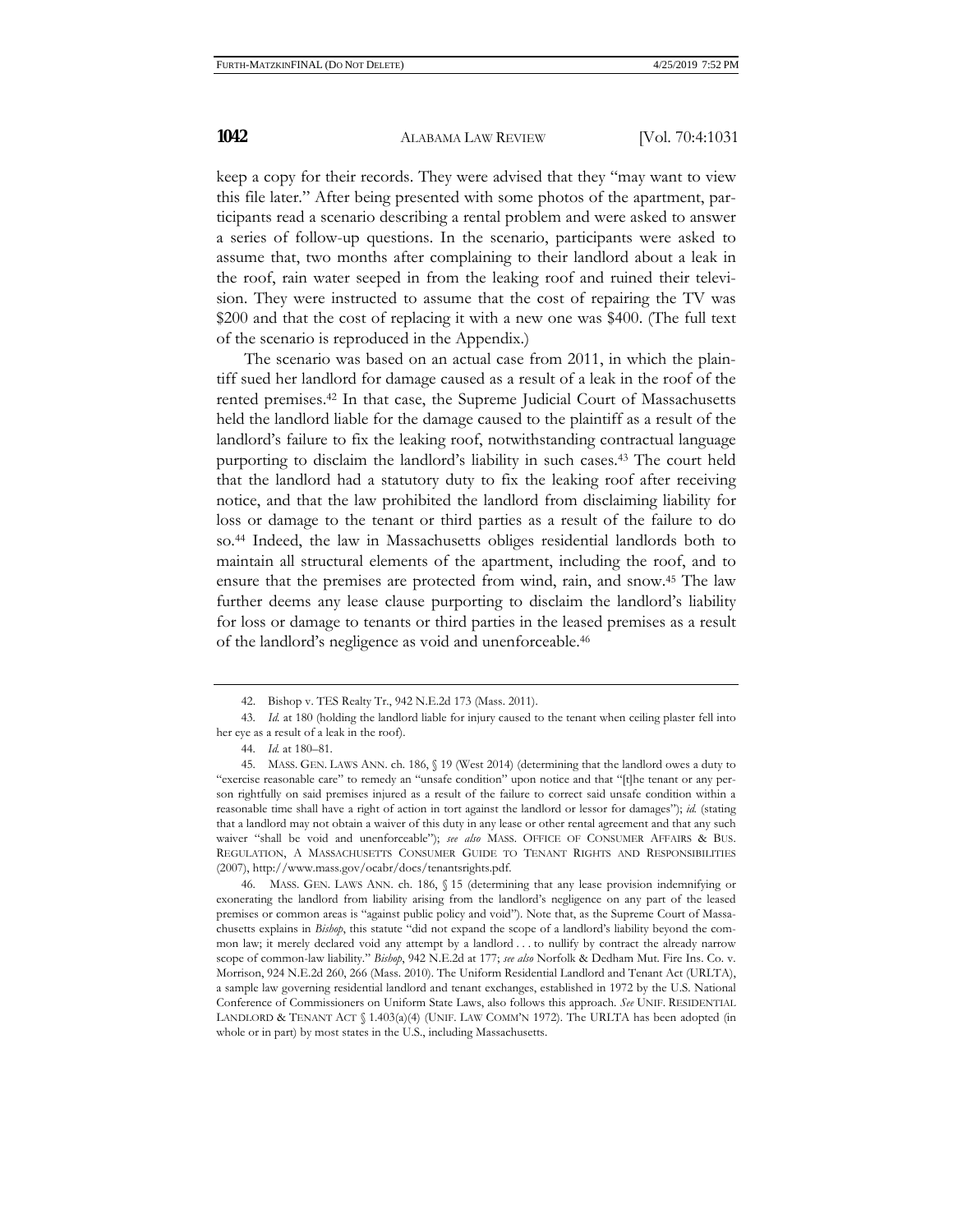keep a copy for their records. They were advised that they "may want to view this file later." After being presented with some photos of the apartment, participants read a scenario describing a rental problem and were asked to answer a series of follow-up questions. In the scenario, participants were asked to assume that, two months after complaining to their landlord about a leak in the roof, rain water seeped in from the leaking roof and ruined their television. They were instructed to assume that the cost of repairing the TV was $200 and that the cost of replacing it with a new one was $400. (The full text of the scenario is reproduced in the Appendix.)

The scenario was based on an actual case from 2011, in which the plaintiff sued her landlord for damage caused as a result of a leak in the roof of the rented premises.[42] In that case, the Supreme Judicial Court of Massachusetts held the landlord liable for the damage caused to the plaintiff as a result of the landlord's failure to fix the leaking roof, notwithstanding contractual language purporting to disclaim the landlord's liability in such cases.[43] The court held that the landlord had a statutory duty to fix the leaking roof after receiving notice, and that the law prohibited the landlord from disclaiming liability for loss or damage to the tenant or third parties as a result of the failure to do so.[44] Indeed, the law in Massachusetts obliges residential landlords both to maintain all structural elements of the apartment, including the roof, and to ensure that the premises are protected from wind, rain, and snow.[45] The law further deems any lease clause purporting to disclaim the landlord's liability for loss or damage to tenants or third parties in the leased premises as a result of the landlord's negligence as void and unenforceable.[46]

---

42. Bishop v. TES Realty Tr., 942 N.E.2d 173 (Mass. 2011).

43. *Id.* at 180 (holding the landlord liable for injury caused to the tenant when ceiling plaster fell into her eye as a result of a leak in the roof).

44. *Id.* at 180–81.

45. MASS. GEN. LAWS ANN. ch. 186, § 19 (West 2014) (determining that the landlord owes a duty to "exercise reasonable care" to remedy an "unsafe condition" upon notice and that "[t]he tenant or any person rightfully on said premises injured as a result of the failure to correct said unsafe condition within a reasonable time shall have a right of action in tort against the landlord or lessor for damages"); *id.* (stating that a landlord may not obtain a waiver of this duty in any lease or other rental agreement and that any such waiver "shall be void and unenforceable"); *see also* MASS. OFFICE OF CONSUMER AFFAIRS & BUS. REGULATION, A MASSACHUSETTS CONSUMER GUIDE TO TENANT RIGHTS AND RESPONSIBILITIES (2007), http://www.mass.gov/ocabr/docs/tenantsrights.pdf.

46. MASS. GEN. LAWS ANN. ch. 186, § 15 (determining that any lease provision indemnifying or exonerating the landlord from liability arising from the landlord's negligence on any part of the leased premises or common areas is "against public policy and void"). Note that, as the Supreme Court of Massachusetts explains in *Bishop*, this statute "did not expand the scope of a landlord's liability beyond the common law; it merely declared void any attempt by a landlord . . . to nullify by contract the already narrow scope of common-law liability." *Bishop*, 942 N.E.2d at 177; *see also* Norfolk & Dedham Mut. Fire Ins. Co. v. Morrison, 924 N.E.2d 260, 266 (Mass. 2010). The Uniform Residential Landlord and Tenant Act (URLTA), a sample law governing residential landlord and tenant exchanges, established in 1972 by the U.S. National Conference of Commissioners on Uniform State Laws, also follows this approach. *See* UNIF. RESIDENTIAL LANDLORD & TENANT ACT § 1.403(a)(4) (UNIF. LAW COMM'N 1972). The URLTA has been adopted (in whole or in part) by most states in the U.S., including Massachusetts.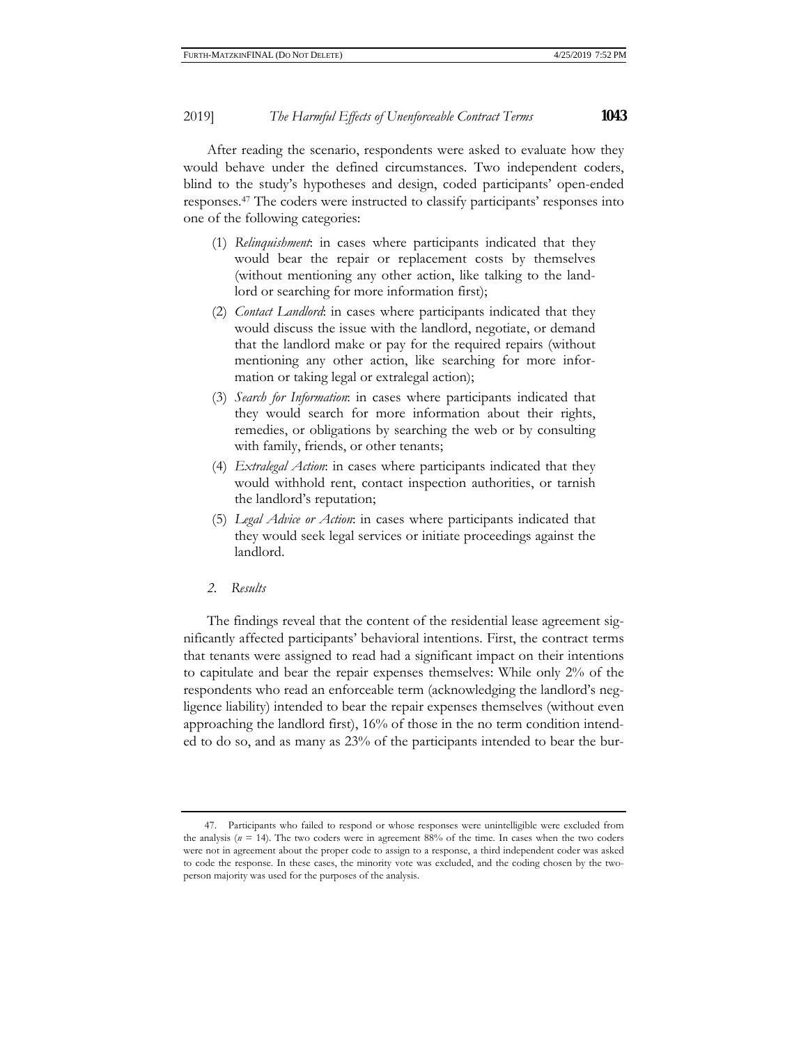After reading the scenario, respondents were asked to evaluate how they would behave under the defined circumstances. Two independent coders, blind to the study's hypotheses and design, coded participants' open-ended responses.[47] The coders were instructed to classify participants' responses into one of the following categories:

(1) *Relinquishment*: in cases where participants indicated that they would bear the repair or replacement costs by themselves (without mentioning any other action, like talking to the landlord or searching for more information first);

(2) *Contact Landlord*: in cases where participants indicated that they would discuss the issue with the landlord, negotiate, or demand that the landlord make or pay for the required repairs (without mentioning any other action, like searching for more information or taking legal or extralegal action);

(3) *Search for Information*: in cases where participants indicated that they would search for more information about their rights, remedies, or obligations by searching the web or by consulting with family, friends, or other tenants;

(4) *Extralegal Action*: in cases where participants indicated that they would withhold rent, contact inspection authorities, or tarnish the landlord's reputation;

(5) *Legal Advice or Action*: in cases where participants indicated that they would seek legal services or initiate proceedings against the landlord.

### 2. *Results*

The findings reveal that the content of the residential lease agreement significantly affected participants' behavioral intentions. First, the contract terms that tenants were assigned to read had a significant impact on their intentions to capitulate and bear the repair expenses themselves: While only 2% of the respondents who read an enforceable term (acknowledging the landlord's negligence liability) intended to bear the repair expenses themselves (without even approaching the landlord first), 16% of those in the no term condition intended to do so, and as many as 23% of the participants intended to bear the bur-

---

47. Participants who failed to respond or whose responses were unintelligible were excluded from the analysis ($n = 14$). The two coders were in agreement 88% of the time. In cases when the two coders were not in agreement about the proper code to assign to a response, a third independent coder was asked to code the response. In these cases, the minority vote was excluded, and the coding chosen by the two-person majority was used for the purposes of the analysis.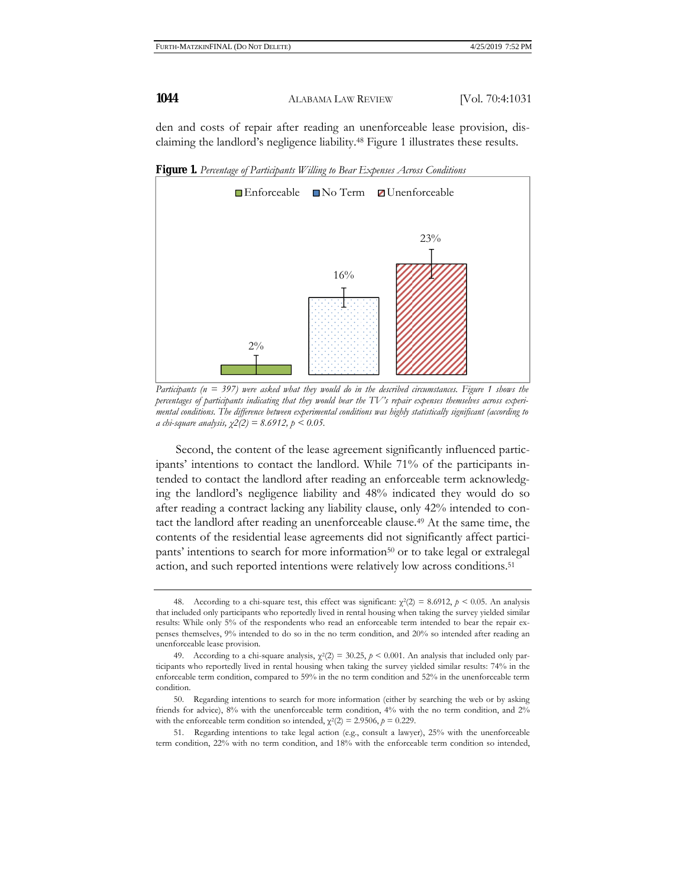den and costs of repair after reading an unenforceable lease provision, disclaiming the landlord's negligence liability.[48] Figure 1 illustrates these results.

**Figure 1.** *Percentage of Participants Willing to Bear Expenses Across Conditions*

Enforceable: 2% | No Term: 16% | Unenforceable: 23%

*Participants (n = 397) were asked what they would do in the described circumstances. Figure 1 shows the percentages of participants indicating that they would bear the TV's repair expenses themselves across experimental conditions. The difference between experimental conditions was highly statistically significant (according to a chi-square analysis,* $\chi^2(2) = 8.6912$, $p < 0.05$.

Second, the content of the lease agreement significantly influenced participants' intentions to contact the landlord. While 71% of the participants intended to contact the landlord after reading an enforceable term acknowledging the landlord's negligence liability and 48% indicated they would do so after reading a contract lacking any liability clause, only 42% intended to contact the landlord after reading an unenforceable clause.[49] At the same time, the contents of the residential lease agreements did not significantly affect participants' intentions to search for more information[50] or to take legal or extralegal action, and such reported intentions were relatively low across conditions.[51]

---

48. According to a chi-square test, this effect was significant: $\chi^2(2) = 8.6912$, $p < 0.05$. An analysis that included only participants who reportedly lived in rental housing when taking the survey yielded similar results: While only 5% of the respondents who read an enforceable term intended to bear the repair expenses themselves, 9% intended to do so in the no term condition, and 20% so intended after reading an unenforceable lease provision.

49. According to a chi-square analysis, $\chi^2(2) = 30.25$, $p < 0.001$. An analysis that included only participants who reportedly lived in rental housing when taking the survey yielded similar results: 74% in the enforceable term condition, compared to 59% in the no term condition and 52% in the unenforceable term condition.

50. Regarding intentions to search for more information (either by searching the web or by asking friends for advice), 8% with the unenforceable term condition, 4% with the no term condition, and 2% with the enforceable term condition so intended, $\chi^2(2) = 2.9506$, $p = 0.229$.

51. Regarding intentions to take legal action (e.g., consult a lawyer), 25% with the unenforceable term condition, 22% with no term condition, and 18% with the enforceable term condition so intended,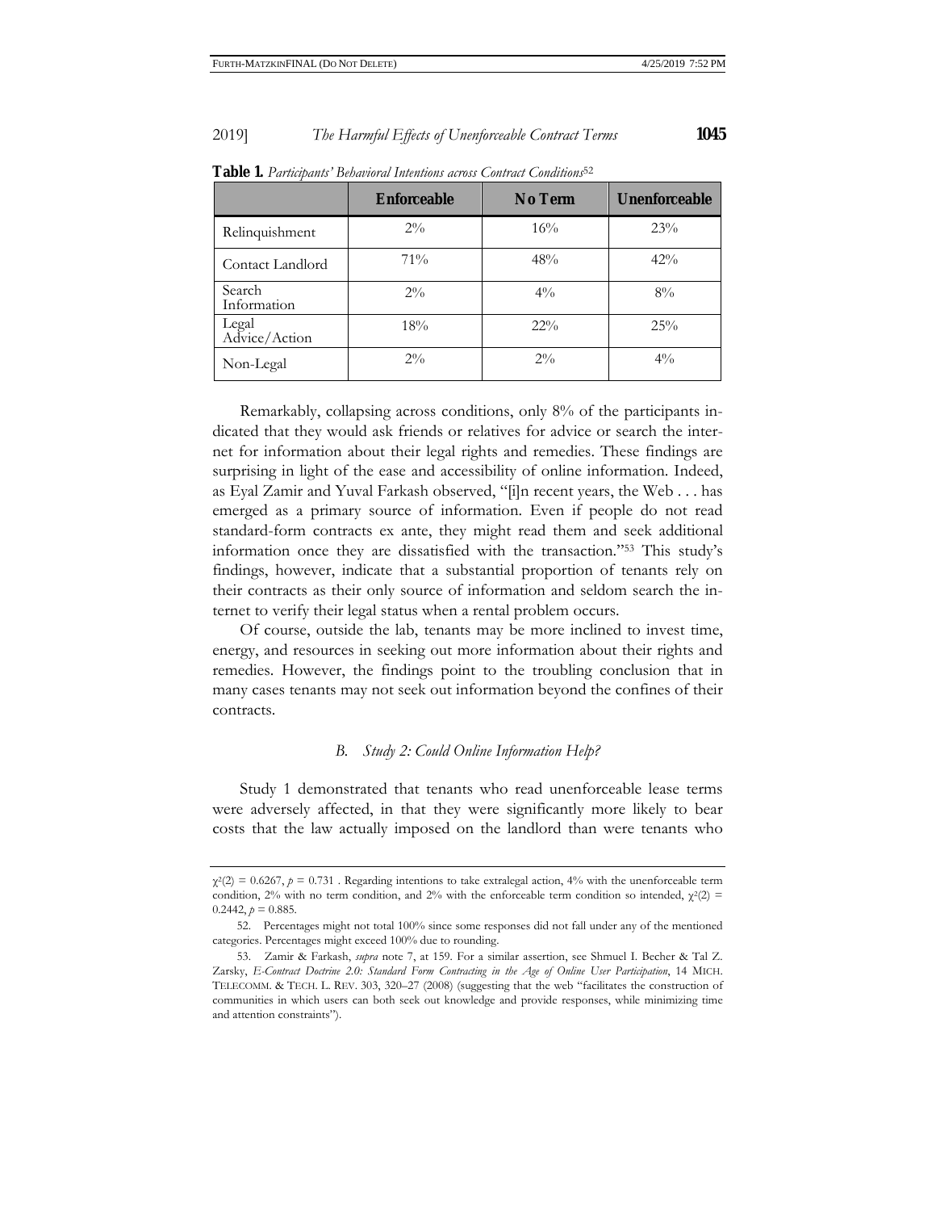**Table 1.** *Participants' Behavioral Intentions across Contract Conditions*[52]

| | Enforceable | No Term | Unenforceable |
|---|---|---|---|
| Relinquishment | 2% | 16% | 23% |
| Contact Landlord | 71% | 48% | 42% |
| Search Information | 2% | 4% | 8% |
| Legal Advice/Action | 18% | 22% | 25% |
| Non-Legal | 2% | 2% | 4% |

Remarkably, collapsing across conditions, only 8% of the participants indicated that they would ask friends or relatives for advice or search the internet for information about their legal rights and remedies. These findings are surprising in light of the ease and accessibility of online information. Indeed, as Eyal Zamir and Yuval Farkash observed, "[i]n recent years, the Web . . . has emerged as a primary source of information. Even if people do not read standard-form contracts ex ante, they might read them and seek additional information once they are dissatisfied with the transaction."[53] This study's findings, however, indicate that a substantial proportion of tenants rely on their contracts as their only source of information and seldom search the internet to verify their legal status when a rental problem occurs.

Of course, outside the lab, tenants may be more inclined to invest time, energy, and resources in seeking out more information about their rights and remedies. However, the findings point to the troubling conclusion that in many cases tenants may not seek out information beyond the confines of their contracts.

### *B. Study 2: Could Online Information Help?*

Study 1 demonstrated that tenants who read unenforceable lease terms were adversely affected, in that they were significantly more likely to bear costs that the law actually imposed on the landlord than were tenants who

---

$\chi^2(2) = 0.6267$, $p = 0.731$ . Regarding intentions to take extralegal action, 4% with the unenforceable term condition, 2% with no term condition, and 2% with the enforceable term condition so intended, $\chi^2(2) = 0.2442$, $p = 0.885$.

52. Percentages might not total 100% since some responses did not fall under any of the mentioned categories. Percentages might exceed 100% due to rounding.

53. Zamir & Farkash, *supra* note 7, at 159. For a similar assertion, see Shmuel I. Becher & Tal Z. Zarsky, *E-Contract Doctrine 2.0: Standard Form Contracting in the Age of Online User Participation*, 14 MICH. TELECOMM. & TECH. L. REV. 303, 320–27 (2008) (suggesting that the web "facilitates the construction of communities in which users can both seek out knowledge and provide responses, while minimizing time and attention constraints").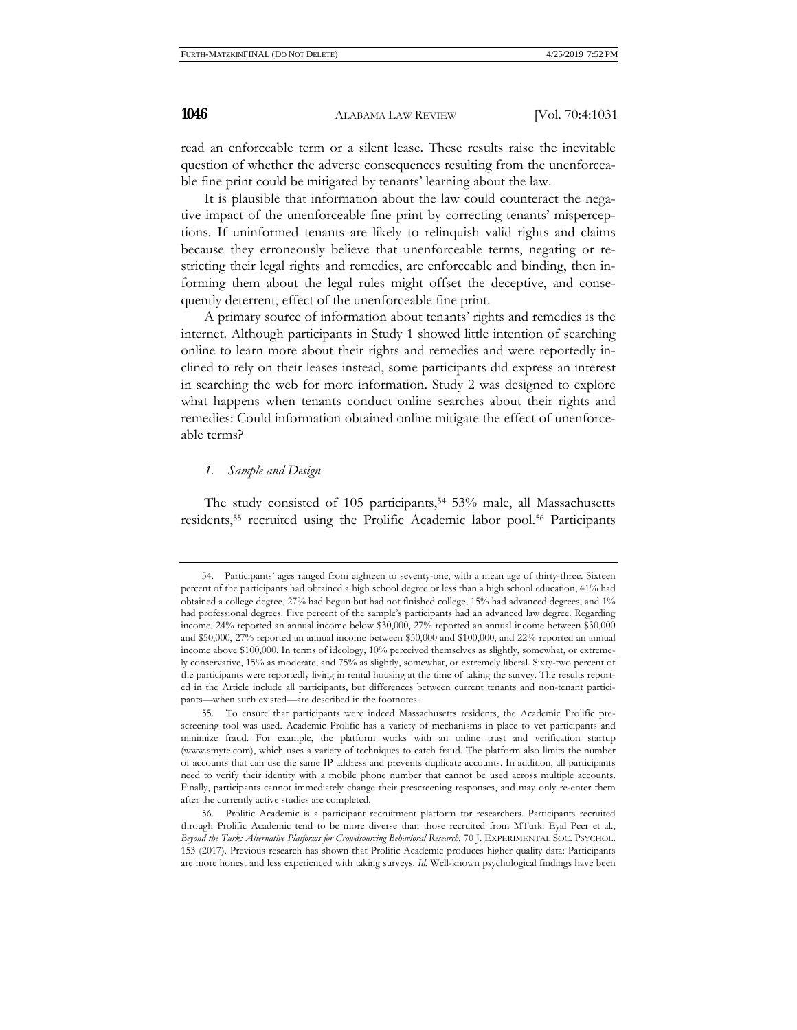read an enforceable term or a silent lease. These results raise the inevitable question of whether the adverse consequences resulting from the unenforceable fine print could be mitigated by tenants' learning about the law.

It is plausible that information about the law could counteract the negative impact of the unenforceable fine print by correcting tenants' misperceptions. If uninformed tenants are likely to relinquish valid rights and claims because they erroneously believe that unenforceable terms, negating or restricting their legal rights and remedies, are enforceable and binding, then informing them about the legal rules might offset the deceptive, and consequently deterrent, effect of the unenforceable fine print.

A primary source of information about tenants' rights and remedies is the internet. Although participants in Study 1 showed little intention of searching online to learn more about their rights and remedies and were reportedly inclined to rely on their leases instead, some participants did express an interest in searching the web for more information. Study 2 was designed to explore what happens when tenants conduct online searches about their rights and remedies: Could information obtained online mitigate the effect of unenforceable terms?

### *1. Sample and Design*

The study consisted of 105 participants,[54] 53% male, all Massachusetts residents,[55] recruited using the Prolific Academic labor pool.[56] Participants

---

54. Participants' ages ranged from eighteen to seventy-one, with a mean age of thirty-three. Sixteen percent of the participants had obtained a high school degree or less than a high school education, 41% had obtained a college degree, 27% had begun but had not finished college, 15% had advanced degrees, and 1% had professional degrees. Five percent of the sample's participants had an advanced law degree. Regarding income, 24% reported an annual income below $30,000, 27% reported an annual income between $30,000 and $50,000, 27% reported an annual income between $50,000 and $100,000, and 22% reported an annual income above $100,000. In terms of ideology, 10% perceived themselves as slightly, somewhat, or extremely conservative, 15% as moderate, and 75% as slightly, somewhat, or extremely liberal. Sixty-two percent of the participants were reportedly living in rental housing at the time of taking the survey. The results reported in the Article include all participants, but differences between current tenants and non-tenant participants—when such existed—are described in the footnotes.

55. To ensure that participants were indeed Massachusetts residents, the Academic Prolific prescreening tool was used. Academic Prolific has a variety of mechanisms in place to vet participants and minimize fraud. For example, the platform works with an online trust and verification startup (www.smyte.com), which uses a variety of techniques to catch fraud. The platform also limits the number of accounts that can use the same IP address and prevents duplicate accounts. In addition, all participants need to verify their identity with a mobile phone number that cannot be used across multiple accounts. Finally, participants cannot immediately change their prescreening responses, and may only re-enter them after the currently active studies are completed.

56. Prolific Academic is a participant recruitment platform for researchers. Participants recruited through Prolific Academic tend to be more diverse than those recruited from MTurk. Eyal Peer et al., *Beyond the Turk: Alternative Platforms for Crowdsourcing Behavioral Research*, 70 J. EXPERIMENTAL SOC. PSYCHOL. 153 (2017). Previous research has shown that Prolific Academic produces higher quality data: Participants are more honest and less experienced with taking surveys. *Id.* Well-known psychological findings have been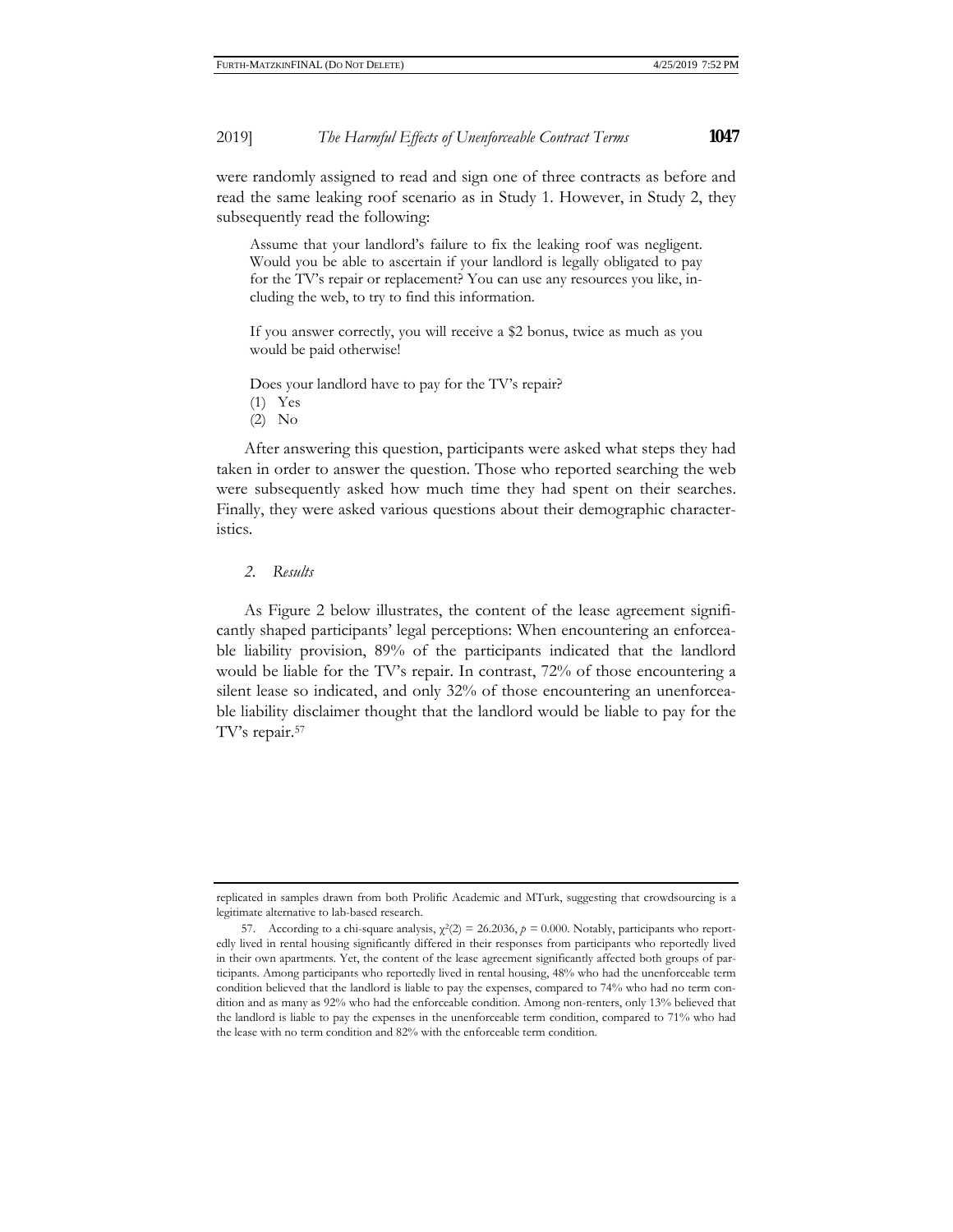were randomly assigned to read and sign one of three contracts as before and read the same leaking roof scenario as in Study 1. However, in Study 2, they subsequently read the following:

> Assume that your landlord's failure to fix the leaking roof was negligent. Would you be able to ascertain if your landlord is legally obligated to pay for the TV's repair or replacement? You can use any resources you like, including the web, to try to find this information.
>
> If you answer correctly, you will receive a $2 bonus, twice as much as you would be paid otherwise!
>
> Does your landlord have to pay for the TV's repair?
>
> (1) Yes
>
> (2) No

After answering this question, participants were asked what steps they had taken in order to answer the question. Those who reported searching the web were subsequently asked how much time they had spent on their searches. Finally, they were asked various questions about their demographic characteristics.

### *2. Results*

As Figure 2 below illustrates, the content of the lease agreement significantly shaped participants' legal perceptions: When encountering an enforceable liability provision, 89% of the participants indicated that the landlord would be liable for the TV's repair. In contrast, 72% of those encountering a silent lease so indicated, and only 32% of those encountering an unenforceable liability disclaimer thought that the landlord would be liable to pay for the TV's repair.[57]

---

replicated in samples drawn from both Prolific Academic and MTurk, suggesting that crowdsourcing is a legitimate alternative to lab-based research.

57. According to a chi-square analysis, $\chi^2(2) = 26.2036$, $p = 0.000$. Notably, participants who reportedly lived in rental housing significantly differed in their responses from participants who reportedly lived in their own apartments. Yet, the content of the lease agreement significantly affected both groups of participants. Among participants who reportedly lived in rental housing, 48% who had the unenforceable term condition believed that the landlord is liable to pay the expenses, compared to 74% who had no term condition and as many as 92% who had the enforceable condition. Among non-renters, only 13% believed that the landlord is liable to pay the expenses in the unenforceable term condition, compared to 71% who had the lease with no term condition and 82% with the enforceable term condition.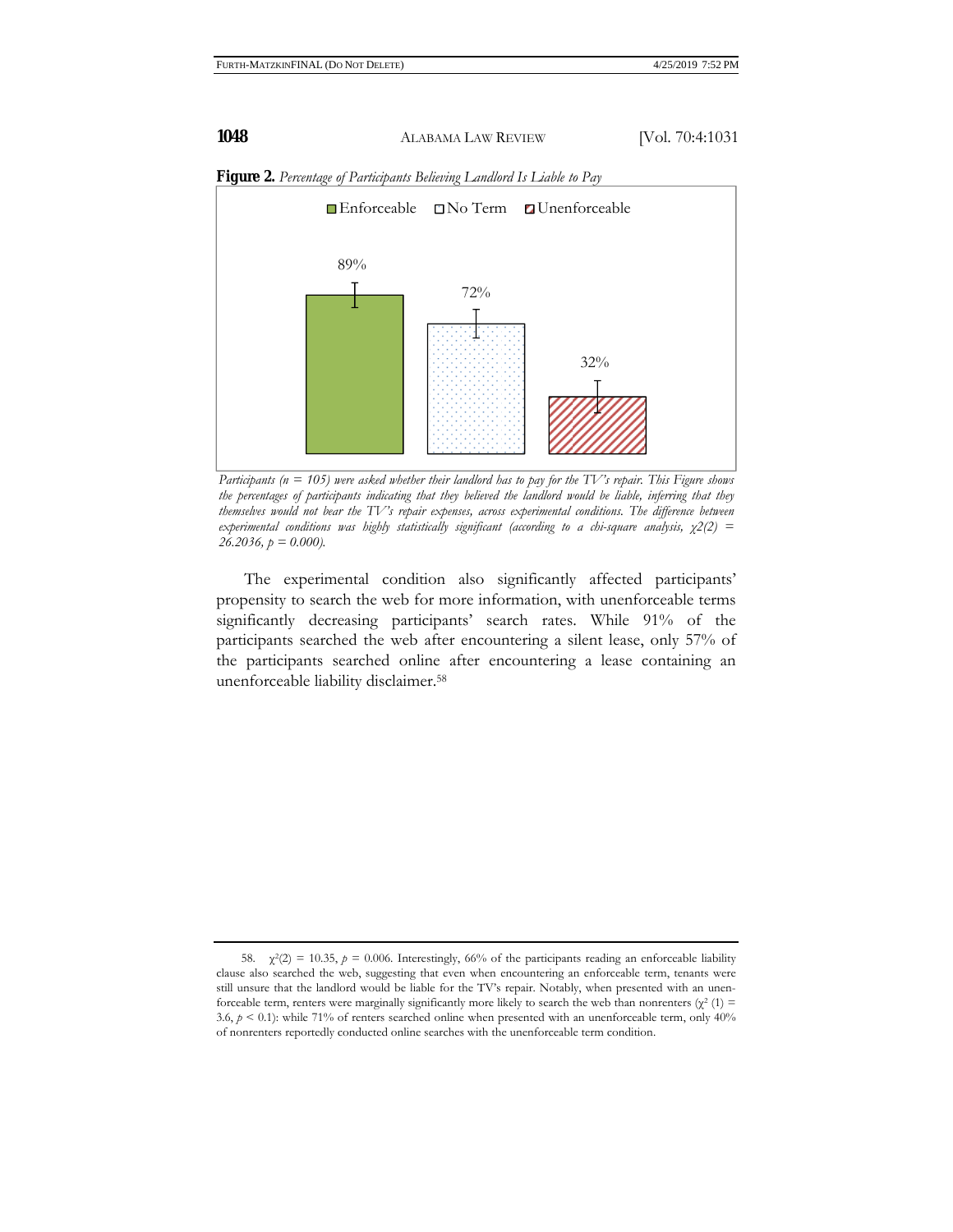**Figure 2.** *Percentage of Participants Believing Landlord Is Liable to Pay*

Enforceable: 89%; No Term: 72%; Unenforceable: 32%

*Participants (n = 105) were asked whether their landlord has to pay for the TV's repair. This Figure shows the percentages of participants indicating that they believed the landlord would be liable, inferring that they themselves would not bear the TV's repair expenses, across experimental conditions. The difference between experimental conditions was highly statistically significant (according to a chi-square analysis, $\chi2(2) = 26.2036$, $p = 0.000$).*

The experimental condition also significantly affected participants' propensity to search the web for more information, with unenforceable terms significantly decreasing participants' search rates. While 91% of the participants searched the web after encountering a silent lease, only 57% of the participants searched online after encountering a lease containing an unenforceable liability disclaimer.[58]

---

58. $\chi^2(2) = 10.35$, $p = 0.006$. Interestingly, 66% of the participants reading an enforceable liability clause also searched the web, suggesting that even when encountering an enforceable term, tenants were still unsure that the landlord would be liable for the TV's repair. Notably, when presented with an unenforceable term, renters were marginally significantly more likely to search the web than nonrenters ($\chi^2 (1) = 3.6$, $p < 0.1$): while 71% of renters searched online when presented with an unenforceable term, only 40% of nonrenters reportedly conducted online searches with the unenforceable term condition.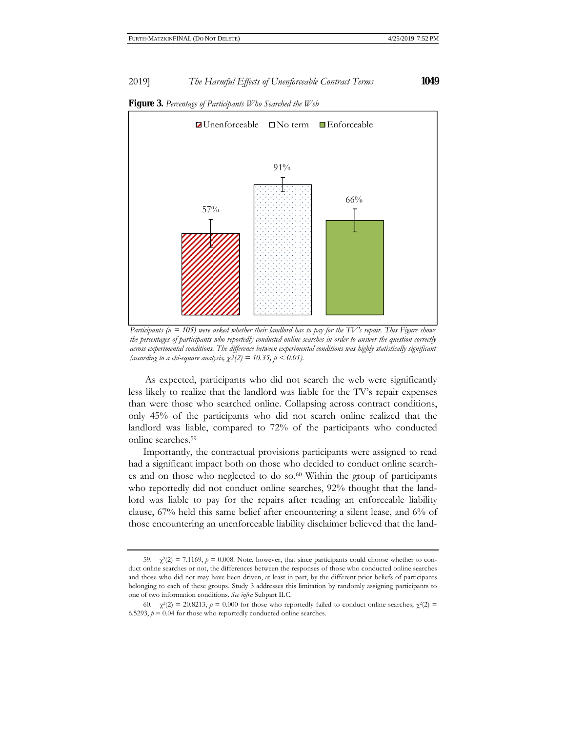**Figure 3.** *Percentage of Participants Who Searched the Web*

*Participants (n = 105) were asked whether their landlord has to pay for the TV's repair. This Figure shows the percentages of participants who reportedly conducted online searches in order to answer the question correctly across experimental conditions. The difference between experimental conditions was highly statistically significant (according to a chi-square analysis, $\chi 2(2) = 10.35$, $p < 0.01$).*

As expected, participants who did not search the web were significantly less likely to realize that the landlord was liable for the TV's repair expenses than were those who searched online. Collapsing across contract conditions, only 45% of the participants who did not search online realized that the landlord was liable, compared to 72% of the participants who conducted online searches.[59]

Importantly, the contractual provisions participants were assigned to read had a significant impact both on those who decided to conduct online searches and on those who neglected to do so.[60] Within the group of participants who reportedly did not conduct online searches, 92% thought that the landlord was liable to pay for the repairs after reading an enforceable liability clause, 67% held this same belief after encountering a silent lease, and 6% of those encountering an unenforceable liability disclaimer believed that the land-

---

59. $\chi^2(2) = 7.1169$, $p = 0.008$. Note, however, that since participants could choose whether to conduct online searches or not, the differences between the responses of those who conducted online searches and those who did not may have been driven, at least in part, by the different prior beliefs of participants belonging to each of these groups. Study 3 addresses this limitation by randomly assigning participants to one of two information conditions. *See infra* Subpart II.C.

60. $\chi^2(2) = 20.8213$, $p = 0.000$ for those who reportedly failed to conduct online searches; $\chi^2(2) = 6.5293$, $p = 0.04$ for those who reportedly conducted online searches.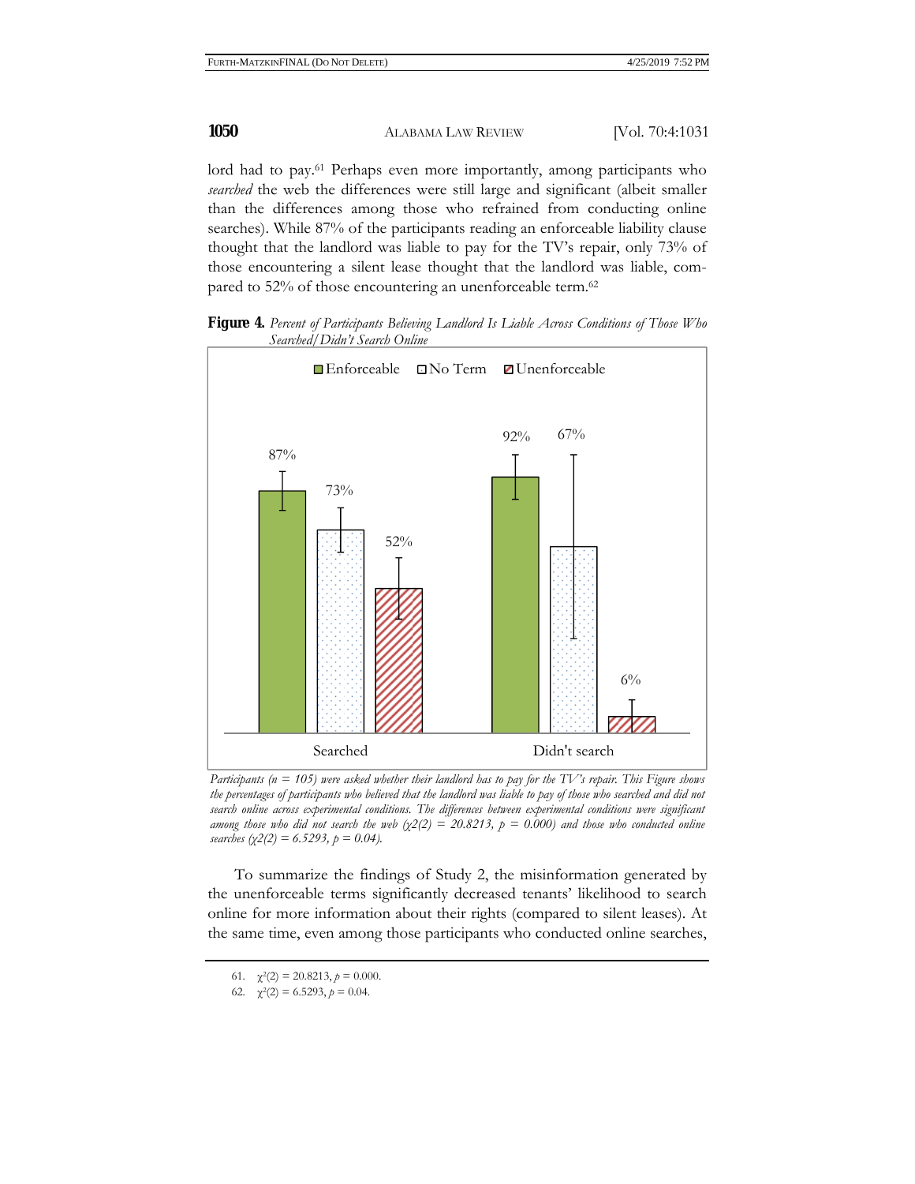lord had to pay.[61] Perhaps even more importantly, among participants who *searched* the web the differences were still large and significant (albeit smaller than the differences among those who refrained from conducting online searches). While 87% of the participants reading an enforceable liability clause thought that the landlord was liable to pay for the TV's repair, only 73% of those encountering a silent lease thought that the landlord was liable, compared to 52% of those encountering an unenforceable term.[62]

**Figure 4.** *Percent of Participants Believing Landlord Is Liable Across Conditions of Those Who Searched/Didn't Search Online*

| | Enforceable | No Term | Unenforceable |
|---|---|---|---|
| Searched | 87% | 73% | 52% |
| Didn't search | 92% | 67% | 6% |

*Participants (n = 105) were asked whether their landlord has to pay for the TV's repair. This Figure shows the percentages of participants who believed that the landlord was liable to pay of those who searched and did not search online across experimental conditions. The differences between experimental conditions were significant among those who did not search the web ($\chi2(2) = 20.8213$, $p = 0.000$) and those who conducted online searches ($\chi2(2) = 6.5293$, $p = 0.04$).*

To summarize the findings of Study 2, the misinformation generated by the unenforceable terms significantly decreased tenants' likelihood to search online for more information about their rights (compared to silent leases). At the same time, even among those participants who conducted online searches,

61. $\chi^2(2) = 20.8213$, $p = 0.000$.

62. $\chi^2(2) = 6.5293$, $p = 0.04$.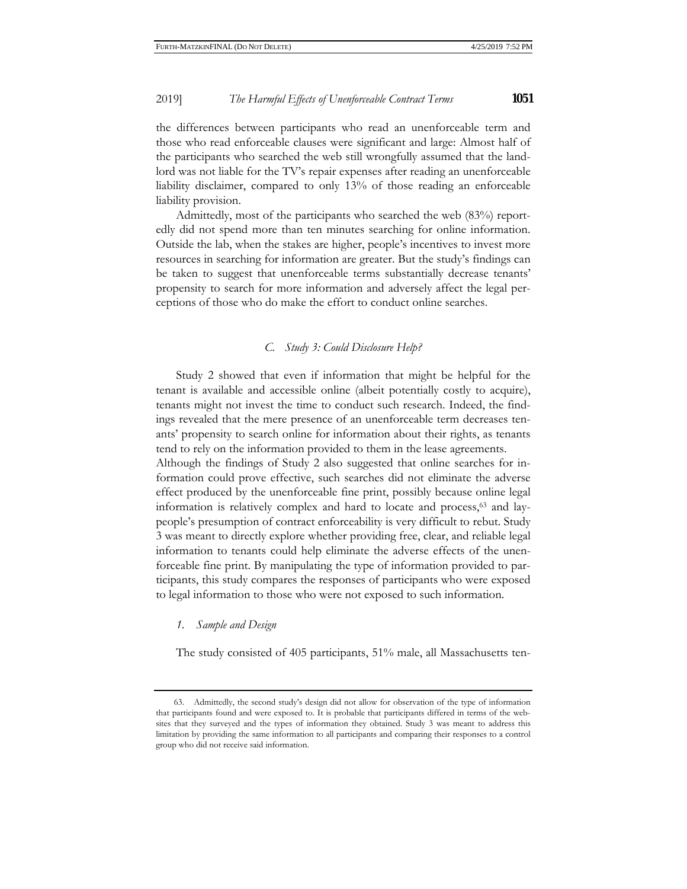the differences between participants who read an unenforceable term and those who read enforceable clauses were significant and large: Almost half of the participants who searched the web still wrongfully assumed that the landlord was not liable for the TV's repair expenses after reading an unenforceable liability disclaimer, compared to only 13% of those reading an enforceable liability provision.

Admittedly, most of the participants who searched the web (83%) reportedly did not spend more than ten minutes searching for online information. Outside the lab, when the stakes are higher, people's incentives to invest more resources in searching for information are greater. But the study's findings can be taken to suggest that unenforceable terms substantially decrease tenants' propensity to search for more information and adversely affect the legal perceptions of those who do make the effort to conduct online searches.

### *C. Study 3: Could Disclosure Help?*

Study 2 showed that even if information that might be helpful for the tenant is available and accessible online (albeit potentially costly to acquire), tenants might not invest the time to conduct such research. Indeed, the findings revealed that the mere presence of an unenforceable term decreases tenants' propensity to search online for information about their rights, as tenants tend to rely on the information provided to them in the lease agreements. Although the findings of Study 2 also suggested that online searches for information could prove effective, such searches did not eliminate the adverse effect produced by the unenforceable fine print, possibly because online legal information is relatively complex and hard to locate and process,[63] and laypeople's presumption of contract enforceability is very difficult to rebut. Study 3 was meant to directly explore whether providing free, clear, and reliable legal information to tenants could help eliminate the adverse effects of the unenforceable fine print. By manipulating the type of information provided to participants, this study compares the responses of participants who were exposed to legal information to those who were not exposed to such information.

#### *1. Sample and Design*

The study consisted of 405 participants, 51% male, all Massachusetts ten-

---

63. Admittedly, the second study's design did not allow for observation of the type of information that participants found and were exposed to. It is probable that participants differed in terms of the websites that they surveyed and the types of information they obtained. Study 3 was meant to address this limitation by providing the same information to all participants and comparing their responses to a control group who did not receive said information.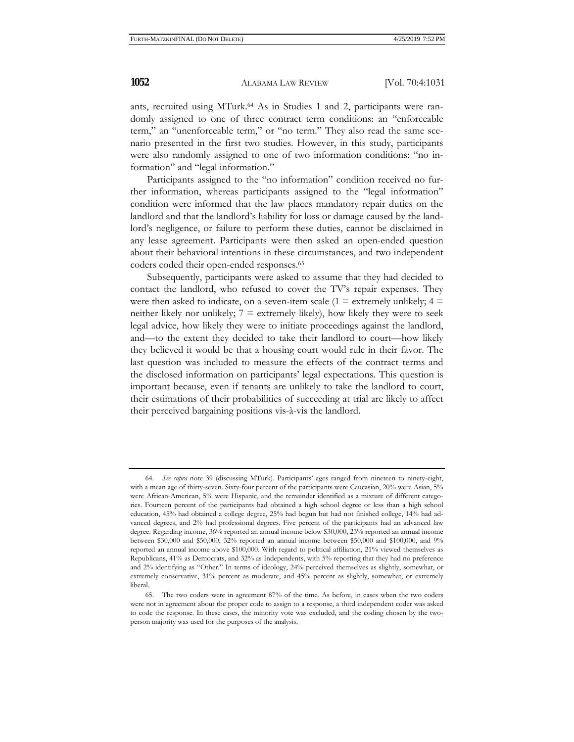ants, recruited using MTurk.[64] As in Studies 1 and 2, participants were randomly assigned to one of three contract term conditions: an "enforceable term," an "unenforceable term," or "no term." They also read the same scenario presented in the first two studies. However, in this study, participants were also randomly assigned to one of two information conditions: "no information" and "legal information."

Participants assigned to the "no information" condition received no further information, whereas participants assigned to the "legal information" condition were informed that the law places mandatory repair duties on the landlord and that the landlord's liability for loss or damage caused by the landlord's negligence, or failure to perform these duties, cannot be disclaimed in any lease agreement. Participants were then asked an open-ended question about their behavioral intentions in these circumstances, and two independent coders coded their open-ended responses.[65]

Subsequently, participants were asked to assume that they had decided to contact the landlord, who refused to cover the TV's repair expenses. They were then asked to indicate, on a seven-item scale (1 = extremely unlikely; 4 = neither likely nor unlikely; 7 = extremely likely), how likely they were to seek legal advice, how likely they were to initiate proceedings against the landlord, and—to the extent they decided to take their landlord to court—how likely they believed it would be that a housing court would rule in their favor. The last question was included to measure the effects of the contract terms and the disclosed information on participants' legal expectations. This question is important because, even if tenants are unlikely to take the landlord to court, their estimations of their probabilities of succeeding at trial are likely to affect their perceived bargaining positions vis-à-vis the landlord.

---

64. *See supra* note 39 (discussing MTurk). Participants' ages ranged from nineteen to ninety-eight, with a mean age of thirty-seven. Sixty-four percent of the participants were Caucasian, 20% were Asian, 5% were African-American, 5% were Hispanic, and the remainder identified as a mixture of different categories. Fourteen percent of the participants had obtained a high school degree or less than a high school education, 45% had obtained a college degree, 25% had begun but had not finished college, 14% had advanced degrees, and 2% had professional degrees. Five percent of the participants had an advanced law degree. Regarding income, 36% reported an annual income below $30,000, 23% reported an annual income between $30,000 and $50,000, 32% reported an annual income between $50,000 and $100,000, and 9% reported an annual income above $100,000. With regard to political affiliation, 21% viewed themselves as Republicans, 41% as Democrats, and 32% as Independents, with 5% reporting that they had no preference and 2% identifying as "Other." In terms of ideology, 24% perceived themselves as slightly, somewhat, or extremely conservative, 31% percent as moderate, and 45% percent as slightly, somewhat, or extremely liberal.

65. The two coders were in agreement 87% of the time. As before, in cases when the two coders were not in agreement about the proper code to assign to a response, a third independent coder was asked to code the response. In these cases, the minority vote was excluded, and the coding chosen by the two-person majority was used for the purposes of the analysis.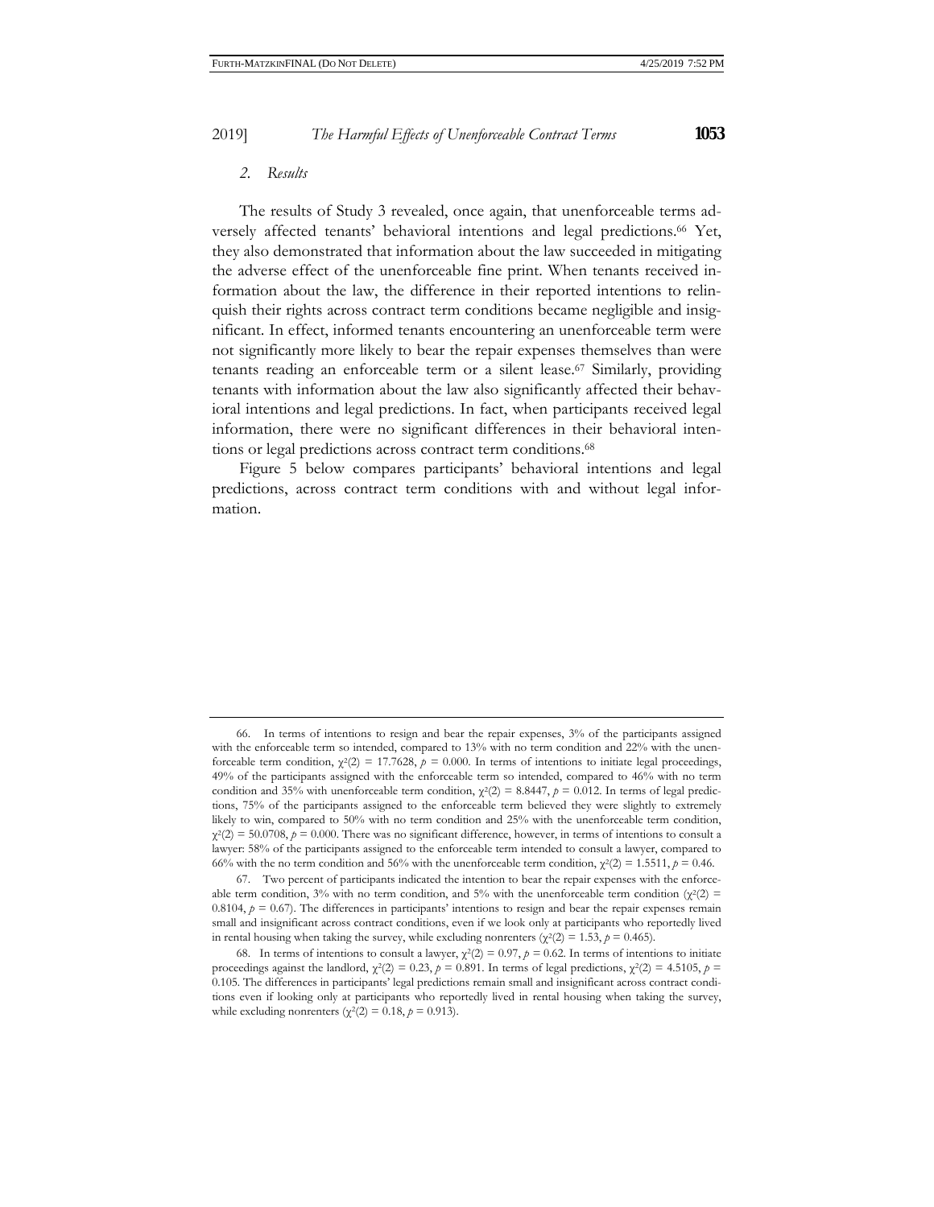*2. Results*

The results of Study 3 revealed, once again, that unenforceable terms adversely affected tenants' behavioral intentions and legal predictions.[66] Yet, they also demonstrated that information about the law succeeded in mitigating the adverse effect of the unenforceable fine print. When tenants received information about the law, the difference in their reported intentions to relinquish their rights across contract term conditions became negligible and insignificant. In effect, informed tenants encountering an unenforceable term were not significantly more likely to bear the repair expenses themselves than were tenants reading an enforceable term or a silent lease.[67] Similarly, providing tenants with information about the law also significantly affected their behavioral intentions and legal predictions. In fact, when participants received legal information, there were no significant differences in their behavioral intentions or legal predictions across contract term conditions.[68]

Figure 5 below compares participants' behavioral intentions and legal predictions, across contract term conditions with and without legal information.

---

66. In terms of intentions to resign and bear the repair expenses, 3% of the participants assigned with the enforceable term so intended, compared to 13% with no term condition and 22% with the unenforceable term condition, $\chi^2(2) = 17.7628$, $p = 0.000$. In terms of intentions to initiate legal proceedings, 49% of the participants assigned with the enforceable term so intended, compared to 46% with no term condition and 35% with unenforceable term condition, $\chi^2(2) = 8.8447$, $p = 0.012$. In terms of legal predictions, 75% of the participants assigned to the enforceable term believed they were slightly to extremely likely to win, compared to 50% with no term condition and 25% with the unenforceable term condition, $\chi^2(2) = 50.0708$, $p = 0.000$. There was no significant difference, however, in terms of intentions to consult a lawyer: 58% of the participants assigned to the enforceable term intended to consult a lawyer, compared to 66% with the no term condition and 56% with the unenforceable term condition, $\chi^2(2) = 1.5511$, $p = 0.46$.

67. Two percent of participants indicated the intention to bear the repair expenses with the enforceable term condition, 3% with no term condition, and 5% with the unenforceable term condition ($\chi^2(2) = 0.8104$, $p = 0.67$). The differences in participants' intentions to resign and bear the repair expenses remain small and insignificant across contract conditions, even if we look only at participants who reportedly lived in rental housing when taking the survey, while excluding nonrenters ($\chi^2(2) = 1.53$, $p = 0.465$).

68. In terms of intentions to consult a lawyer, $\chi^2(2) = 0.97$, $p = 0.62$. In terms of intentions to initiate proceedings against the landlord, $\chi^2(2) = 0.23$, $p = 0.891$. In terms of legal predictions, $\chi^2(2) = 4.5105$, $p = 0.105$. The differences in participants' legal predictions remain small and insignificant across contract conditions even if looking only at participants who reportedly lived in rental housing when taking the survey, while excluding nonrenters ($\chi^2(2) = 0.18$, $p = 0.913$).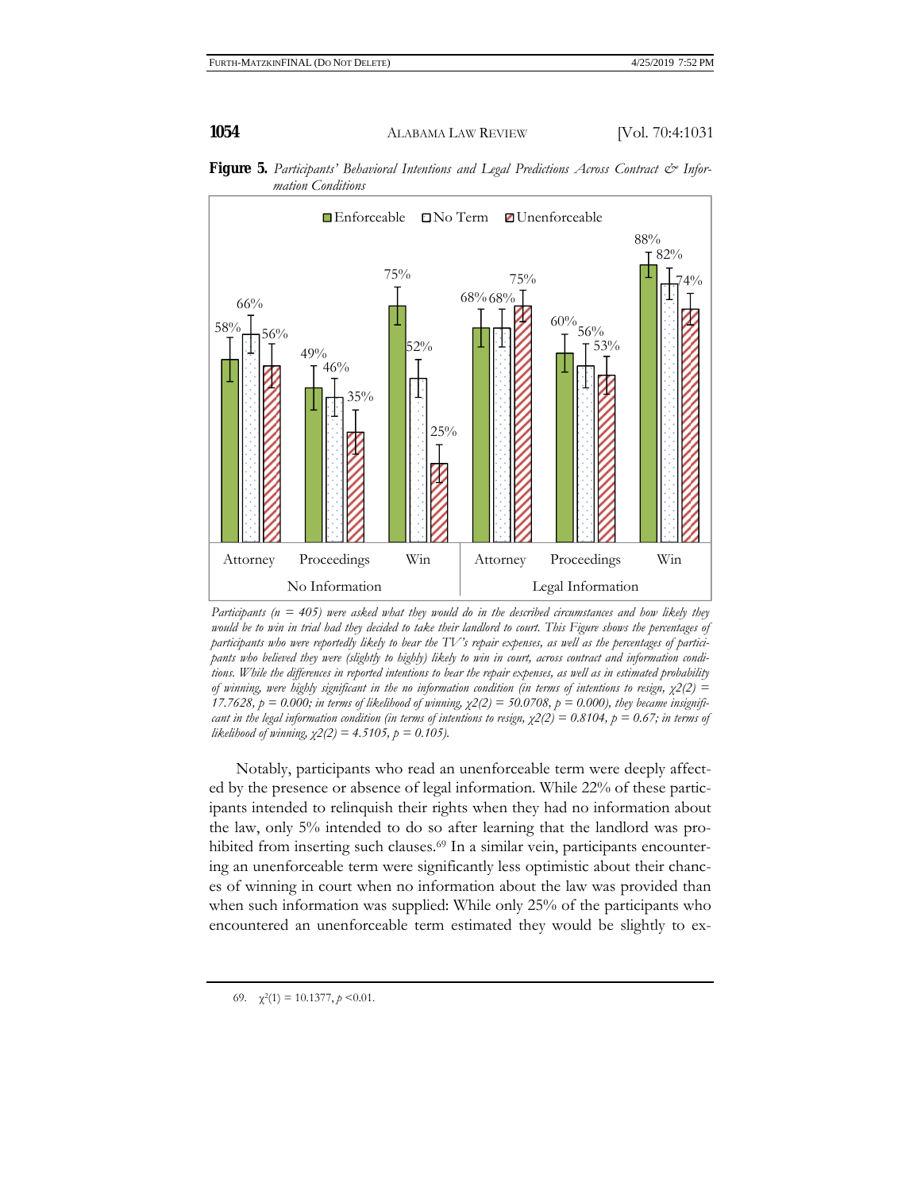**Figure 5.** *Participants' Behavioral Intentions and Legal Predictions Across Contract & Information Conditions*

| | Enforceable | No Term | Unenforceable |
|---|---|---|---|
| No Information – Attorney | 58% | 66% | 56% |
| No Information – Proceedings | 49% | 46% | 35% |
| No Information – Win | 75% | 52% | 25% |
| Legal Information – Attorney | 68% | 68% | 75% |
| Legal Information – Proceedings | 60% | 56% | 53% |
| Legal Information – Win | 88% | 82% | 74% |

*Participants (n = 405) were asked what they would do in the described circumstances and how likely they would be to win in trial had they decided to take their landlord to court. This Figure shows the percentages of participants who were reportedly likely to bear the TV's repair expenses, as well as the percentages of participants who believed they were (slightly to highly) likely to win in court, across contract and information conditions. While the differences in reported intentions to bear the repair expenses, as well as in estimated probability of winning, were highly significant in the no information condition (in terms of intentions to resign, $\chi2(2) = 17.7628$, $p = 0.000$; in terms of likelihood of winning, $\chi2(2) = 50.0708$, $p = 0.000$), they became insignificant in the legal information condition (in terms of intentions to resign, $\chi2(2) = 0.8104$, $p = 0.67$; in terms of likelihood of winning, $\chi2(2) = 4.5105$, $p = 0.105$).*

Notably, participants who read an unenforceable term were deeply affected by the presence or absence of legal information. While 22% of these participants intended to relinquish their rights when they had no information about the law, only 5% intended to do so after learning that the landlord was prohibited from inserting such clauses.[69] In a similar vein, participants encountering an unenforceable term were significantly less optimistic about their chances of winning in court when no information about the law was provided than when such information was supplied: While only 25% of the participants who encountered an unenforceable term estimated they would be slightly to ex-

69. $\chi^2(1) = 10.1377$, $p < 0.01$.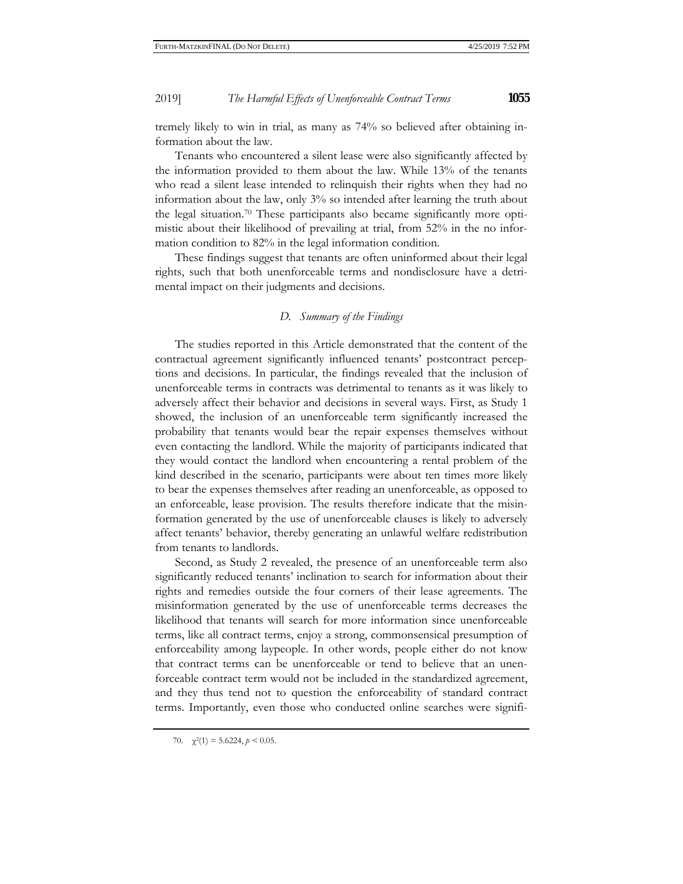tremely likely to win in trial, as many as 74% so believed after obtaining information about the law.

Tenants who encountered a silent lease were also significantly affected by the information provided to them about the law. While 13% of the tenants who read a silent lease intended to relinquish their rights when they had no information about the law, only 3% so intended after learning the truth about the legal situation.[70] These participants also became significantly more optimistic about their likelihood of prevailing at trial, from 52% in the no information condition to 82% in the legal information condition.

These findings suggest that tenants are often uninformed about their legal rights, such that both unenforceable terms and nondisclosure have a detrimental impact on their judgments and decisions.

### *D. Summary of the Findings*

The studies reported in this Article demonstrated that the content of the contractual agreement significantly influenced tenants' postcontract perceptions and decisions. In particular, the findings revealed that the inclusion of unenforceable terms in contracts was detrimental to tenants as it was likely to adversely affect their behavior and decisions in several ways. First, as Study 1 showed, the inclusion of an unenforceable term significantly increased the probability that tenants would bear the repair expenses themselves without even contacting the landlord. While the majority of participants indicated that they would contact the landlord when encountering a rental problem of the kind described in the scenario, participants were about ten times more likely to bear the expenses themselves after reading an unenforceable, as opposed to an enforceable, lease provision. The results therefore indicate that the misinformation generated by the use of unenforceable clauses is likely to adversely affect tenants' behavior, thereby generating an unlawful welfare redistribution from tenants to landlords.

Second, as Study 2 revealed, the presence of an unenforceable term also significantly reduced tenants' inclination to search for information about their rights and remedies outside the four corners of their lease agreements. The misinformation generated by the use of unenforceable terms decreases the likelihood that tenants will search for more information since unenforceable terms, like all contract terms, enjoy a strong, commonsensical presumption of enforceability among laypeople. In other words, people either do not know that contract terms can be unenforceable or tend to believe that an unenforceable contract term would not be included in the standardized agreement, and they thus tend not to question the enforceability of standard contract terms. Importantly, even those who conducted online searches were signifi-

70. $\chi^2(1) = 5.6224, p < 0.05$.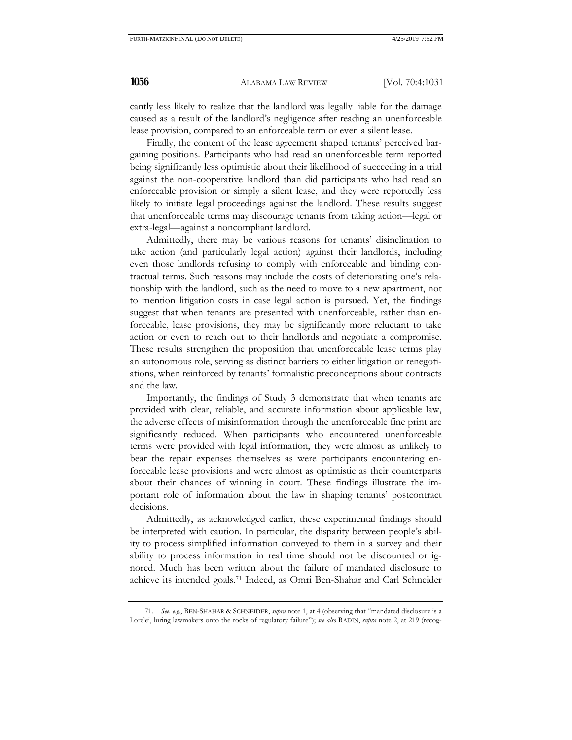cantly less likely to realize that the landlord was legally liable for the damage caused as a result of the landlord's negligence after reading an unenforceable lease provision, compared to an enforceable term or even a silent lease.

Finally, the content of the lease agreement shaped tenants' perceived bargaining positions. Participants who had read an unenforceable term reported being significantly less optimistic about their likelihood of succeeding in a trial against the non-cooperative landlord than did participants who had read an enforceable provision or simply a silent lease, and they were reportedly less likely to initiate legal proceedings against the landlord. These results suggest that unenforceable terms may discourage tenants from taking action—legal or extra-legal—against a noncompliant landlord.

Admittedly, there may be various reasons for tenants' disinclination to take action (and particularly legal action) against their landlords, including even those landlords refusing to comply with enforceable and binding contractual terms. Such reasons may include the costs of deteriorating one's relationship with the landlord, such as the need to move to a new apartment, not to mention litigation costs in case legal action is pursued. Yet, the findings suggest that when tenants are presented with unenforceable, rather than enforceable, lease provisions, they may be significantly more reluctant to take action or even to reach out to their landlords and negotiate a compromise. These results strengthen the proposition that unenforceable lease terms play an autonomous role, serving as distinct barriers to either litigation or renegotiations, when reinforced by tenants' formalistic preconceptions about contracts and the law.

Importantly, the findings of Study 3 demonstrate that when tenants are provided with clear, reliable, and accurate information about applicable law, the adverse effects of misinformation through the unenforceable fine print are significantly reduced. When participants who encountered unenforceable terms were provided with legal information, they were almost as unlikely to bear the repair expenses themselves as were participants encountering enforceable lease provisions and were almost as optimistic as their counterparts about their chances of winning in court. These findings illustrate the important role of information about the law in shaping tenants' postcontract decisions.

Admittedly, as acknowledged earlier, these experimental findings should be interpreted with caution. In particular, the disparity between people's ability to process simplified information conveyed to them in a survey and their ability to process information in real time should not be discounted or ignored. Much has been written about the failure of mandated disclosure to achieve its intended goals.[71] Indeed, as Omri Ben-Shahar and Carl Schneider

---

71. *See, e.g.*, BEN-SHAHAR & SCHNEIDER, *supra* note 1, at 4 (observing that "mandated disclosure is a Lorelei, luring lawmakers onto the rocks of regulatory failure"); *see also* RADIN, *supra* note 2, at 219 (recog-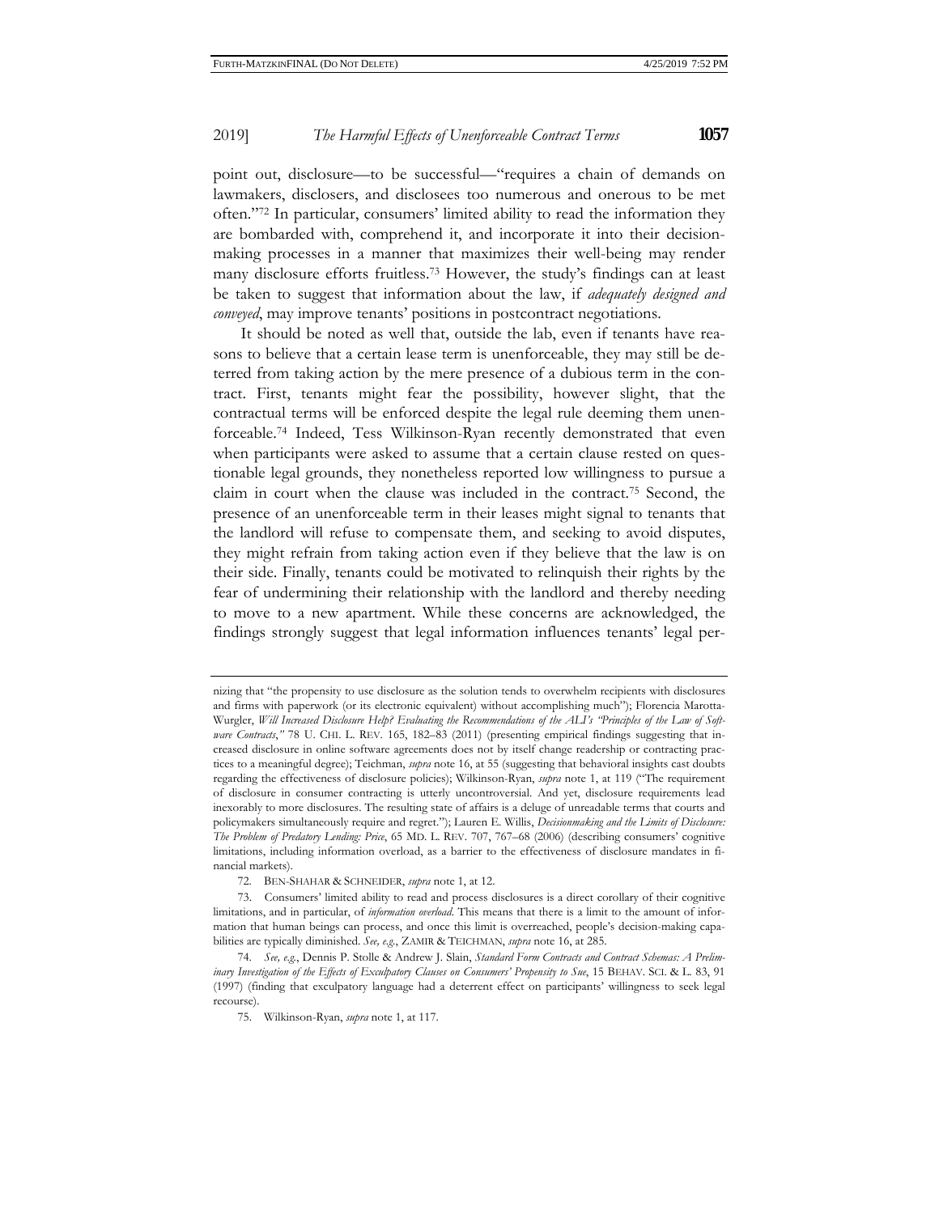point out, disclosure—to be successful—"requires a chain of demands on lawmakers, disclosers, and disclosees too numerous and onerous to be met often."[72] In particular, consumers' limited ability to read the information they are bombarded with, comprehend it, and incorporate it into their decision-making processes in a manner that maximizes their well-being may render many disclosure efforts fruitless.[73] However, the study's findings can at least be taken to suggest that information about the law, if *adequately designed and conveyed*, may improve tenants' positions in postcontract negotiations.

It should be noted as well that, outside the lab, even if tenants have reasons to believe that a certain lease term is unenforceable, they may still be deterred from taking action by the mere presence of a dubious term in the contract. First, tenants might fear the possibility, however slight, that the contractual terms will be enforced despite the legal rule deeming them unenforceable.[74] Indeed, Tess Wilkinson-Ryan recently demonstrated that even when participants were asked to assume that a certain clause rested on questionable legal grounds, they nonetheless reported low willingness to pursue a claim in court when the clause was included in the contract.[75] Second, the presence of an unenforceable term in their leases might signal to tenants that the landlord will refuse to compensate them, and seeking to avoid disputes, they might refrain from taking action even if they believe that the law is on their side. Finally, tenants could be motivated to relinquish their rights by the fear of undermining their relationship with the landlord and thereby needing to move to a new apartment. While these concerns are acknowledged, the findings strongly suggest that legal information influences tenants' legal per-

---

nizing that "the propensity to use disclosure as the solution tends to overwhelm recipients with disclosures and firms with paperwork (or its electronic equivalent) without accomplishing much"); Florencia Marotta-Wurgler, *Will Increased Disclosure Help? Evaluating the Recommendations of the ALI's "Principles of the Law of Software Contracts*,*"* 78 U. CHI. L. REV. 165, 182–83 (2011) (presenting empirical findings suggesting that increased disclosure in online software agreements does not by itself change readership or contracting practices to a meaningful degree); Teichman, *supra* note 16, at 55 (suggesting that behavioral insights cast doubts regarding the effectiveness of disclosure policies); Wilkinson-Ryan, *supra* note 1, at 119 ("The requirement of disclosure in consumer contracting is utterly uncontroversial. And yet, disclosure requirements lead inexorably to more disclosures. The resulting state of affairs is a deluge of unreadable terms that courts and policymakers simultaneously require and regret."); Lauren E. Willis, *Decisionmaking and the Limits of Disclosure: The Problem of Predatory Lending: Price*, 65 MD. L. REV. 707, 767–68 (2006) (describing consumers' cognitive limitations, including information overload, as a barrier to the effectiveness of disclosure mandates in financial markets).

72. BEN-SHAHAR & SCHNEIDER, *supra* note 1, at 12.

73. Consumers' limited ability to read and process disclosures is a direct corollary of their cognitive limitations, and in particular, of *information overload*. This means that there is a limit to the amount of information that human beings can process, and once this limit is overreached, people's decision-making capabilities are typically diminished. *See, e.g.*, ZAMIR & TEICHMAN, *supra* note 16, at 285.

74. *See, e.g.*, Dennis P. Stolle & Andrew J. Slain, *Standard Form Contracts and Contract Schemas: A Preliminary Investigation of the Effects of Exculpatory Clauses on Consumers' Propensity to Sue*, 15 BEHAV. SCI. & L. 83, 91 (1997) (finding that exculpatory language had a deterrent effect on participants' willingness to seek legal recourse).

75. Wilkinson-Ryan, *supra* note 1, at 117.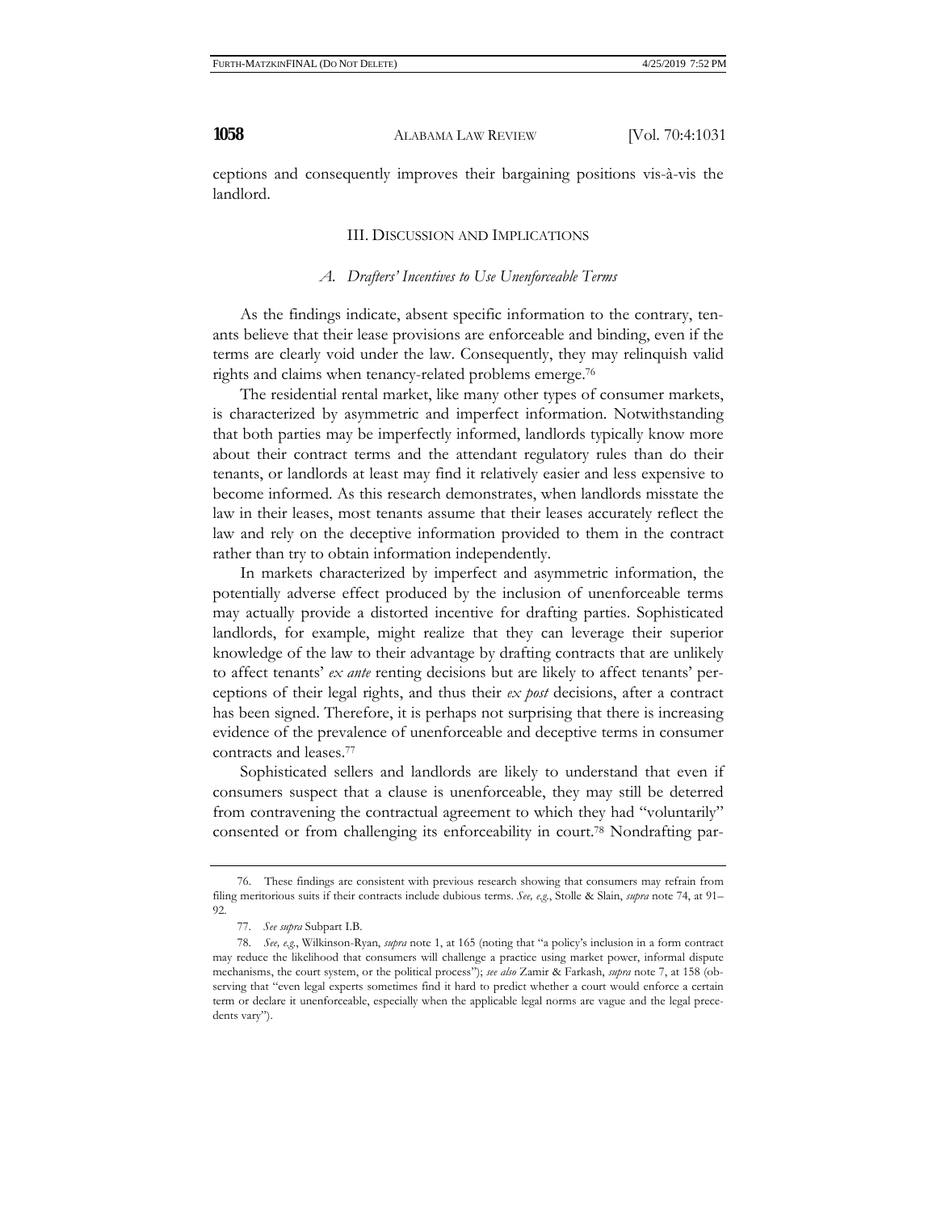ceptions and consequently improves their bargaining positions vis-à-vis the landlord.

## III. DISCUSSION AND IMPLICATIONS

### *A. Drafters' Incentives to Use Unenforceable Terms*

As the findings indicate, absent specific information to the contrary, tenants believe that their lease provisions are enforceable and binding, even if the terms are clearly void under the law. Consequently, they may relinquish valid rights and claims when tenancy-related problems emerge.[76]

The residential rental market, like many other types of consumer markets, is characterized by asymmetric and imperfect information. Notwithstanding that both parties may be imperfectly informed, landlords typically know more about their contract terms and the attendant regulatory rules than do their tenants, or landlords at least may find it relatively easier and less expensive to become informed. As this research demonstrates, when landlords misstate the law in their leases, most tenants assume that their leases accurately reflect the law and rely on the deceptive information provided to them in the contract rather than try to obtain information independently.

In markets characterized by imperfect and asymmetric information, the potentially adverse effect produced by the inclusion of unenforceable terms may actually provide a distorted incentive for drafting parties. Sophisticated landlords, for example, might realize that they can leverage their superior knowledge of the law to their advantage by drafting contracts that are unlikely to affect tenants' *ex ante* renting decisions but are likely to affect tenants' perceptions of their legal rights, and thus their *ex post* decisions, after a contract has been signed. Therefore, it is perhaps not surprising that there is increasing evidence of the prevalence of unenforceable and deceptive terms in consumer contracts and leases.[77]

Sophisticated sellers and landlords are likely to understand that even if consumers suspect that a clause is unenforceable, they may still be deterred from contravening the contractual agreement to which they had "voluntarily" consented or from challenging its enforceability in court.[78] Nondrafting par-

---

76. These findings are consistent with previous research showing that consumers may refrain from filing meritorious suits if their contracts include dubious terms. *See, e.g.*, Stolle & Slain, *supra* note 74, at 91–92.

77. *See supra* Subpart I.B.

78. *See, e.g.*, Wilkinson-Ryan, *supra* note 1, at 165 (noting that "a policy's inclusion in a form contract may reduce the likelihood that consumers will challenge a practice using market power, informal dispute mechanisms, the court system, or the political process"); *see also* Zamir & Farkash, *supra* note 7, at 158 (observing that "even legal experts sometimes find it hard to predict whether a court would enforce a certain term or declare it unenforceable, especially when the applicable legal norms are vague and the legal precedents vary").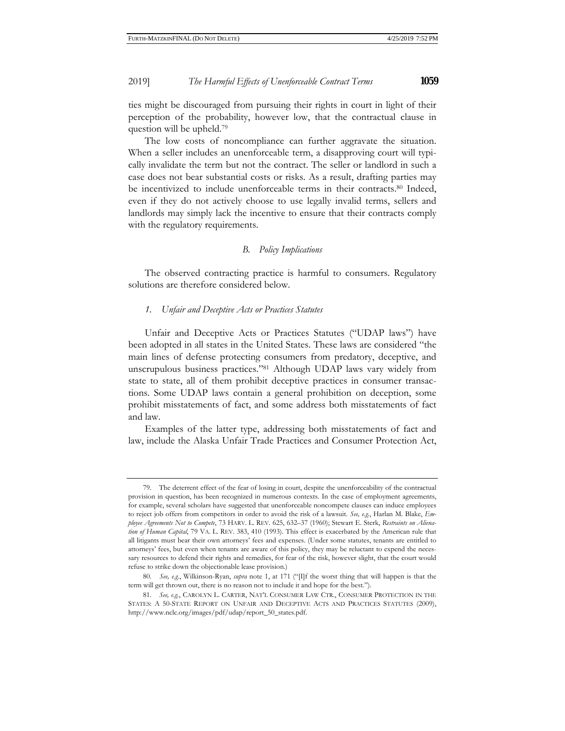ties might be discouraged from pursuing their rights in court in light of their perception of the probability, however low, that the contractual clause in question will be upheld.[79]

The low costs of noncompliance can further aggravate the situation. When a seller includes an unenforceable term, a disapproving court will typically invalidate the term but not the contract. The seller or landlord in such a case does not bear substantial costs or risks. As a result, drafting parties may be incentivized to include unenforceable terms in their contracts.[80] Indeed, even if they do not actively choose to use legally invalid terms, sellers and landlords may simply lack the incentive to ensure that their contracts comply with the regulatory requirements.

### *B. Policy Implications*

The observed contracting practice is harmful to consumers. Regulatory solutions are therefore considered below.

#### *1. Unfair and Deceptive Acts or Practices Statutes*

Unfair and Deceptive Acts or Practices Statutes ("UDAP laws") have been adopted in all states in the United States. These laws are considered "the main lines of defense protecting consumers from predatory, deceptive, and unscrupulous business practices."[81] Although UDAP laws vary widely from state to state, all of them prohibit deceptive practices in consumer transactions. Some UDAP laws contain a general prohibition on deception, some prohibit misstatements of fact, and some address both misstatements of fact and law.

Examples of the latter type, addressing both misstatements of fact and law, include the Alaska Unfair Trade Practices and Consumer Protection Act,

---

79. The deterrent effect of the fear of losing in court, despite the unenforceability of the contractual provision in question, has been recognized in numerous contexts. In the case of employment agreements, for example, several scholars have suggested that unenforceable noncompete clauses can induce employees to reject job offers from competitors in order to avoid the risk of a lawsuit. *See, e.g.*, Harlan M. Blake, *Employee Agreements Not to Compete*, 73 HARV. L. REV. 625, 632–37 (1960); Stewart E. Sterk, *Restraints on Alienation of Human Capital*, 79 VA. L. REV. 383, 410 (1993). This effect is exacerbated by the American rule that all litigants must bear their own attorneys' fees and expenses. (Under some statutes, tenants are entitled to attorneys' fees, but even when tenants are aware of this policy, they may be reluctant to expend the necessary resources to defend their rights and remedies, for fear of the risk, however slight, that the court would refuse to strike down the objectionable lease provision.)

80. *See, e.g.*, Wilkinson-Ryan, *supra* note 1, at 171 ("[I]f the worst thing that will happen is that the term will get thrown out, there is no reason not to include it and hope for the best.").

81. *See, e.g.*, CAROLYN L. CARTER, NAT'L CONSUMER LAW CTR., CONSUMER PROTECTION IN THE STATES: A 50-STATE REPORT ON UNFAIR AND DECEPTIVE ACTS AND PRACTICES STATUTES (2009), http://www.nclc.org/images/pdf/udap/report_50_states.pdf.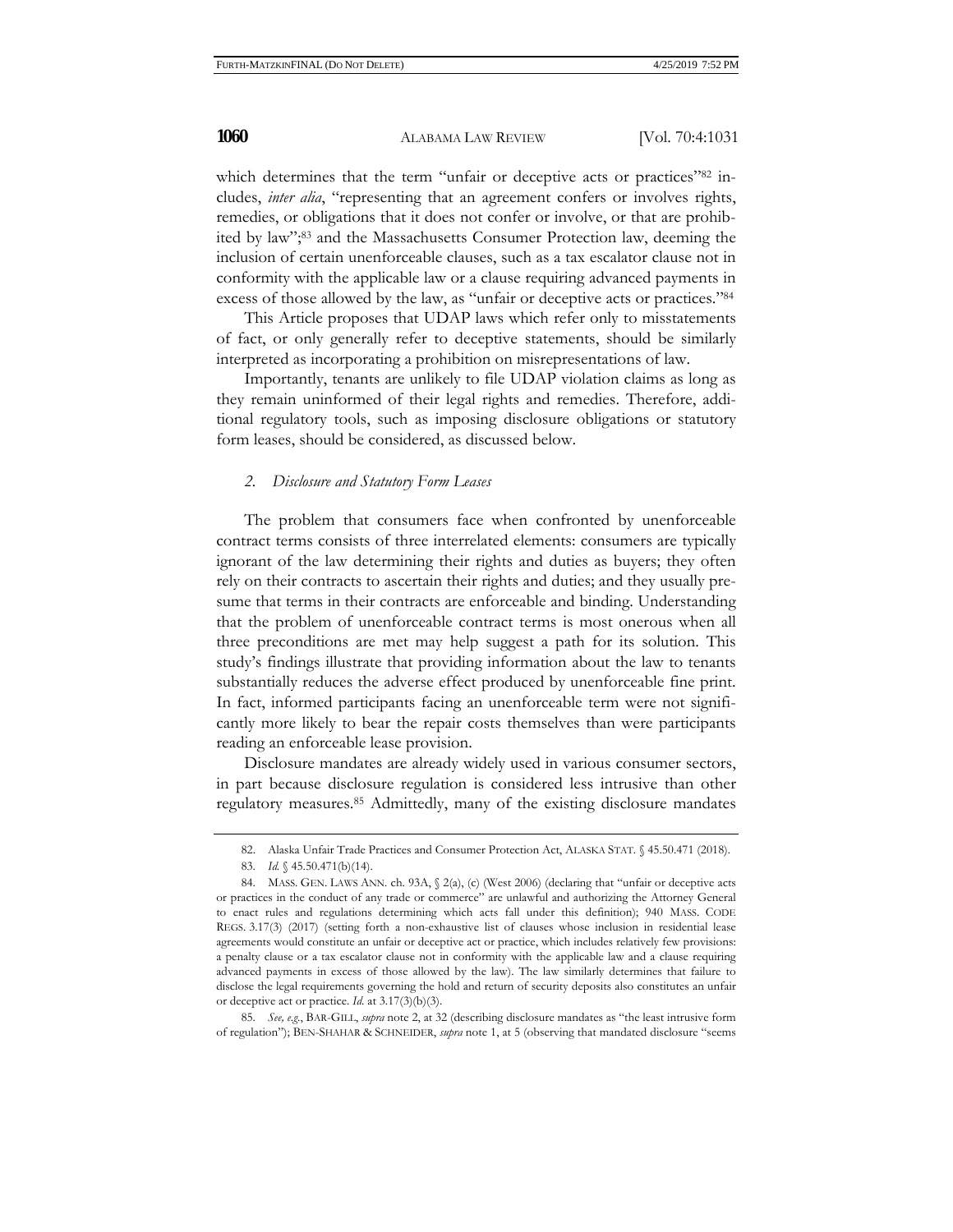which determines that the term "unfair or deceptive acts or practices"[82] includes, *inter alia*, "representing that an agreement confers or involves rights, remedies, or obligations that it does not confer or involve, or that are prohibited by law";[83] and the Massachusetts Consumer Protection law, deeming the inclusion of certain unenforceable clauses, such as a tax escalator clause not in conformity with the applicable law or a clause requiring advanced payments in excess of those allowed by the law, as "unfair or deceptive acts or practices."[84]

This Article proposes that UDAP laws which refer only to misstatements of fact, or only generally refer to deceptive statements, should be similarly interpreted as incorporating a prohibition on misrepresentations of law.

Importantly, tenants are unlikely to file UDAP violation claims as long as they remain uninformed of their legal rights and remedies. Therefore, additional regulatory tools, such as imposing disclosure obligations or statutory form leases, should be considered, as discussed below.

### *2. Disclosure and Statutory Form Leases*

The problem that consumers face when confronted by unenforceable contract terms consists of three interrelated elements: consumers are typically ignorant of the law determining their rights and duties as buyers; they often rely on their contracts to ascertain their rights and duties; and they usually presume that terms in their contracts are enforceable and binding. Understanding that the problem of unenforceable contract terms is most onerous when all three preconditions are met may help suggest a path for its solution. This study's findings illustrate that providing information about the law to tenants substantially reduces the adverse effect produced by unenforceable fine print. In fact, informed participants facing an unenforceable term were not significantly more likely to bear the repair costs themselves than were participants reading an enforceable lease provision.

Disclosure mandates are already widely used in various consumer sectors, in part because disclosure regulation is considered less intrusive than other regulatory measures.[85] Admittedly, many of the existing disclosure mandates

---

82. Alaska Unfair Trade Practices and Consumer Protection Act, ALASKA STAT. § 45.50.471 (2018).

83. *Id.* § 45.50.471(b)(14).

84. MASS. GEN. LAWS ANN. ch. 93A, § 2(a), (c) (West 2006) (declaring that "unfair or deceptive acts or practices in the conduct of any trade or commerce" are unlawful and authorizing the Attorney General to enact rules and regulations determining which acts fall under this definition); 940 MASS. CODE REGS. 3.17(3) (2017) (setting forth a non-exhaustive list of clauses whose inclusion in residential lease agreements would constitute an unfair or deceptive act or practice, which includes relatively few provisions: a penalty clause or a tax escalator clause not in conformity with the applicable law and a clause requiring advanced payments in excess of those allowed by the law). The law similarly determines that failure to disclose the legal requirements governing the hold and return of security deposits also constitutes an unfair or deceptive act or practice. *Id.* at 3.17(3)(b)(3).

85. *See, e.g.*, BAR-GILL, *supra* note 2, at 32 (describing disclosure mandates as "the least intrusive form of regulation"); BEN-SHAHAR & SCHNEIDER, *supra* note 1, at 5 (observing that mandated disclosure "seems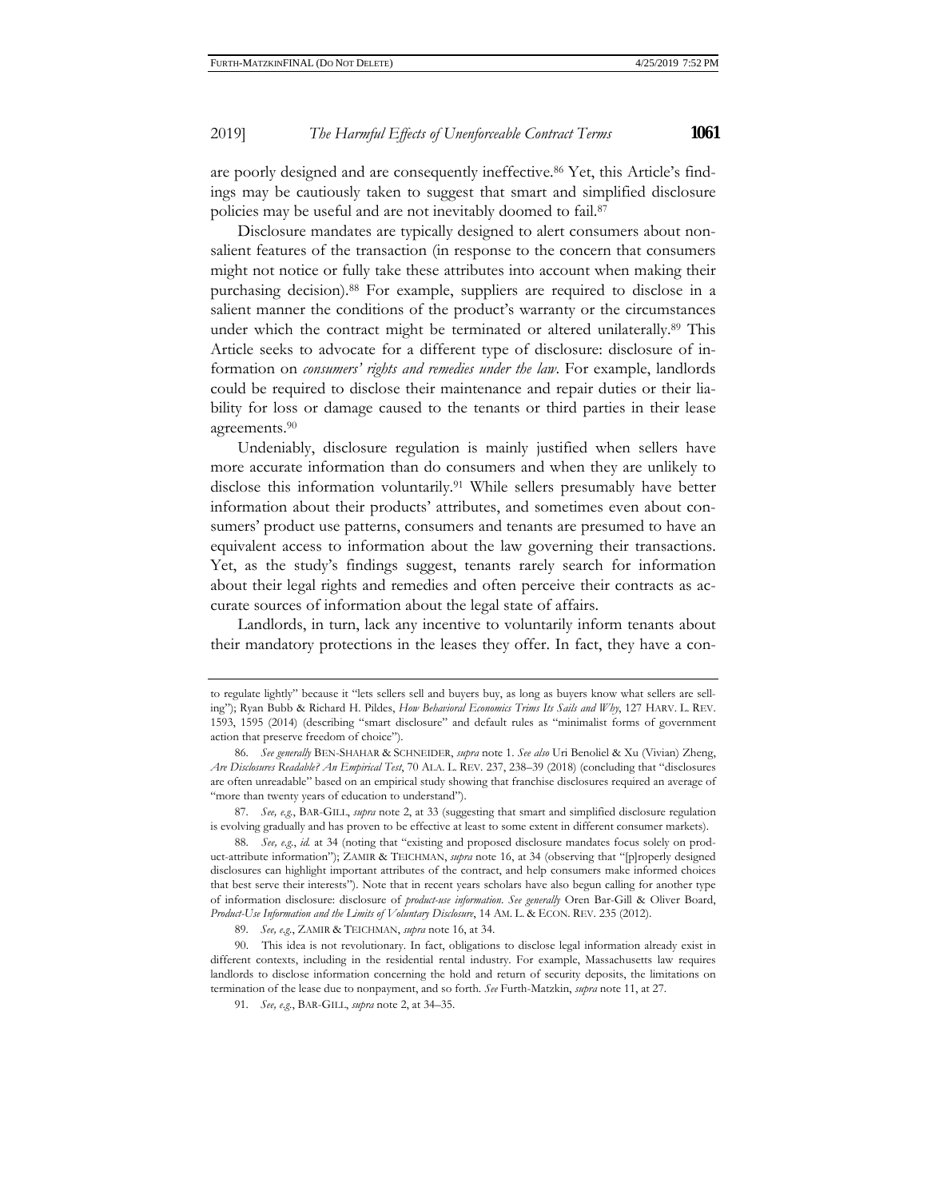are poorly designed and are consequently ineffective.[86] Yet, this Article's findings may be cautiously taken to suggest that smart and simplified disclosure policies may be useful and are not inevitably doomed to fail.[87]

Disclosure mandates are typically designed to alert consumers about non-salient features of the transaction (in response to the concern that consumers might not notice or fully take these attributes into account when making their purchasing decision).[88] For example, suppliers are required to disclose in a salient manner the conditions of the product's warranty or the circumstances under which the contract might be terminated or altered unilaterally.[89] This Article seeks to advocate for a different type of disclosure: disclosure of information on *consumers' rights and remedies under the law*. For example, landlords could be required to disclose their maintenance and repair duties or their liability for loss or damage caused to the tenants or third parties in their lease agreements.[90]

Undeniably, disclosure regulation is mainly justified when sellers have more accurate information than do consumers and when they are unlikely to disclose this information voluntarily.[91] While sellers presumably have better information about their products' attributes, and sometimes even about consumers' product use patterns, consumers and tenants are presumed to have an equivalent access to information about the law governing their transactions. Yet, as the study's findings suggest, tenants rarely search for information about their legal rights and remedies and often perceive their contracts as accurate sources of information about the legal state of affairs.

Landlords, in turn, lack any incentive to voluntarily inform tenants about their mandatory protections in the leases they offer. In fact, they have a con-

---

to regulate lightly" because it "lets sellers sell and buyers buy, as long as buyers know what sellers are selling"); Ryan Bubb & Richard H. Pildes, *How Behavioral Economics Trims Its Sails and Why*, 127 HARV. L. REV. 1593, 1595 (2014) (describing "smart disclosure" and default rules as "minimalist forms of government action that preserve freedom of choice").

86. *See generally* BEN-SHAHAR & SCHNEIDER, *supra* note 1. *See also* Uri Benoliel & Xu (Vivian) Zheng, *Are Disclosures Readable? An Empirical Test*, 70 ALA. L. REV. 237, 238–39 (2018) (concluding that "disclosures are often unreadable" based on an empirical study showing that franchise disclosures required an average of "more than twenty years of education to understand").

87. *See, e.g.*, BAR-GILL, *supra* note 2, at 33 (suggesting that smart and simplified disclosure regulation is evolving gradually and has proven to be effective at least to some extent in different consumer markets).

88. *See, e.g.*, *id.* at 34 (noting that "existing and proposed disclosure mandates focus solely on product-attribute information"); ZAMIR & TEICHMAN, *supra* note 16, at 34 (observing that "[p]roperly designed disclosures can highlight important attributes of the contract, and help consumers make informed choices that best serve their interests"). Note that in recent years scholars have also begun calling for another type of information disclosure: disclosure of *product-use information*. *See generally* Oren Bar-Gill & Oliver Board, *Product-Use Information and the Limits of Voluntary Disclosure*, 14 AM. L. & ECON. REV. 235 (2012).

89. *See, e.g.*, ZAMIR & TEICHMAN, *supra* note 16, at 34.

90. This idea is not revolutionary. In fact, obligations to disclose legal information already exist in different contexts, including in the residential rental industry. For example, Massachusetts law requires landlords to disclose information concerning the hold and return of security deposits, the limitations on termination of the lease due to nonpayment, and so forth. *See* Furth-Matzkin, *supra* note 11, at 27.

91. *See, e.g.*, BAR-GILL, *supra* note 2, at 34–35.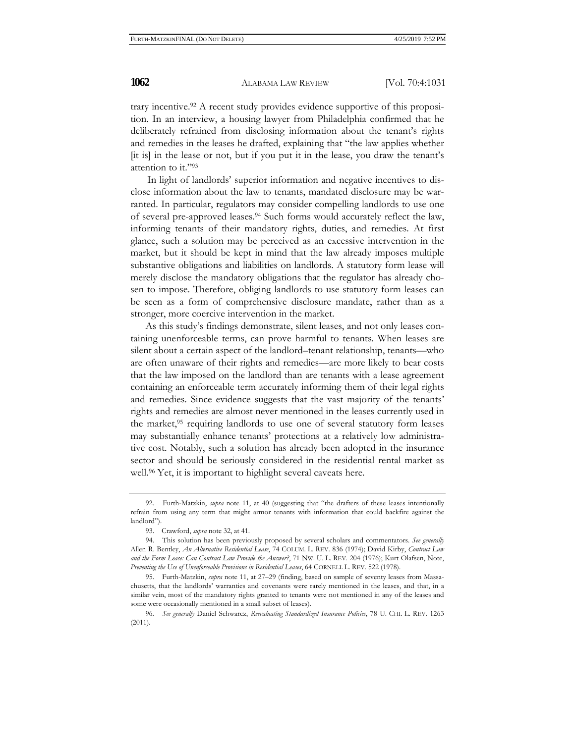trary incentive.[92] A recent study provides evidence supportive of this proposition. In an interview, a housing lawyer from Philadelphia confirmed that he deliberately refrained from disclosing information about the tenant's rights and remedies in the leases he drafted, explaining that "the law applies whether [it is] in the lease or not, but if you put it in the lease, you draw the tenant's attention to it."[93]

In light of landlords' superior information and negative incentives to disclose information about the law to tenants, mandated disclosure may be warranted. In particular, regulators may consider compelling landlords to use one of several pre-approved leases.[94] Such forms would accurately reflect the law, informing tenants of their mandatory rights, duties, and remedies. At first glance, such a solution may be perceived as an excessive intervention in the market, but it should be kept in mind that the law already imposes multiple substantive obligations and liabilities on landlords. A statutory form lease will merely disclose the mandatory obligations that the regulator has already chosen to impose. Therefore, obliging landlords to use statutory form leases can be seen as a form of comprehensive disclosure mandate, rather than as a stronger, more coercive intervention in the market.

As this study's findings demonstrate, silent leases, and not only leases containing unenforceable terms, can prove harmful to tenants. When leases are silent about a certain aspect of the landlord–tenant relationship, tenants—who are often unaware of their rights and remedies—are more likely to bear costs that the law imposed on the landlord than are tenants with a lease agreement containing an enforceable term accurately informing them of their legal rights and remedies. Since evidence suggests that the vast majority of the tenants' rights and remedies are almost never mentioned in the leases currently used in the market,[95] requiring landlords to use one of several statutory form leases may substantially enhance tenants' protections at a relatively low administrative cost. Notably, such a solution has already been adopted in the insurance sector and should be seriously considered in the residential rental market as well.[96] Yet, it is important to highlight several caveats here.

---

92. Furth-Matzkin, *supra* note 11, at 40 (suggesting that "the drafters of these leases intentionally refrain from using any term that might armor tenants with information that could backfire against the landlord").

93. Crawford, *supra* note 32, at 41.

94. This solution has been previously proposed by several scholars and commentators. *See generally* Allen R. Bentley, *An Alternative Residential Lease*, 74 COLUM. L. REV. 836 (1974); David Kirby, *Contract Law and the Form Lease: Can Contract Law Provide the Answer?*, 71 NW. U. L. REV. 204 (1976); Kurt Olafsen, Note, *Preventing the Use of Unenforceable Provisions in Residential Leases*, 64 CORNELL L. REV. 522 (1978).

95. Furth-Matzkin, *supra* note 11, at 27–29 (finding, based on sample of seventy leases from Massachusetts, that the landlords' warranties and covenants were rarely mentioned in the leases, and that, in a similar vein, most of the mandatory rights granted to tenants were not mentioned in any of the leases and some were occasionally mentioned in a small subset of leases).

96. *See generally* Daniel Schwarcz, *Reevaluating Standardized Insurance Policies*, 78 U. CHI. L. REV. 1263 (2011).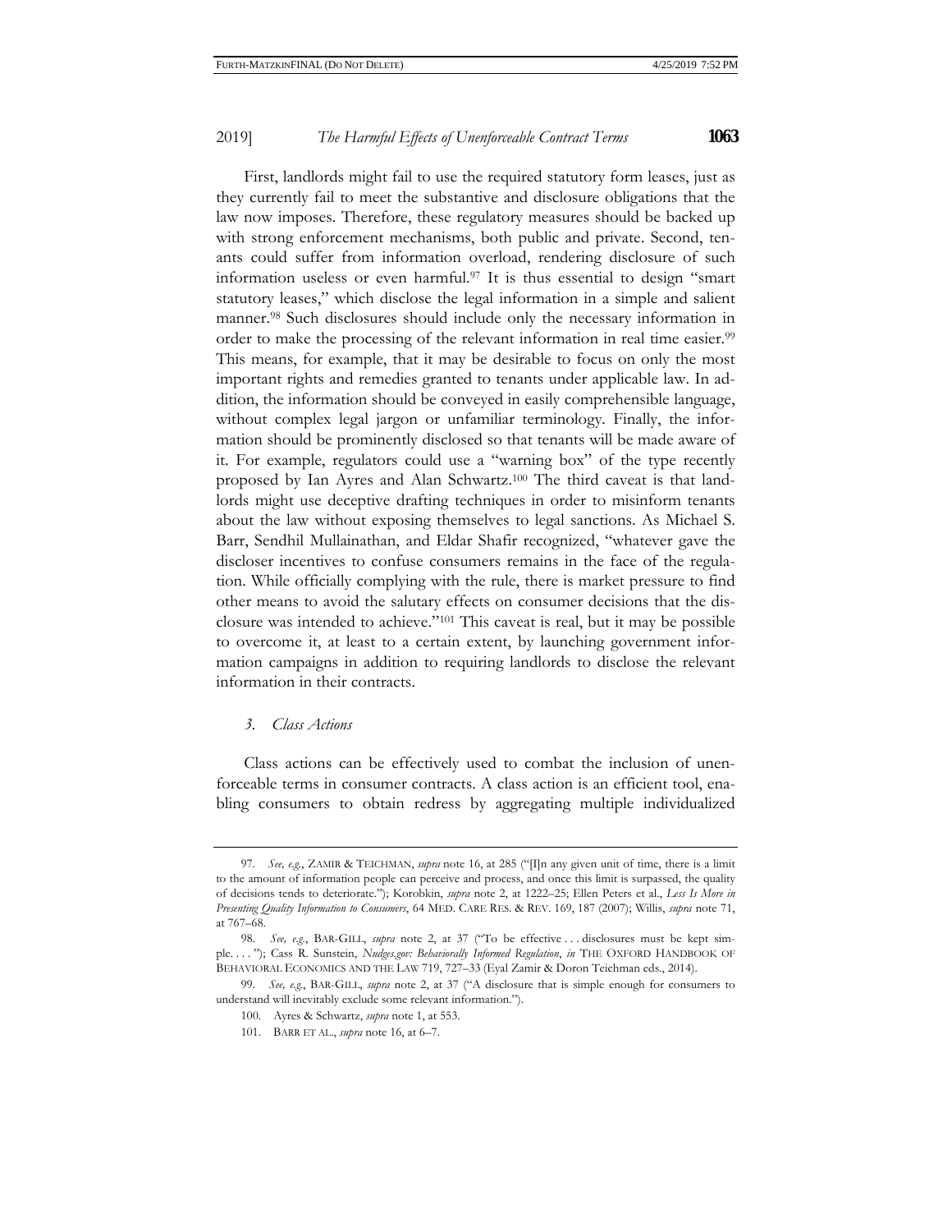First, landlords might fail to use the required statutory form leases, just as they currently fail to meet the substantive and disclosure obligations that the law now imposes. Therefore, these regulatory measures should be backed up with strong enforcement mechanisms, both public and private. Second, tenants could suffer from information overload, rendering disclosure of such information useless or even harmful.[97] It is thus essential to design "smart statutory leases," which disclose the legal information in a simple and salient manner.[98] Such disclosures should include only the necessary information in order to make the processing of the relevant information in real time easier.[99] This means, for example, that it may be desirable to focus on only the most important rights and remedies granted to tenants under applicable law. In addition, the information should be conveyed in easily comprehensible language, without complex legal jargon or unfamiliar terminology. Finally, the information should be prominently disclosed so that tenants will be made aware of it. For example, regulators could use a "warning box" of the type recently proposed by Ian Ayres and Alan Schwartz.[100] The third caveat is that landlords might use deceptive drafting techniques in order to misinform tenants about the law without exposing themselves to legal sanctions. As Michael S. Barr, Sendhil Mullainathan, and Eldar Shafir recognized, "whatever gave the discloser incentives to confuse consumers remains in the face of the regulation. While officially complying with the rule, there is market pressure to find other means to avoid the salutary effects on consumer decisions that the disclosure was intended to achieve."[101] This caveat is real, but it may be possible to overcome it, at least to a certain extent, by launching government information campaigns in addition to requiring landlords to disclose the relevant information in their contracts.

### *3. Class Actions*

Class actions can be effectively used to combat the inclusion of unenforceable terms in consumer contracts. A class action is an efficient tool, enabling consumers to obtain redress by aggregating multiple individualized

---

97. *See, e.g.*, ZAMIR & TEICHMAN, *supra* note 16, at 285 ("[I]n any given unit of time, there is a limit to the amount of information people can perceive and process, and once this limit is surpassed, the quality of decisions tends to deteriorate."); Korobkin, *supra* note 2, at 1222–25; Ellen Peters et al., *Less Is More in Presenting Quality Information to Consumers*, 64 MED. CARE RES. & REV. 169, 187 (2007); Willis, *supra* note 71, at 767–68.

98. *See, e.g.*, BAR-GILL, *supra* note 2, at 37 ("To be effective . . . disclosures must be kept simple. . . . "); Cass R. Sunstein, *Nudges.gov: Behaviorally Informed Regulation*, *in* THE OXFORD HANDBOOK OF BEHAVIORAL ECONOMICS AND THE LAW 719, 727–33 (Eyal Zamir & Doron Teichman eds., 2014).

99. *See, e.g.*, BAR-GILL, *supra* note 2, at 37 ("A disclosure that is simple enough for consumers to understand will inevitably exclude some relevant information.").

100. Ayres & Schwartz, *supra* note 1, at 553.

101. BARR ET AL., *supra* note 16, at 6–7.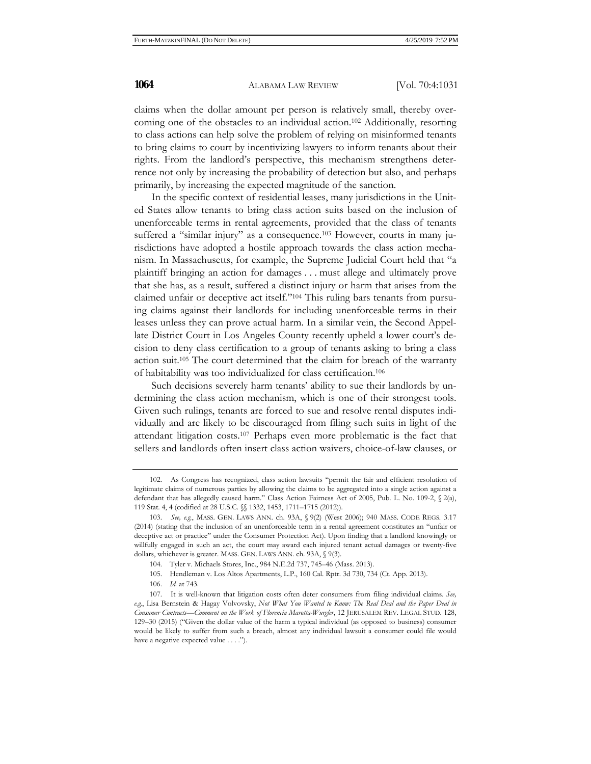claims when the dollar amount per person is relatively small, thereby overcoming one of the obstacles to an individual action.[102] Additionally, resorting to class actions can help solve the problem of relying on misinformed tenants to bring claims to court by incentivizing lawyers to inform tenants about their rights. From the landlord's perspective, this mechanism strengthens deterrence not only by increasing the probability of detection but also, and perhaps primarily, by increasing the expected magnitude of the sanction.

In the specific context of residential leases, many jurisdictions in the United States allow tenants to bring class action suits based on the inclusion of unenforceable terms in rental agreements, provided that the class of tenants suffered a "similar injury" as a consequence.[103] However, courts in many jurisdictions have adopted a hostile approach towards the class action mechanism. In Massachusetts, for example, the Supreme Judicial Court held that "a plaintiff bringing an action for damages . . . must allege and ultimately prove that she has, as a result, suffered a distinct injury or harm that arises from the claimed unfair or deceptive act itself."[104] This ruling bars tenants from pursuing claims against their landlords for including unenforceable terms in their leases unless they can prove actual harm. In a similar vein, the Second Appellate District Court in Los Angeles County recently upheld a lower court's decision to deny class certification to a group of tenants asking to bring a class action suit.[105] The court determined that the claim for breach of the warranty of habitability was too individualized for class certification.[106]

Such decisions severely harm tenants' ability to sue their landlords by undermining the class action mechanism, which is one of their strongest tools. Given such rulings, tenants are forced to sue and resolve rental disputes individually and are likely to be discouraged from filing such suits in light of the attendant litigation costs.[107] Perhaps even more problematic is the fact that sellers and landlords often insert class action waivers, choice-of-law clauses, or

---

102. As Congress has recognized, class action lawsuits "permit the fair and efficient resolution of legitimate claims of numerous parties by allowing the claims to be aggregated into a single action against a defendant that has allegedly caused harm." Class Action Fairness Act of 2005, Pub. L. No. 109-2, § 2(a), 119 Stat. 4, 4 (codified at 28 U.S.C. §§ 1332, 1453, 1711–1715 (2012)).

103. *See, e.g.*, MASS. GEN. LAWS ANN. ch. 93A, § 9(2) (West 2006); 940 MASS. CODE REGS. 3.17 (2014) (stating that the inclusion of an unenforceable term in a rental agreement constitutes an "unfair or deceptive act or practice" under the Consumer Protection Act). Upon finding that a landlord knowingly or willfully engaged in such an act, the court may award each injured tenant actual damages or twenty-five dollars, whichever is greater. MASS. GEN. LAWS ANN. ch. 93A, § 9(3).

104. Tyler v. Michaels Stores, Inc., 984 N.E.2d 737, 745–46 (Mass. 2013).

105. Hendleman v. Los Altos Apartments, L.P., 160 Cal. Rptr. 3d 730, 734 (Ct. App. 2013).

106. *Id.* at 743.

107. It is well-known that litigation costs often deter consumers from filing individual claims. *See, e.g.*, Lisa Bernstein & Hagay Volvovsky, *Not What You Wanted to Know: The Real Deal and the Paper Deal in Consumer Contracts—Comment on the Work of Florencia Marotta-Wurgler*, 12 JERUSALEM REV. LEGAL STUD. 128, 129–30 (2015) ("Given the dollar value of the harm a typical individual (as opposed to business) consumer would be likely to suffer from such a breach, almost any individual lawsuit a consumer could file would have a negative expected value . . . .").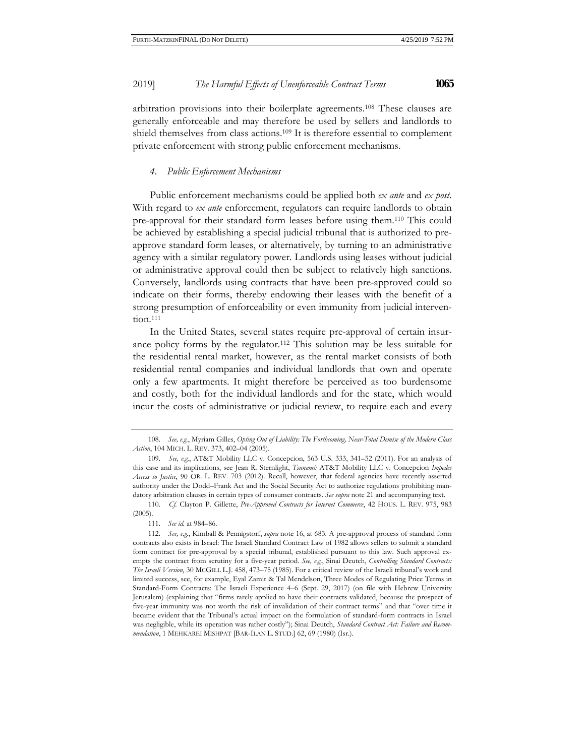arbitration provisions into their boilerplate agreements.[108] These clauses are generally enforceable and may therefore be used by sellers and landlords to shield themselves from class actions.[109] It is therefore essential to complement private enforcement with strong public enforcement mechanisms.

#### *4. Public Enforcement Mechanisms*

Public enforcement mechanisms could be applied both *ex ante* and *ex post*. With regard to *ex ante* enforcement, regulators can require landlords to obtain pre-approval for their standard form leases before using them.[110] This could be achieved by establishing a special judicial tribunal that is authorized to pre-approve standard form leases, or alternatively, by turning to an administrative agency with a similar regulatory power. Landlords using leases without judicial or administrative approval could then be subject to relatively high sanctions. Conversely, landlords using contracts that have been pre-approved could so indicate on their forms, thereby endowing their leases with the benefit of a strong presumption of enforceability or even immunity from judicial intervention.[111]

In the United States, several states require pre-approval of certain insurance policy forms by the regulator.[112] This solution may be less suitable for the residential rental market, however, as the rental market consists of both residential rental companies and individual landlords that own and operate only a few apartments. It might therefore be perceived as too burdensome and costly, both for the individual landlords and for the state, which would incur the costs of administrative or judicial review, to require each and every

---

108. *See, e.g.*, Myriam Gilles, *Opting Out of Liability: The Forthcoming, Near-Total Demise of the Modern Class Action*, 104 MICH. L. REV. 373, 402–04 (2005).

109. *See, e.g.*, AT&T Mobility LLC v. Concepcion, 563 U.S. 333, 341–52 (2011). For an analysis of this case and its implications, see Jean R. Sternlight, *Tsunami:* AT&T Mobility LLC v. Concepcion *Impedes Access to Justice*, 90 OR. L. REV. 703 (2012). Recall, however, that federal agencies have recently asserted authority under the Dodd–Frank Act and the Social Security Act to authorize regulations prohibiting mandatory arbitration clauses in certain types of consumer contracts. *See supra* note 21 and accompanying text.

110. *Cf.* Clayton P. Gillette, *Pre-Approved Contracts for Internet Commerce*, 42 HOUS. L. REV. 975, 983 (2005).

111. *See id.* at 984–86.

112. *See, e.g.*, Kimball & Pennigstorf, *supra* note 16, at 683. A pre-approval process of standard form contracts also exists in Israel: The Israeli Standard Contract Law of 1982 allows sellers to submit a standard form contract for pre-approval by a special tribunal, established pursuant to this law. Such approval exempts the contract from scrutiny for a five-year period. *See, e.g.*, Sinai Deutch, *Controlling Standard Contracts: The Israeli Version*, 30 MCGILL L.J. 458, 473–75 (1985). For a critical review of the Israeli tribunal's work and limited success, see, for example, Eyal Zamir & Tal Mendelson, Three Modes of Regulating Price Terms in Standard-Form Contracts: The Israeli Experience 4–6 (Sept. 29, 2017) (on file with Hebrew University Jerusalem) (explaining that "firms rarely applied to have their contracts validated, because the prospect of five-year immunity was not worth the risk of invalidation of their contract terms" and that "over time it became evident that the Tribunal's actual impact on the formulation of standard-form contracts in Israel was negligible, while its operation was rather costly"); Sinai Deutch, *Standard Contract Act: Failure and Recommendation*, 1 MEHKAREI MISHPAT [BAR-ILAN L. STUD.] 62, 69 (1980) (Isr.).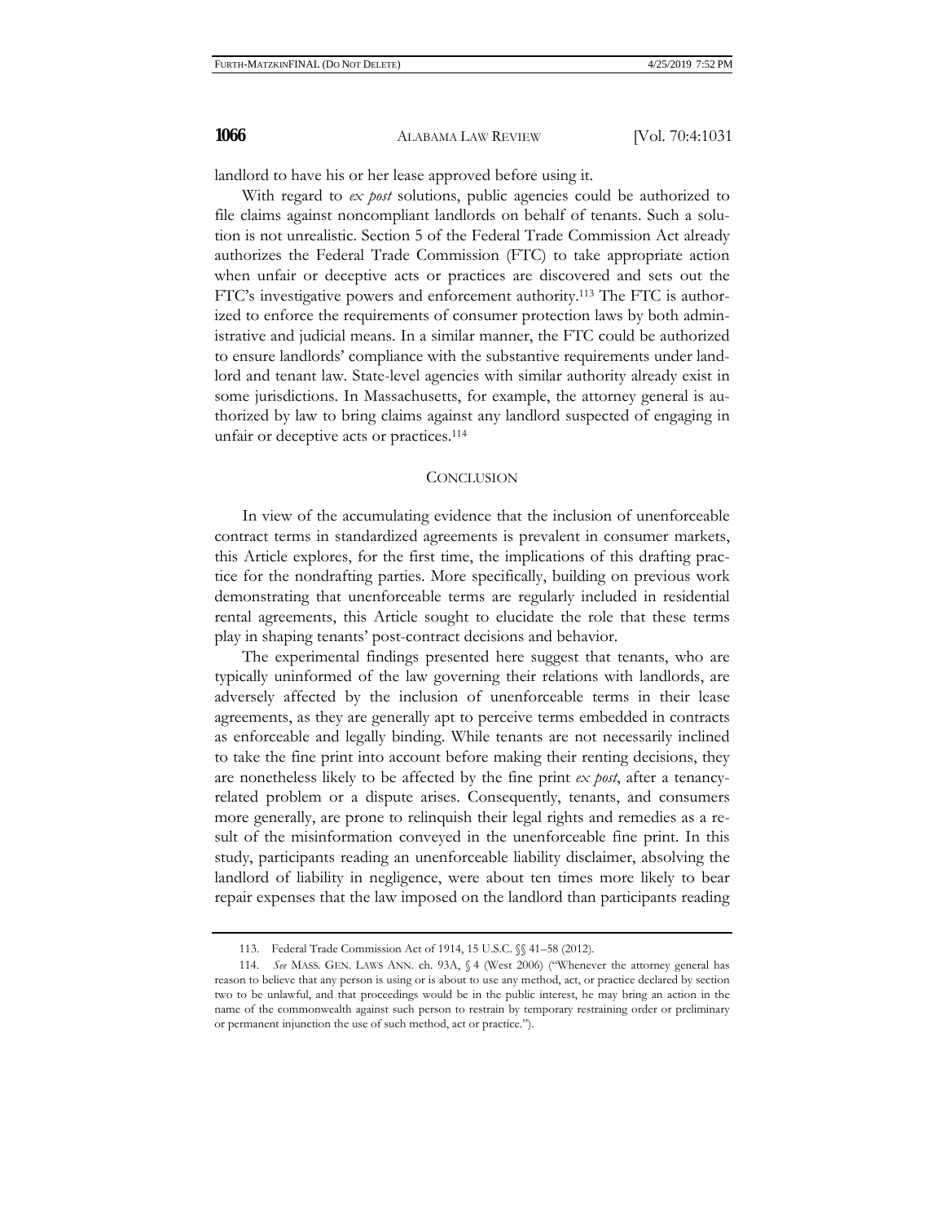landlord to have his or her lease approved before using it.

With regard to *ex post* solutions, public agencies could be authorized to file claims against noncompliant landlords on behalf of tenants. Such a solution is not unrealistic. Section 5 of the Federal Trade Commission Act already authorizes the Federal Trade Commission (FTC) to take appropriate action when unfair or deceptive acts or practices are discovered and sets out the FTC's investigative powers and enforcement authority.[113] The FTC is authorized to enforce the requirements of consumer protection laws by both administrative and judicial means. In a similar manner, the FTC could be authorized to ensure landlords' compliance with the substantive requirements under landlord and tenant law. State-level agencies with similar authority already exist in some jurisdictions. In Massachusetts, for example, the attorney general is authorized by law to bring claims against any landlord suspected of engaging in unfair or deceptive acts or practices.[114]

## CONCLUSION

In view of the accumulating evidence that the inclusion of unenforceable contract terms in standardized agreements is prevalent in consumer markets, this Article explores, for the first time, the implications of this drafting practice for the nondrafting parties. More specifically, building on previous work demonstrating that unenforceable terms are regularly included in residential rental agreements, this Article sought to elucidate the role that these terms play in shaping tenants' post-contract decisions and behavior.

The experimental findings presented here suggest that tenants, who are typically uninformed of the law governing their relations with landlords, are adversely affected by the inclusion of unenforceable terms in their lease agreements, as they are generally apt to perceive terms embedded in contracts as enforceable and legally binding. While tenants are not necessarily inclined to take the fine print into account before making their renting decisions, they are nonetheless likely to be affected by the fine print *ex post*, after a tenancy-related problem or a dispute arises. Consequently, tenants, and consumers more generally, are prone to relinquish their legal rights and remedies as a result of the misinformation conveyed in the unenforceable fine print. In this study, participants reading an unenforceable liability disclaimer, absolving the landlord of liability in negligence, were about ten times more likely to bear repair expenses that the law imposed on the landlord than participants reading

---

113. Federal Trade Commission Act of 1914, 15 U.S.C. §§ 41–58 (2012).

114. *See* MASS. GEN. LAWS ANN. ch. 93A, § 4 (West 2006) ("Whenever the attorney general has reason to believe that any person is using or is about to use any method, act, or practice declared by section two to be unlawful, and that proceedings would be in the public interest, he may bring an action in the name of the commonwealth against such person to restrain by temporary restraining order or preliminary or permanent injunction the use of such method, act or practice.").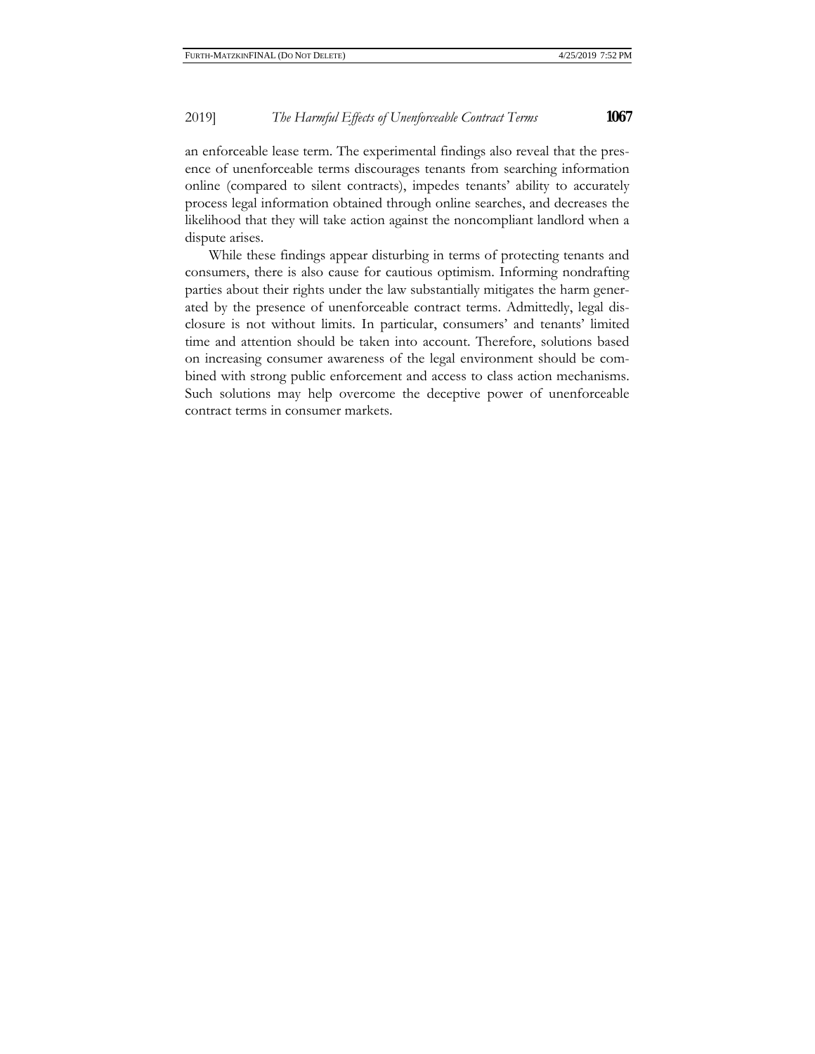an enforceable lease term. The experimental findings also reveal that the presence of unenforceable terms discourages tenants from searching information online (compared to silent contracts), impedes tenants' ability to accurately process legal information obtained through online searches, and decreases the likelihood that they will take action against the noncompliant landlord when a dispute arises.

While these findings appear disturbing in terms of protecting tenants and consumers, there is also cause for cautious optimism. Informing nondrafting parties about their rights under the law substantially mitigates the harm generated by the presence of unenforceable contract terms. Admittedly, legal disclosure is not without limits. In particular, consumers' and tenants' limited time and attention should be taken into account. Therefore, solutions based on increasing consumer awareness of the legal environment should be combined with strong public enforcement and access to class action mechanisms. Such solutions may help overcome the deceptive power of unenforceable contract terms in consumer markets.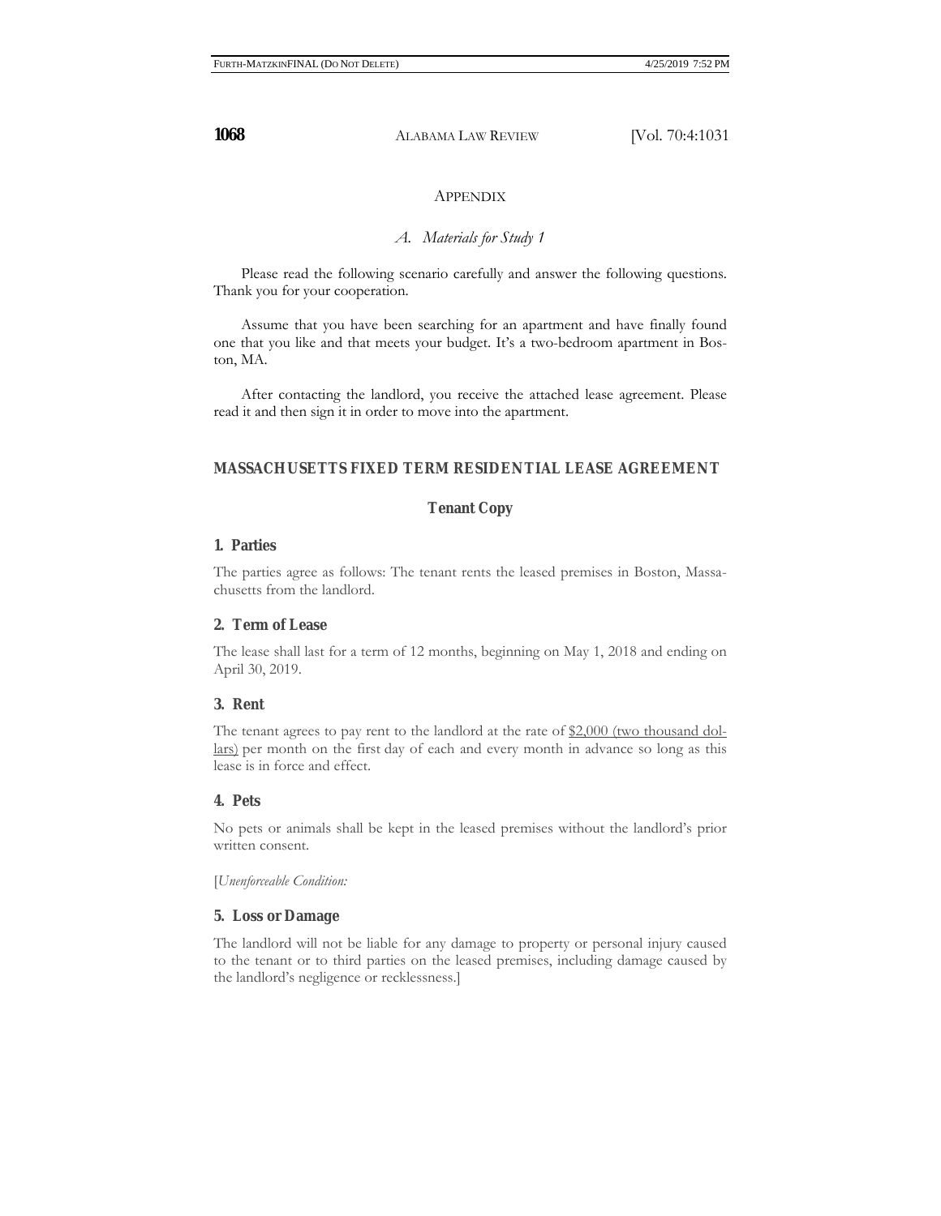## APPENDIX

### *A. Materials for Study 1*

Please read the following scenario carefully and answer the following questions. Thank you for your cooperation.

Assume that you have been searching for an apartment and have finally found one that you like and that meets your budget. It's a two-bedroom apartment in Boston, MA.

After contacting the landlord, you receive the attached lease agreement. Please read it and then sign it in order to move into the apartment.

**MASSACHUSETTS FIXED TERM RESIDENTIAL LEASE AGREEMENT**

**Tenant Copy**

**1. Parties**

The parties agree as follows: The tenant rents the leased premises in Boston, Massachusetts from the landlord.

**2. Term of Lease**

The lease shall last for a term of 12 months, beginning on May 1, 2018 and ending on April 30, 2019.

**3. Rent**

The tenant agrees to pay rent to the landlord at the rate of $2,000 (two thousand dollars) per month on the first day of each and every month in advance so long as this lease is in force and effect.

**4. Pets**

No pets or animals shall be kept in the leased premises without the landlord's prior written consent.

[*Unenforceable Condition:*

**5. Loss or Damage**

The landlord will not be liable for any damage to property or personal injury caused to the tenant or to third parties on the leased premises, including damage caused by the landlord's negligence or recklessness.]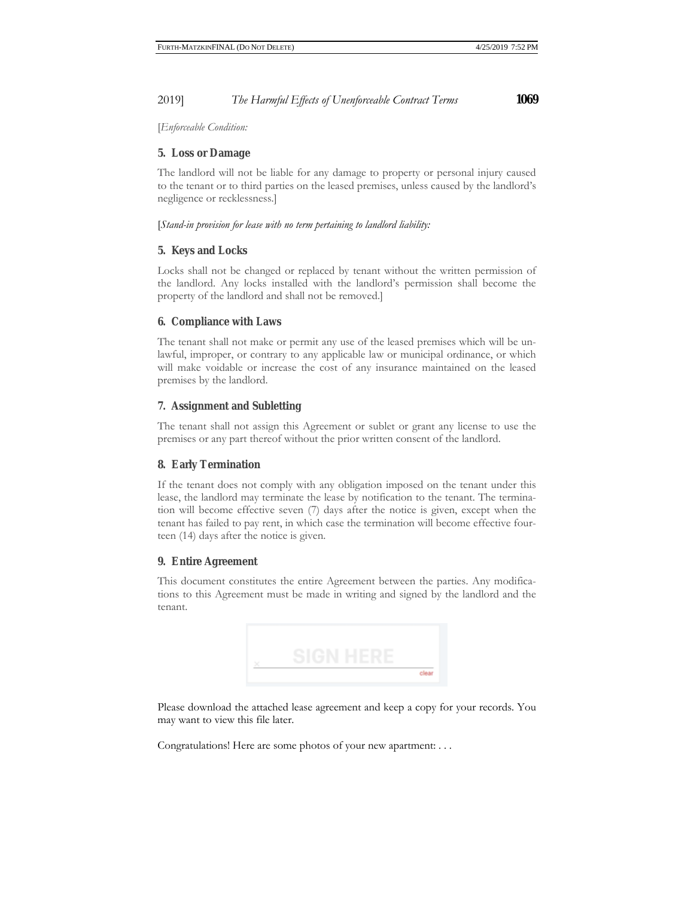[*Enforceable Condition:*

**5. Loss or Damage**

The landlord will not be liable for any damage to property or personal injury caused to the tenant or to third parties on the leased premises, unless caused by the landlord's negligence or recklessness.]

[*Stand-in provision for lease with no term pertaining to landlord liability:*

**5. Keys and Locks**

Locks shall not be changed or replaced by tenant without the written permission of the landlord. Any locks installed with the landlord's permission shall become the property of the landlord and shall not be removed.]

**6. Compliance with Laws**

The tenant shall not make or permit any use of the leased premises which will be unlawful, improper, or contrary to any applicable law or municipal ordinance, or which will make voidable or increase the cost of any insurance maintained on the leased premises by the landlord.

**7. Assignment and Subletting**

The tenant shall not assign this Agreement or sublet or grant any license to use the premises or any part thereof without the prior written consent of the landlord.

**8. Early Termination**

If the tenant does not comply with any obligation imposed on the tenant under this lease, the landlord may terminate the lease by notification to the tenant. The termination will become effective seven (7) days after the notice is given, except when the tenant has failed to pay rent, in which case the termination will become effective fourteen (14) days after the notice is given.

**9. Entire Agreement**

This document constitutes the entire Agreement between the parties. Any modifications to this Agreement must be made in writing and signed by the landlord and the tenant.

SIGN HERE

clear

Please download the attached lease agreement and keep a copy for your records. You may want to view this file later.

Congratulations! Here are some photos of your new apartment: . . .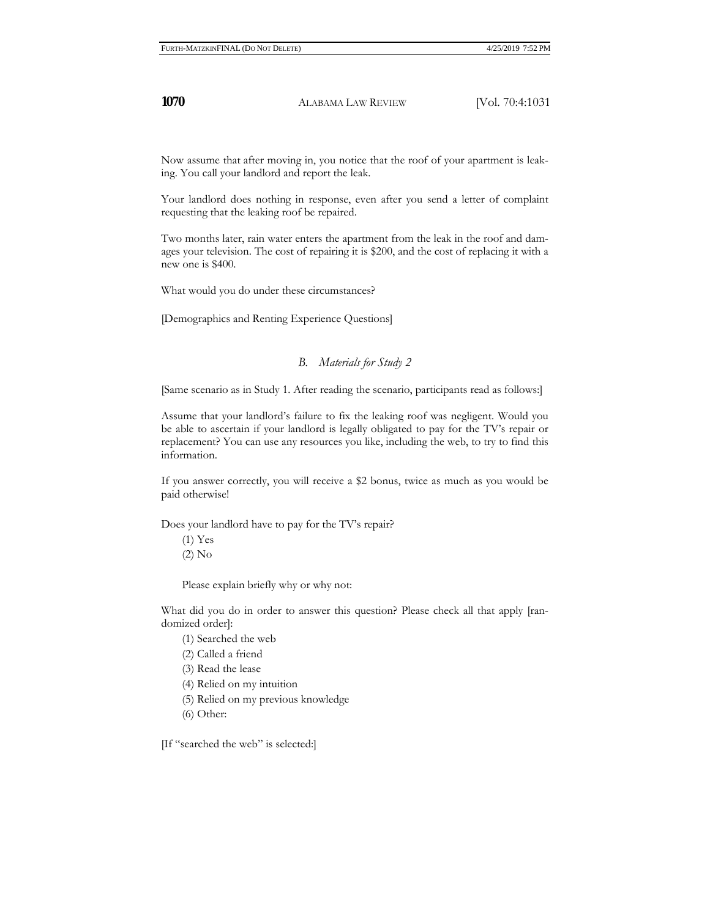Now assume that after moving in, you notice that the roof of your apartment is leaking. You call your landlord and report the leak.

Your landlord does nothing in response, even after you send a letter of complaint requesting that the leaking roof be repaired.

Two months later, rain water enters the apartment from the leak in the roof and damages your television. The cost of repairing it is $200, and the cost of replacing it with a new one is $400.

What would you do under these circumstances?

[Demographics and Renting Experience Questions]

### *B. Materials for Study 2*

[Same scenario as in Study 1. After reading the scenario, participants read as follows:]

Assume that your landlord's failure to fix the leaking roof was negligent. Would you be able to ascertain if your landlord is legally obligated to pay for the TV's repair or replacement? You can use any resources you like, including the web, to try to find this information.

If you answer correctly, you will receive a $2 bonus, twice as much as you would be paid otherwise!

Does your landlord have to pay for the TV's repair?

(1) Yes
(2) No

Please explain briefly why or why not:

What did you do in order to answer this question? Please check all that apply [randomized order]:

(1) Searched the web
(2) Called a friend
(3) Read the lease
(4) Relied on my intuition
(5) Relied on my previous knowledge
(6) Other:

[If "searched the web" is selected:]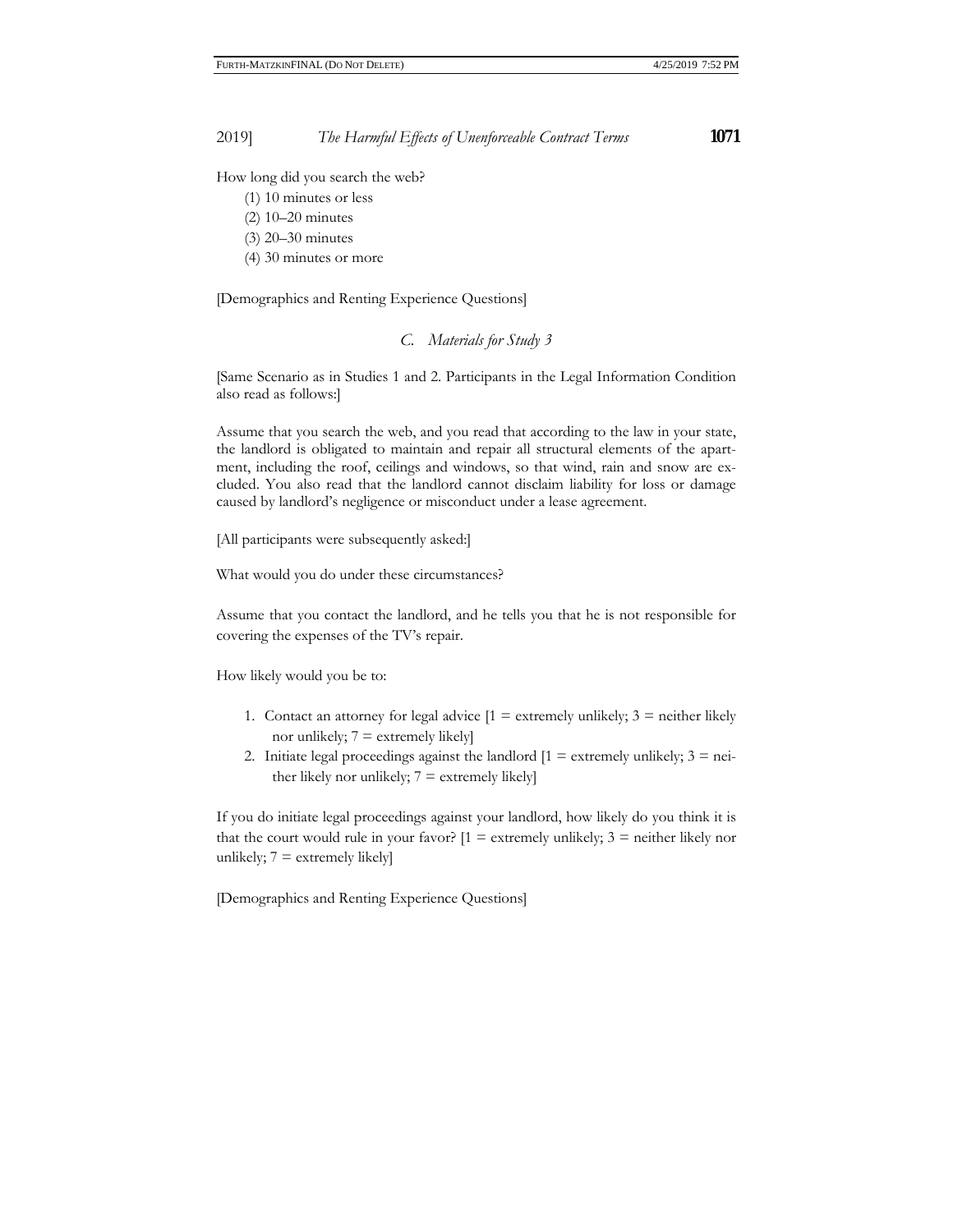How long did you search the web?

(1) 10 minutes or less

(2) 10–20 minutes

(3) 20–30 minutes

(4) 30 minutes or more

[Demographics and Renting Experience Questions]

### *C. Materials for Study 3*

[Same Scenario as in Studies 1 and 2. Participants in the Legal Information Condition also read as follows:]

Assume that you search the web, and you read that according to the law in your state, the landlord is obligated to maintain and repair all structural elements of the apartment, including the roof, ceilings and windows, so that wind, rain and snow are excluded. You also read that the landlord cannot disclaim liability for loss or damage caused by landlord's negligence or misconduct under a lease agreement.

[All participants were subsequently asked:]

What would you do under these circumstances?

Assume that you contact the landlord, and he tells you that he is not responsible for covering the expenses of the TV's repair.

How likely would you be to:

1. Contact an attorney for legal advice [1 = extremely unlikely; 3 = neither likely nor unlikely; 7 = extremely likely]
2. Initiate legal proceedings against the landlord [1 = extremely unlikely; 3 = neither likely nor unlikely; 7 = extremely likely]

If you do initiate legal proceedings against your landlord, how likely do you think it is that the court would rule in your favor? [1 = extremely unlikely; 3 = neither likely nor unlikely; 7 = extremely likely]

[Demographics and Renting Experience Questions]